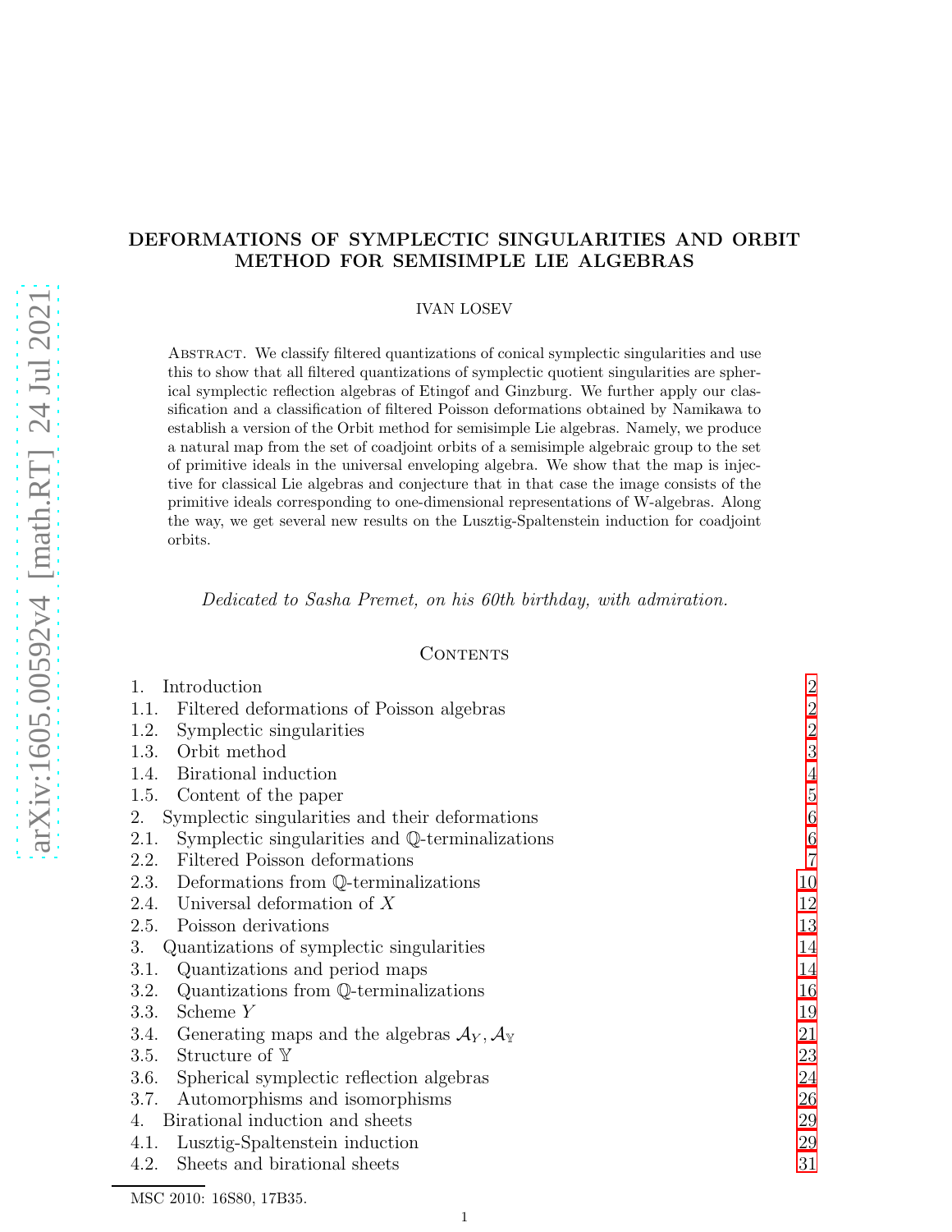# DEFORMATIONS OF SYMPLECTIC SINGULARITIES AND ORBIT METHOD FOR SEMISIMPLE LIE ALGEBRAS

IVAN LOSEV

Abstract. We classify filtered quantizations of conical symplectic singularities and use this to show that all filtered quantizations of symplectic quotient singularities are spherical symplectic reflection algebras of Etingof and Ginzburg. We further apply our classification and a classification of filtered Poisson deformations obtained by Namikawa to establish a version of the Orbit method for semisimple Lie algebras. Namely, we produce a natural map from the set of coadjoint orbits of a semisimple algebraic group to the set of primitive ideals in the universal enveloping algebra. We show that the map is injective for classical Lie algebras and conjecture that in that case the image consists of the primitive ideals corresponding to one-dimensional representations of W-algebras. Along the way, we get several new results on the Lusztig-Spaltenstein induction for coadjoint orbits.

*Dedicated to Sasha Premet, on his 60th birthday, with admiration.*

## Contents

1. Introduction — 2
   - 1.1. Filtered deformations of Poisson algebras — 2
   - 1.2. Symplectic singularities — 2
   - 1.3. Orbit method — 3
   - 1.4. Birational induction — 4
   - 1.5. Content of the paper — 5
2. Symplectic singularities and their deformations — 6
   - 2.1. Symplectic singularities and $\mathbb{Q}$-terminalizations — 6
   - 2.2. Filtered Poisson deformations — 7
   - 2.3. Deformations from $\mathbb{Q}$-terminalizations — 10
   - 2.4. Universal deformation of $X$ — 12
   - 2.5. Poisson derivations — 13
3. Quantizations of symplectic singularities — 14
   - 3.1. Quantizations and period maps — 14
   - 3.2. Quantizations from $\mathbb{Q}$-terminalizations — 16
   - 3.3. Scheme $Y$ — 19
   - 3.4. Generating maps and the algebras $\mathcal{A}_Y, \mathcal{A}_{\mathbb{Y}}$ — 21
   - 3.5. Structure of $\mathbb{Y}$ — 23
   - 3.6. Spherical symplectic reflection algebras — 24
   - 3.7. Automorphisms and isomorphisms — 26
4. Birational induction and sheets — 29
   - 4.1. Lusztig-Spaltenstein induction — 29
   - 4.2. Sheets and birational sheets — 31

MSC 2010: 16S80, 17B35.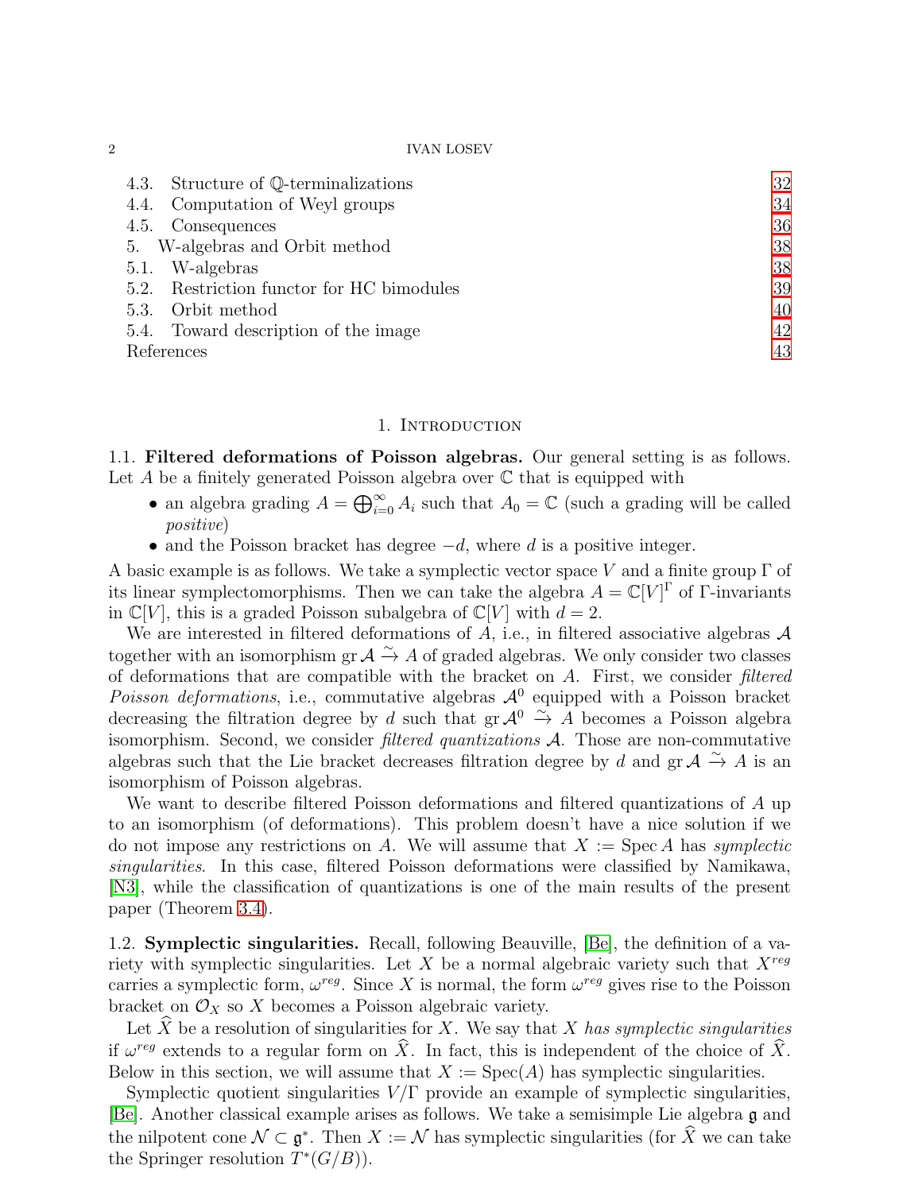4.3. Structure of $\mathbb{Q}$-terminalizations 32
4.4. Computation of Weyl groups 34
4.5. Consequences 36
5. W-algebras and Orbit method 38
5.1. W-algebras 38
5.2. Restriction functor for HC bimodules 39
5.3. Orbit method 40
5.4. Toward description of the image 42
References 43

## 1. Introduction

1.1. **Filtered deformations of Poisson algebras.** Our general setting is as follows. Let $A$ be a finitely generated Poisson algebra over $\mathbb{C}$ that is equipped with

- an algebra grading $A = \bigoplus_{i=0}^{\infty} A_i$ such that $A_0 = \mathbb{C}$ (such a grading will be called *positive*)
- and the Poisson bracket has degree $-d$, where $d$ is a positive integer.

A basic example is as follows. We take a symplectic vector space $V$ and a finite group $\Gamma$ of its linear symplectomorphisms. Then we can take the algebra $A = \mathbb{C}[V]^{\Gamma}$ of $\Gamma$-invariants in $\mathbb{C}[V]$, this is a graded Poisson subalgebra of $\mathbb{C}[V]$ with $d = 2$.

We are interested in filtered deformations of $A$, i.e., in filtered associative algebras $\mathcal{A}$ together with an isomorphism $\operatorname{gr}\mathcal{A} \xrightarrow{\sim} A$ of graded algebras. We only consider two classes of deformations that are compatible with the bracket on $A$. First, we consider *filtered Poisson deformations*, i.e., commutative algebras $\mathcal{A}^0$ equipped with a Poisson bracket decreasing the filtration degree by $d$ such that $\operatorname{gr}\mathcal{A}^0 \xrightarrow{\sim} A$ becomes a Poisson algebra isomorphism. Second, we consider *filtered quantizations* $\mathcal{A}$. Those are non-commutative algebras such that the Lie bracket decreases filtration degree by $d$ and $\operatorname{gr}\mathcal{A} \xrightarrow{\sim} A$ is an isomorphism of Poisson algebras.

We want to describe filtered Poisson deformations and filtered quantizations of $A$ up to an isomorphism (of deformations). This problem doesn't have a nice solution if we do not impose any restrictions on $A$. We will assume that $X := \operatorname{Spec} A$ has *symplectic singularities*. In this case, filtered Poisson deformations were classified by Namikawa, [N3], while the classification of quantizations is one of the main results of the present paper (Theorem 3.4).

1.2. **Symplectic singularities.** Recall, following Beauville, [Be], the definition of a variety with symplectic singularities. Let $X$ be a normal algebraic variety such that $X^{reg}$ carries a symplectic form, $\omega^{reg}$. Since $X$ is normal, the form $\omega^{reg}$ gives rise to the Poisson bracket on $\mathcal{O}_X$ so $X$ becomes a Poisson algebraic variety.

Let $\widehat{X}$ be a resolution of singularities for $X$. We say that $X$ *has symplectic singularities* if $\omega^{reg}$ extends to a regular form on $\widehat{X}$. In fact, this is independent of the choice of $\widehat{X}$. Below in this section, we will assume that $X := \operatorname{Spec}(A)$ has symplectic singularities.

Symplectic quotient singularities $V/\Gamma$ provide an example of symplectic singularities, [Be]. Another classical example arises as follows. We take a semisimple Lie algebra $\mathfrak{g}$ and the nilpotent cone $\mathcal{N} \subset \mathfrak{g}^*$. Then $X := \mathcal{N}$ has symplectic singularities (for $\widehat{X}$ we can take the Springer resolution $T^*(G/B)$).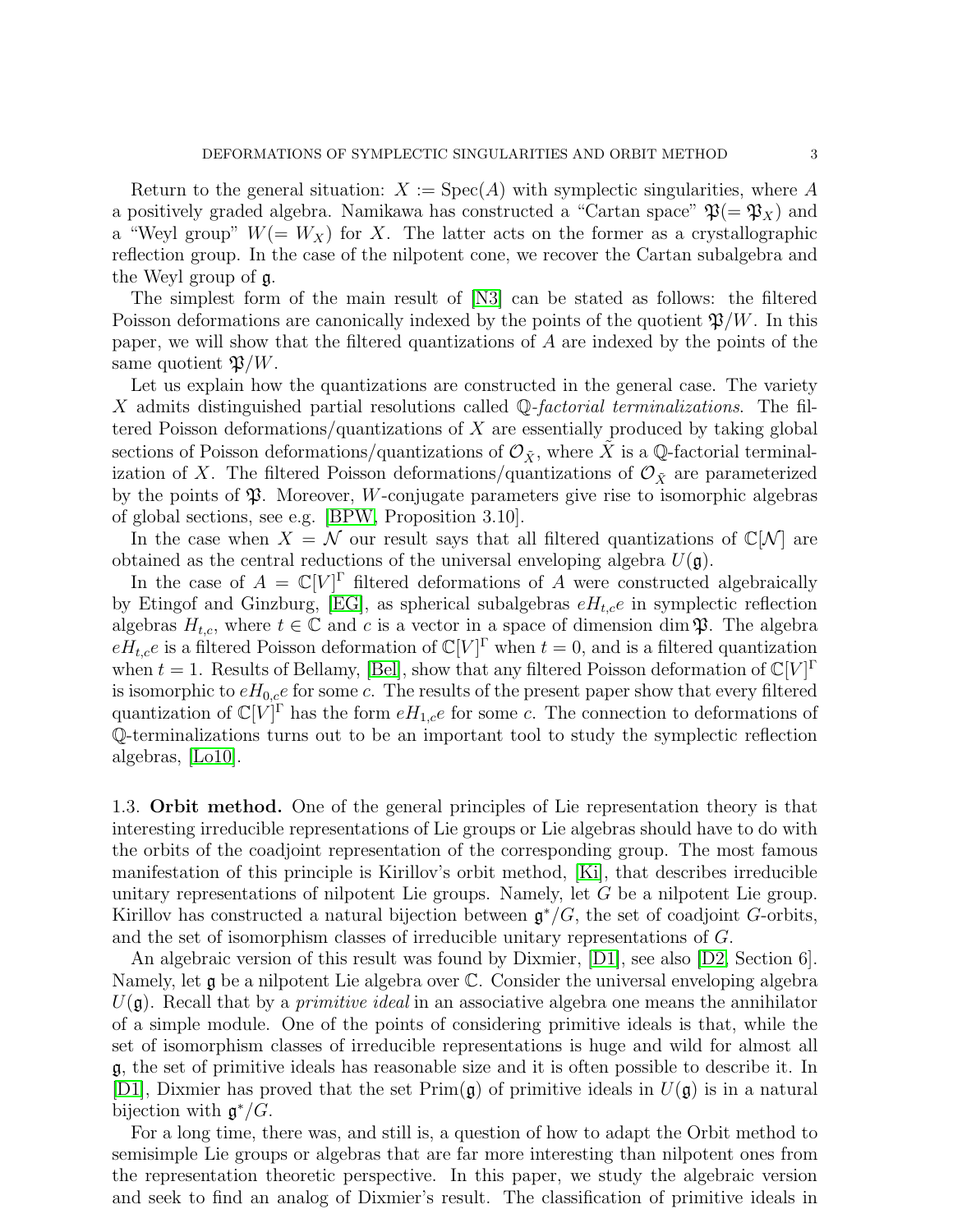Return to the general situation: $X := \operatorname{Spec}(A)$ with symplectic singularities, where $A$ a positively graded algebra. Namikawa has constructed a "Cartan space" $\mathfrak{P}(=\mathfrak{P}_X)$ and a "Weyl group" $W(=W_X)$ for $X$. The latter acts on the former as a crystallographic reflection group. In the case of the nilpotent cone, we recover the Cartan subalgebra and the Weyl group of $\mathfrak{g}$.

The simplest form of the main result of [N3] can be stated as follows: the filtered Poisson deformations are canonically indexed by the points of the quotient $\mathfrak{P}/W$. In this paper, we will show that the filtered quantizations of $A$ are indexed by the points of the same quotient $\mathfrak{P}/W$.

Let us explain how the quantizations are constructed in the general case. The variety $X$ admits distinguished partial resolutions called *$\mathbb{Q}$-factorial terminalizations*. The filtered Poisson deformations/quantizations of $X$ are essentially produced by taking global sections of Poisson deformations/quantizations of $\mathcal{O}_{\tilde{X}}$, where $\tilde{X}$ is a $\mathbb{Q}$-factorial terminalization of $X$. The filtered Poisson deformations/quantizations of $\mathcal{O}_{\tilde{X}}$ are parameterized by the points of $\mathfrak{P}$. Moreover, $W$-conjugate parameters give rise to isomorphic algebras of global sections, see e.g. [BPW, Proposition 3.10].

In the case when $X = \mathcal{N}$ our result says that all filtered quantizations of $\mathbb{C}[\mathcal{N}]$ are obtained as the central reductions of the universal enveloping algebra $U(\mathfrak{g})$.

In the case of $A = \mathbb{C}[V]^\Gamma$ filtered deformations of $A$ were constructed algebraically by Etingof and Ginzburg, [EG], as spherical subalgebras $eH_{t,c}e$ in symplectic reflection algebras $H_{t,c}$, where $t \in \mathbb{C}$ and $c$ is a vector in a space of dimension $\dim \mathfrak{P}$. The algebra $eH_{t,c}e$ is a filtered Poisson deformation of $\mathbb{C}[V]^\Gamma$ when $t = 0$, and is a filtered quantization when $t = 1$. Results of Bellamy, [Bel], show that any filtered Poisson deformation of $\mathbb{C}[V]^\Gamma$ is isomorphic to $eH_{0,c}e$ for some $c$. The results of the present paper show that every filtered quantization of $\mathbb{C}[V]^\Gamma$ has the form $eH_{1,c}e$ for some $c$. The connection to deformations of $\mathbb{Q}$-terminalizations turns out to be an important tool to study the symplectic reflection algebras, [Lo10].

## 1.3. Orbit method.

One of the general principles of Lie representation theory is that interesting irreducible representations of Lie groups or Lie algebras should have to do with the orbits of the coadjoint representation of the corresponding group. The most famous manifestation of this principle is Kirillov's orbit method, [Ki], that describes irreducible unitary representations of nilpotent Lie groups. Namely, let $G$ be a nilpotent Lie group. Kirillov has constructed a natural bijection between $\mathfrak{g}^*/G$, the set of coadjoint $G$-orbits, and the set of isomorphism classes of irreducible unitary representations of $G$.

An algebraic version of this result was found by Dixmier, [D1], see also [D2, Section 6]. Namely, let $\mathfrak{g}$ be a nilpotent Lie algebra over $\mathbb{C}$. Consider the universal enveloping algebra $U(\mathfrak{g})$. Recall that by a *primitive ideal* in an associative algebra one means the annihilator of a simple module. One of the points of considering primitive ideals is that, while the set of isomorphism classes of irreducible representations is huge and wild for almost all $\mathfrak{g}$, the set of primitive ideals has reasonable size and it is often possible to describe it. In [D1], Dixmier has proved that the set $\operatorname{Prim}(\mathfrak{g})$ of primitive ideals in $U(\mathfrak{g})$ is in a natural bijection with $\mathfrak{g}^*/G$.

For a long time, there was, and still is, a question of how to adapt the Orbit method to semisimple Lie groups or algebras that are far more interesting than nilpotent ones from the representation theoretic perspective. In this paper, we study the algebraic version and seek to find an analog of Dixmier's result. The classification of primitive ideals in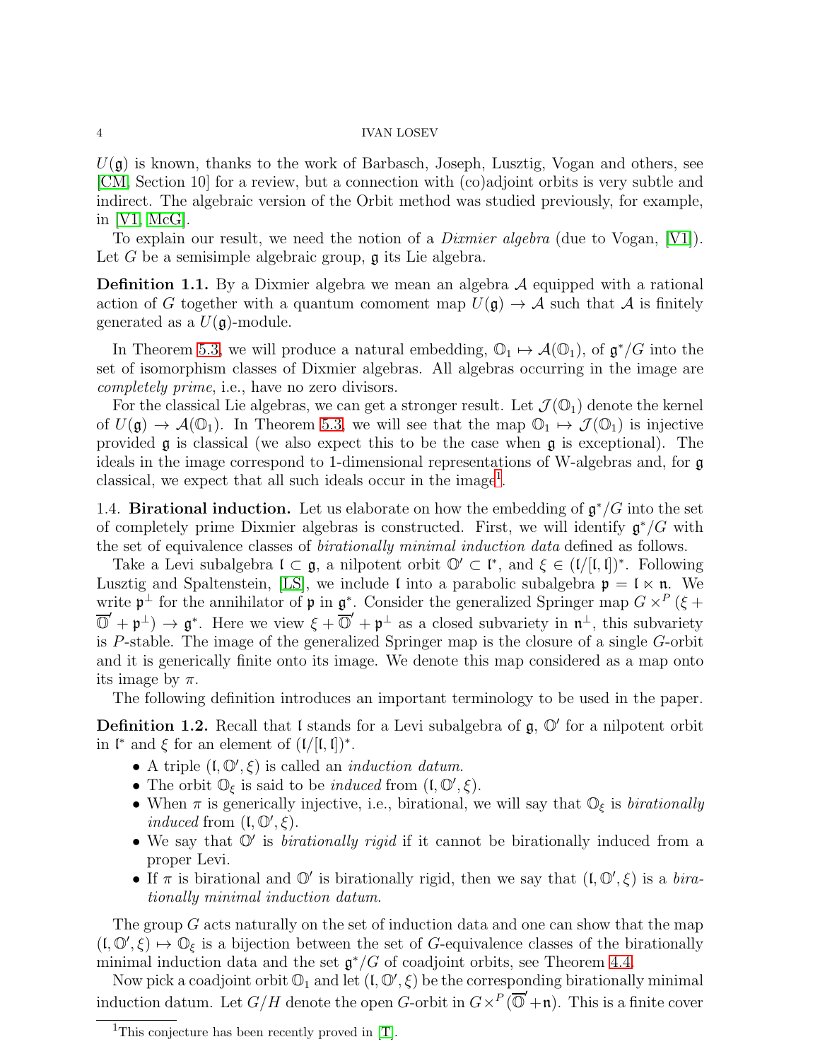$U(\mathfrak{g})$ is known, thanks to the work of Barbasch, Joseph, Lusztig, Vogan and others, see [CM, Section 10] for a review, but a connection with (co)adjoint orbits is very subtle and indirect. The algebraic version of the Orbit method was studied previously, for example, in [V1, McG].

To explain our result, we need the notion of a *Dixmier algebra* (due to Vogan, [V1]). Let $G$ be a semisimple algebraic group, $\mathfrak{g}$ its Lie algebra.

**Definition 1.1.** By a Dixmier algebra we mean an algebra $\mathcal{A}$ equipped with a rational action of $G$ together with a quantum comoment map $U(\mathfrak{g}) \to \mathcal{A}$ such that $\mathcal{A}$ is finitely generated as a $U(\mathfrak{g})$-module.

In Theorem 5.3, we will produce a natural embedding, $\mathbb{O}_1 \mapsto \mathcal{A}(\mathbb{O}_1)$, of $\mathfrak{g}^*/G$ into the set of isomorphism classes of Dixmier algebras. All algebras occurring in the image are *completely prime*, i.e., have no zero divisors.

For the classical Lie algebras, we can get a stronger result. Let $\mathcal{J}(\mathbb{O}_1)$ denote the kernel of $U(\mathfrak{g}) \to \mathcal{A}(\mathbb{O}_1)$. In Theorem 5.3, we will see that the map $\mathbb{O}_1 \mapsto \mathcal{J}(\mathbb{O}_1)$ is injective provided $\mathfrak{g}$ is classical (we also expect this to be the case when $\mathfrak{g}$ is exceptional). The ideals in the image correspond to 1-dimensional representations of W-algebras and, for $\mathfrak{g}$ classical, we expect that all such ideals occur in the image[1].

1.4. **Birational induction.** Let us elaborate on how the embedding of $\mathfrak{g}^*/G$ into the set of completely prime Dixmier algebras is constructed. First, we will identify $\mathfrak{g}^*/G$ with the set of equivalence classes of *birationally minimal induction data* defined as follows.

Take a Levi subalgebra $\mathfrak{l} \subset \mathfrak{g}$, a nilpotent orbit $\mathbb{O}' \subset \mathfrak{l}^*$, and $\xi \in (\mathfrak{l}/[\mathfrak{l},\mathfrak{l}])^*$. Following Lusztig and Spaltenstein, [LS], we include $\mathfrak{l}$ into a parabolic subalgebra $\mathfrak{p} = \mathfrak{l} \ltimes \mathfrak{n}$. We write $\mathfrak{p}^\perp$ for the annihilator of $\mathfrak{p}$ in $\mathfrak{g}^*$. Consider the generalized Springer map $G \times^P (\xi + \overline{\mathbb{O}}' + \mathfrak{p}^\perp) \to \mathfrak{g}^*$. Here we view $\xi + \overline{\mathbb{O}}' + \mathfrak{p}^\perp$ as a closed subvariety in $\mathfrak{n}^\perp$, this subvariety is $P$-stable. The image of the generalized Springer map is the closure of a single $G$-orbit and it is generically finite onto its image. We denote this map considered as a map onto its image by $\pi$.

The following definition introduces an important terminology to be used in the paper.

**Definition 1.2.** Recall that $\mathfrak{l}$ stands for a Levi subalgebra of $\mathfrak{g}$, $\mathbb{O}'$ for a nilpotent orbit in $\mathfrak{l}^*$ and $\xi$ for an element of $(\mathfrak{l}/[\mathfrak{l},\mathfrak{l}])^*$.

- A triple $(\mathfrak{l}, \mathbb{O}', \xi)$ is called an *induction datum*.
- The orbit $\mathbb{O}_\xi$ is said to be *induced* from $(\mathfrak{l}, \mathbb{O}', \xi)$.
- When $\pi$ is generically injective, i.e., birational, we will say that $\mathbb{O}_\xi$ is *birationally induced* from $(\mathfrak{l}, \mathbb{O}', \xi)$.
- We say that $\mathbb{O}'$ is *birationally rigid* if it cannot be birationally induced from a proper Levi.
- If $\pi$ is birational and $\mathbb{O}'$ is birationally rigid, then we say that $(\mathfrak{l}, \mathbb{O}', \xi)$ is a *birationally minimal induction datum*.

The group $G$ acts naturally on the set of induction data and one can show that the map $(\mathfrak{l}, \mathbb{O}', \xi) \mapsto \mathbb{O}_\xi$ is a bijection between the set of $G$-equivalence classes of the birationally minimal induction data and the set $\mathfrak{g}^*/G$ of coadjoint orbits, see Theorem 4.4.

Now pick a coadjoint orbit $\mathbb{O}_1$ and let $(\mathfrak{l}, \mathbb{O}', \xi)$ be the corresponding birationally minimal induction datum. Let $G/H$ denote the open $G$-orbit in $G \times^P (\overline{\mathbb{O}}' + \mathfrak{n})$. This is a finite cover

[1] This conjecture has been recently proved in [T].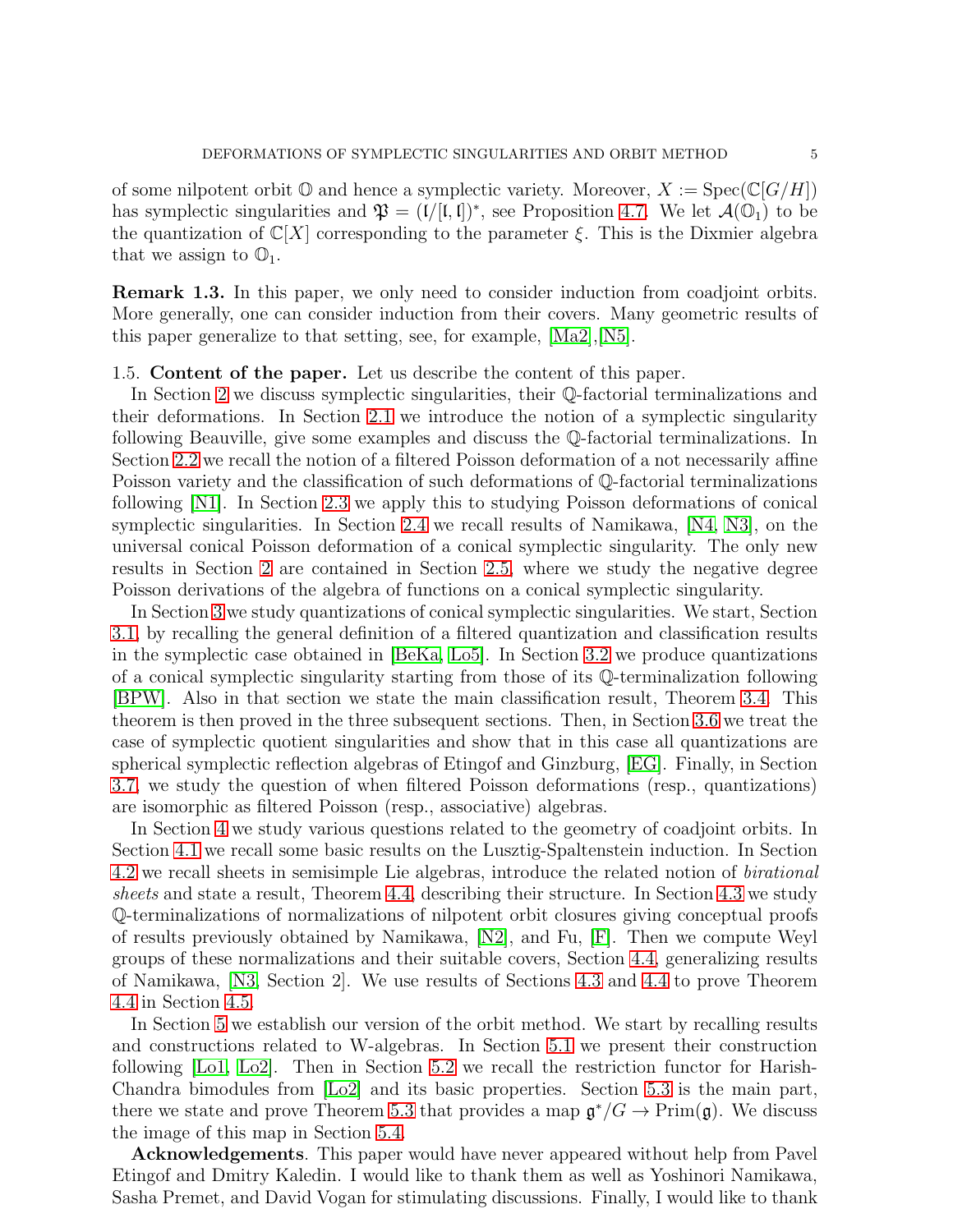of some nilpotent orbit $\mathbb{O}$ and hence a symplectic variety. Moreover, $X := \operatorname{Spec}(\mathbb{C}[G/H])$ has symplectic singularities and $\mathfrak{P} = (\mathfrak{l}/[\mathfrak{l},\mathfrak{l}])^*$, see Proposition 4.7. We let $\mathcal{A}(\mathbb{O}_1)$ to be the quantization of $\mathbb{C}[X]$ corresponding to the parameter $\xi$. This is the Dixmier algebra that we assign to $\mathbb{O}_1$.

**Remark 1.3.** In this paper, we only need to consider induction from coadjoint orbits. More generally, one can consider induction from their covers. Many geometric results of this paper generalize to that setting, see, for example, [Ma2],[N5].

1.5. **Content of the paper.** Let us describe the content of this paper.

In Section 2 we discuss symplectic singularities, their $\mathbb{Q}$-factorial terminalizations and their deformations. In Section 2.1 we introduce the notion of a symplectic singularity following Beauville, give some examples and discuss the $\mathbb{Q}$-factorial terminalizations. In Section 2.2 we recall the notion of a filtered Poisson deformation of a not necessarily affine Poisson variety and the classification of such deformations of $\mathbb{Q}$-factorial terminalizations following [N1]. In Section 2.3 we apply this to studying Poisson deformations of conical symplectic singularities. In Section 2.4 we recall results of Namikawa, [N4, N3], on the universal conical Poisson deformation of a conical symplectic singularity. The only new results in Section 2 are contained in Section 2.5, where we study the negative degree Poisson derivations of the algebra of functions on a conical symplectic singularity.

In Section 3 we study quantizations of conical symplectic singularities. We start, Section 3.1, by recalling the general definition of a filtered quantization and classification results in the symplectic case obtained in [BeKa, Lo5]. In Section 3.2 we produce quantizations of a conical symplectic singularity starting from those of its $\mathbb{Q}$-terminalization following [BPW]. Also in that section we state the main classification result, Theorem 3.4. This theorem is then proved in the three subsequent sections. Then, in Section 3.6 we treat the case of symplectic quotient singularities and show that in this case all quantizations are spherical symplectic reflection algebras of Etingof and Ginzburg, [EG]. Finally, in Section 3.7, we study the question of when filtered Poisson deformations (resp., quantizations) are isomorphic as filtered Poisson (resp., associative) algebras.

In Section 4 we study various questions related to the geometry of coadjoint orbits. In Section 4.1 we recall some basic results on the Lusztig-Spaltenstein induction. In Section 4.2 we recall sheets in semisimple Lie algebras, introduce the related notion of *birational sheets* and state a result, Theorem 4.4, describing their structure. In Section 4.3 we study $\mathbb{Q}$-terminalizations of normalizations of nilpotent orbit closures giving conceptual proofs of results previously obtained by Namikawa, [N2], and Fu, [F]. Then we compute Weyl groups of these normalizations and their suitable covers, Section 4.4, generalizing results of Namikawa, [N3, Section 2]. We use results of Sections 4.3 and 4.4 to prove Theorem 4.4 in Section 4.5.

In Section 5 we establish our version of the orbit method. We start by recalling results and constructions related to W-algebras. In Section 5.1 we present their construction following [Lo1, Lo2]. Then in Section 5.2 we recall the restriction functor for Harish-Chandra bimodules from [Lo2] and its basic properties. Section 5.3 is the main part, there we state and prove Theorem 5.3 that provides a map $\mathfrak{g}^*/G \to \operatorname{Prim}(\mathfrak{g})$. We discuss the image of this map in Section 5.4.

**Acknowledgements**. This paper would have never appeared without help from Pavel Etingof and Dmitry Kaledin. I would like to thank them as well as Yoshinori Namikawa, Sasha Premet, and David Vogan for stimulating discussions. Finally, I would like to thank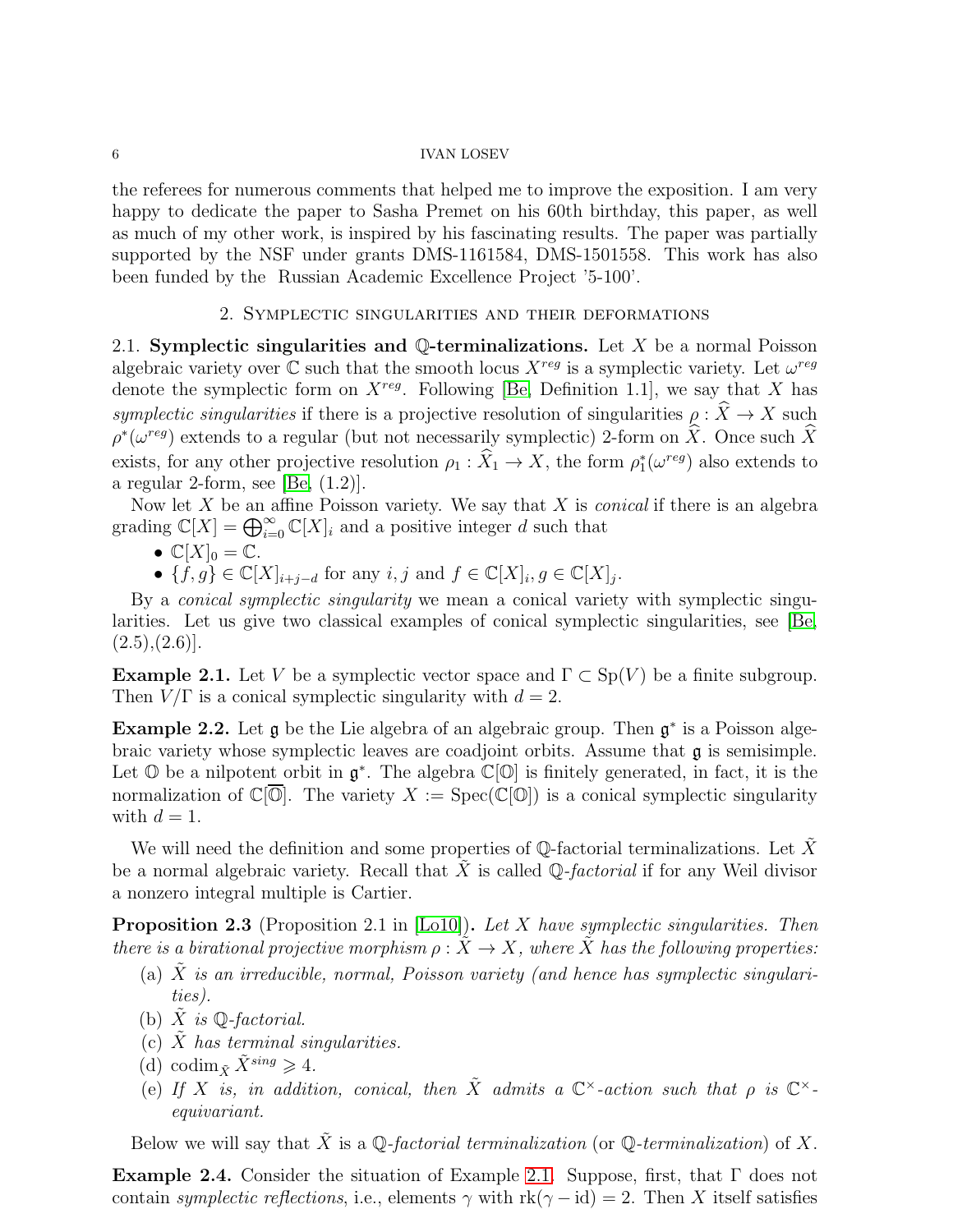the referees for numerous comments that helped me to improve the exposition. I am very happy to dedicate the paper to Sasha Premet on his 60th birthday, this paper, as well as much of my other work, is inspired by his fascinating results. The paper was partially supported by the NSF under grants DMS-1161584, DMS-1501558. This work has also been funded by the Russian Academic Excellence Project '5-100'.

## 2. Symplectic singularities and their deformations

**2.1. Symplectic singularities and $\mathbb{Q}$-terminalizations.** Let $X$ be a normal Poisson algebraic variety over $\mathbb{C}$ such that the smooth locus $X^{reg}$ is a symplectic variety. Let $\omega^{reg}$ denote the symplectic form on $X^{reg}$. Following [Be, Definition 1.1], we say that $X$ has *symplectic singularities* if there is a projective resolution of singularities $\rho : \widehat{X} \to X$ such $\rho^*(\omega^{reg})$ extends to a regular (but not necessarily symplectic) 2-form on $\widehat{X}$. Once such $\widehat{X}$ exists, for any other projective resolution $\rho_1 : \widehat{X}_1 \to X$, the form $\rho_1^*(\omega^{reg})$ also extends to a regular 2-form, see [Be, (1.2)].

Now let $X$ be an affine Poisson variety. We say that $X$ is *conical* if there is an algebra grading $\mathbb{C}[X] = \bigoplus_{i=0}^{\infty} \mathbb{C}[X]_i$ and a positive integer $d$ such that

- $\mathbb{C}[X]_0 = \mathbb{C}$.
- $\{f, g\} \in \mathbb{C}[X]_{i+j-d}$ for any $i, j$ and $f \in \mathbb{C}[X]_i, g \in \mathbb{C}[X]_j$.

By a *conical symplectic singularity* we mean a conical variety with symplectic singularities. Let us give two classical examples of conical symplectic singularities, see [Be, (2.5),(2.6)].

**Example 2.1.** Let $V$ be a symplectic vector space and $\Gamma \subset \mathrm{Sp}(V)$ be a finite subgroup. Then $V/\Gamma$ is a conical symplectic singularity with $d = 2$.

**Example 2.2.** Let $\mathfrak{g}$ be the Lie algebra of an algebraic group. Then $\mathfrak{g}^*$ is a Poisson algebraic variety whose symplectic leaves are coadjoint orbits. Assume that $\mathfrak{g}$ is semisimple. Let $\mathbb{O}$ be a nilpotent orbit in $\mathfrak{g}^*$. The algebra $\mathbb{C}[\mathbb{O}]$ is finitely generated, in fact, it is the normalization of $\mathbb{C}[\overline{\mathbb{O}}]$. The variety $X := \mathrm{Spec}(\mathbb{C}[\mathbb{O}])$ is a conical symplectic singularity with $d = 1$.

We will need the definition and some properties of $\mathbb{Q}$-factorial terminalizations. Let $\tilde{X}$ be a normal algebraic variety. Recall that $\tilde{X}$ is called $\mathbb{Q}$-*factorial* if for any Weil divisor a nonzero integral multiple is Cartier.

**Proposition 2.3** (Proposition 2.1 in [Lo10]). *Let $X$ have symplectic singularities. Then there is a birational projective morphism $\rho : \tilde{X} \to X$, where $\tilde{X}$ has the following properties:*

(a) *$\tilde{X}$ is an irreducible, normal, Poisson variety (and hence has symplectic singularities).*
(b) *$\tilde{X}$ is $\mathbb{Q}$-factorial.*
(c) *$\tilde{X}$ has terminal singularities.*
(d) $\operatorname{codim}_{\tilde{X}} \tilde{X}^{sing} \geqslant 4$.
(e) *If $X$ is, in addition, conical, then $\tilde{X}$ admits a $\mathbb{C}^\times$-action such that $\rho$ is $\mathbb{C}^\times$-equivariant.*

Below we will say that $\tilde{X}$ is a $\mathbb{Q}$-*factorial terminalization* (or $\mathbb{Q}$-*terminalization*) of $X$.

**Example 2.4.** Consider the situation of Example 2.1. Suppose, first, that $\Gamma$ does not contain *symplectic reflections*, i.e., elements $\gamma$ with $\mathrm{rk}(\gamma - \mathrm{id}) = 2$. Then $X$ itself satisfies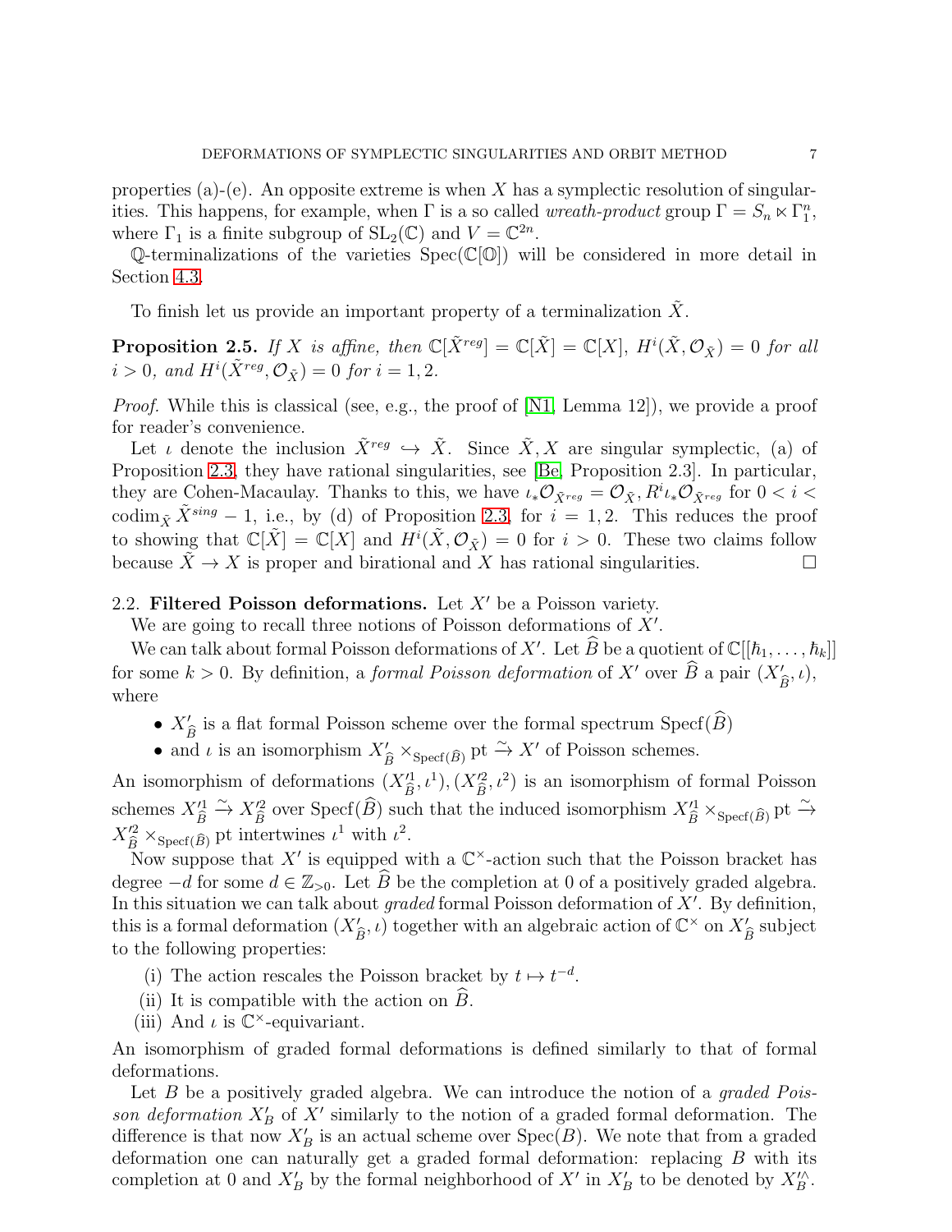properties (a)-(e). An opposite extreme is when $X$ has a symplectic resolution of singularities. This happens, for example, when $\Gamma$ is a so called *wreath-product* group $\Gamma = S_n \ltimes \Gamma_1^n$, where $\Gamma_1$ is a finite subgroup of $\mathrm{SL}_2(\mathbb{C})$ and $V = \mathbb{C}^{2n}$.

$\mathbb{Q}$-terminalizations of the varieties $\mathrm{Spec}(\mathbb{C}[\mathbb{O}])$ will be considered in more detail in Section 4.3.

To finish let us provide an important property of a terminalization $\tilde{X}$.

**Proposition 2.5.** *If $X$ is affine, then $\mathbb{C}[\tilde{X}^{reg}] = \mathbb{C}[\tilde{X}] = \mathbb{C}[X]$, $H^i(\tilde{X}, \mathcal{O}_{\tilde{X}}) = 0$ for all $i > 0$, and $H^i(\tilde{X}^{reg}, \mathcal{O}_{\tilde{X}}) = 0$ for $i = 1, 2$.*

*Proof.* While this is classical (see, e.g., the proof of [N1, Lemma 12]), we provide a proof for reader's convenience.

Let $\iota$ denote the inclusion $\tilde{X}^{reg} \hookrightarrow \tilde{X}$. Since $\tilde{X}, X$ are singular symplectic, (a) of Proposition 2.3, they have rational singularities, see [Be, Proposition 2.3]. In particular, they are Cohen-Macaulay. Thanks to this, we have $\iota_* \mathcal{O}_{\tilde{X}^{reg}} = \mathcal{O}_{\tilde{X}}, R^i \iota_* \mathcal{O}_{\tilde{X}^{reg}}$ for $0 < i < \mathrm{codim}_{\tilde{X}} \tilde{X}^{sing} - 1$, i.e., by (d) of Proposition 2.3, for $i = 1, 2$. This reduces the proof to showing that $\mathbb{C}[\tilde{X}] = \mathbb{C}[X]$ and $H^i(\tilde{X}, \mathcal{O}_{\tilde{X}}) = 0$ for $i > 0$. These two claims follow because $\tilde{X} \to X$ is proper and birational and $X$ has rational singularities. $\square$

## 2.2. Filtered Poisson deformations.

Let $X'$ be a Poisson variety.

We are going to recall three notions of Poisson deformations of $X'$.

We can talk about formal Poisson deformations of $X'$. Let $\widehat{B}$ be a quotient of $\mathbb{C}[[\hbar_1, \ldots, \hbar_k]]$ for some $k > 0$. By definition, a *formal Poisson deformation* of $X'$ over $\widehat{B}$ a pair $(X'_{\widehat{B}}, \iota)$, where

- $X'_{\widehat{B}}$ is a flat formal Poisson scheme over the formal spectrum $\mathrm{Specf}(\widehat{B})$
- and $\iota$ is an isomorphism $X'_{\widehat{B}} \times_{\mathrm{Specf}(\widehat{B})} \mathrm{pt} \xrightarrow{\sim} X'$ of Poisson schemes.

An isomorphism of deformations $(X'^1_{\widehat{B}}, \iota^1), (X'^2_{\widehat{B}}, \iota^2)$ is an isomorphism of formal Poisson schemes $X'^1_{\widehat{B}} \xrightarrow{\sim} X'^2_{\widehat{B}}$ over $\mathrm{Specf}(\widehat{B})$ such that the induced isomorphism $X'^1_{\widehat{B}} \times_{\mathrm{Specf}(\widehat{B})} \mathrm{pt} \xrightarrow{\sim} X'^2_{\widehat{B}} \times_{\mathrm{Specf}(\widehat{B})} \mathrm{pt}$ intertwines $\iota^1$ with $\iota^2$.

Now suppose that $X'$ is equipped with a $\mathbb{C}^\times$-action such that the Poisson bracket has degree $-d$ for some $d \in \mathbb{Z}_{>0}$. Let $\widehat{B}$ be the completion at 0 of a positively graded algebra. In this situation we can talk about *graded* formal Poisson deformation of $X'$. By definition, this is a formal deformation $(X'_{\widehat{B}}, \iota)$ together with an algebraic action of $\mathbb{C}^\times$ on $X'_{\widehat{B}}$ subject to the following properties:

(i) The action rescales the Poisson bracket by $t \mapsto t^{-d}$.
(ii) It is compatible with the action on $\widehat{B}$.
(iii) And $\iota$ is $\mathbb{C}^\times$-equivariant.

An isomorphism of graded formal deformations is defined similarly to that of formal deformations.

Let $B$ be a positively graded algebra. We can introduce the notion of a *graded Poisson deformation* $X'_B$ of $X'$ similarly to the notion of a graded formal deformation. The difference is that now $X'_B$ is an actual scheme over $\mathrm{Spec}(B)$. We note that from a graded deformation one can naturally get a graded formal deformation: replacing $B$ with its completion at 0 and $X'_B$ by the formal neighborhood of $X'$ in $X'_B$ to be denoted by $X'^{\wedge}_B$.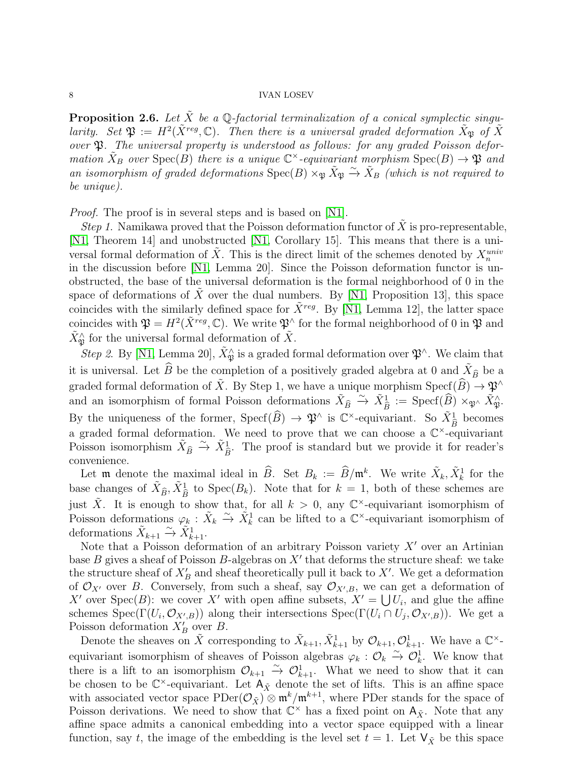**Proposition 2.6.** *Let $\tilde{X}$ be a $\mathbb{Q}$-factorial terminalization of a conical symplectic singularity. Set $\mathfrak{P} := H^2(\tilde{X}^{reg}, \mathbb{C})$. Then there is a universal graded deformation $\tilde{X}_{\mathfrak{P}}$ of $\tilde{X}$ over $\mathfrak{P}$. The universal property is understood as follows: for any graded Poisson deformation $\tilde{X}_B$ over $\operatorname{Spec}(B)$ there is a unique $\mathbb{C}^\times$-equivariant morphism $\operatorname{Spec}(B) \to \mathfrak{P}$ and an isomorphism of graded deformations $\operatorname{Spec}(B) \times_{\mathfrak{P}} \tilde{X}_{\mathfrak{P}} \xrightarrow{\sim} \tilde{X}_B$ (which is not required to be unique).*

*Proof.* The proof is in several steps and is based on [N1].

*Step 1.* Namikawa proved that the Poisson deformation functor of $\tilde{X}$ is pro-representable, [N1, Theorem 14] and unobstructed [N1, Corollary 15]. This means that there is a universal formal deformation of $\tilde{X}$. This is the direct limit of the schemes denoted by $X_n^{univ}$ in the discussion before [N1, Lemma 20]. Since the Poisson deformation functor is unobstructed, the base of the universal deformation is the formal neighborhood of 0 in the space of deformations of $\tilde{X}$ over the dual numbers. By [N1, Proposition 13], this space coincides with the similarly defined space for $\tilde{X}^{reg}$. By [N1, Lemma 12], the latter space coincides with $\mathfrak{P} = H^2(\tilde{X}^{reg}, \mathbb{C})$. We write $\mathfrak{P}^\wedge$ for the formal neighborhood of 0 in $\mathfrak{P}$ and $\tilde{X}^\wedge_{\mathfrak{P}}$ for the universal formal deformation of $\tilde{X}$.

*Step 2.* By [N1, Lemma 20], $\tilde{X}^\wedge_{\mathfrak{P}}$ is a graded formal deformation over $\mathfrak{P}^\wedge$. We claim that it is universal. Let $\widehat{B}$ be the completion of a positively graded algebra at 0 and $\tilde{X}_{\widehat{B}}$ be a graded formal deformation of $\tilde{X}$. By Step 1, we have a unique morphism $\operatorname{Specf}(\widehat{B}) \to \mathfrak{P}^\wedge$ and an isomorphism of formal Poisson deformations $\tilde{X}_{\widehat{B}} \xrightarrow{\sim} \tilde{X}^1_{\widehat{B}} := \operatorname{Specf}(\widehat{B}) \times_{\mathfrak{P}^\wedge} \tilde{X}^\wedge_{\mathfrak{P}}$. By the uniqueness of the former, $\operatorname{Specf}(\widehat{B}) \to \mathfrak{P}^\wedge$ is $\mathbb{C}^\times$-equivariant. So $\tilde{X}^1_{\widehat{B}}$ becomes a graded formal deformation. We need to prove that we can choose a $\mathbb{C}^\times$-equivariant Poisson isomorphism $\tilde{X}_{\widehat{B}} \xrightarrow{\sim} \tilde{X}^1_{\widehat{B}}$. The proof is standard but we provide it for reader's convenience.

Let $\mathfrak{m}$ denote the maximal ideal in $\widehat{B}$. Set $B_k := \widehat{B}/\mathfrak{m}^k$. We write $\tilde{X}_k, \tilde{X}^1_k$ for the base changes of $\tilde{X}_{\widehat{B}}, \tilde{X}^1_{\widehat{B}}$ to $\operatorname{Spec}(B_k)$. Note that for $k = 1$, both of these schemes are just $\tilde{X}$. It is enough to show that, for all $k > 0$, any $\mathbb{C}^\times$-equivariant isomorphism of Poisson deformations $\varphi_k : \tilde{X}_k \xrightarrow{\sim} \tilde{X}^1_k$ can be lifted to a $\mathbb{C}^\times$-equivariant isomorphism of deformations $\tilde{X}_{k+1} \xrightarrow{\sim} \tilde{X}^1_{k+1}$.

Note that a Poisson deformation of an arbitrary Poisson variety $X'$ over an Artinian base $B$ gives a sheaf of Poisson $B$-algebras on $X'$ that deforms the structure sheaf: we take the structure sheaf of $X'_B$ and sheaf theoretically pull it back to $X'$. We get a deformation of $\mathcal{O}_{X'}$ over $B$. Conversely, from such a sheaf, say $\mathcal{O}_{X',B}$, we can get a deformation of $X'$ over $\operatorname{Spec}(B)$: we cover $X'$ with open affine subsets, $X' = \bigcup U_i$, and glue the affine schemes $\operatorname{Spec}(\Gamma(U_i, \mathcal{O}_{X',B}))$ along their intersections $\operatorname{Spec}(\Gamma(U_i \cap U_j, \mathcal{O}_{X',B}))$. We get a Poisson deformation $X'_B$ over $B$.

Denote the sheaves on $\tilde{X}$ corresponding to $\tilde{X}_{k+1}, \tilde{X}^1_{k+1}$ by $\mathcal{O}_{k+1}, \mathcal{O}^1_{k+1}$. We have a $\mathbb{C}^\times$-equivariant isomorphism of sheaves of Poisson algebras $\varphi_k : \mathcal{O}_k \xrightarrow{\sim} \mathcal{O}^1_k$. We know that there is a lift to an isomorphism $\mathcal{O}_{k+1} \xrightarrow{\sim} \mathcal{O}^1_{k+1}$. What we need to show that it can be chosen to be $\mathbb{C}^\times$-equivariant. Let $\mathsf{A}_{\tilde{X}}$ denote the set of lifts. This is an affine space with associated vector space $\operatorname{PDer}(\mathcal{O}_{\tilde{X}}) \otimes \mathfrak{m}^k/\mathfrak{m}^{k+1}$, where PDer stands for the space of Poisson derivations. We need to show that $\mathbb{C}^\times$ has a fixed point on $\mathsf{A}_{\tilde{X}}$. Note that any affine space admits a canonical embedding into a vector space equipped with a linear function, say $t$, the image of the embedding is the level set $t = 1$. Let $\mathsf{V}_{\tilde{X}}$ be this space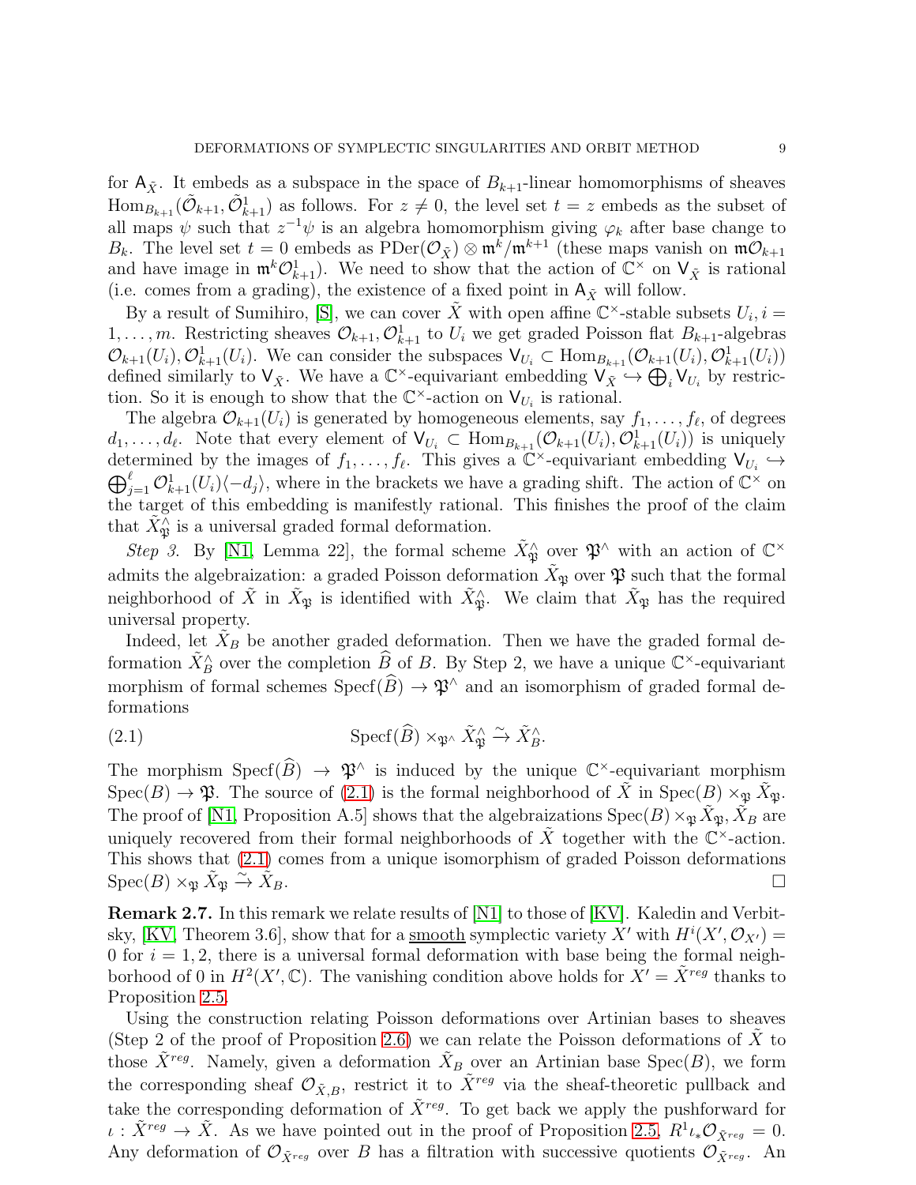for $\mathsf{A}_{\tilde{X}}$. It embeds as a subspace in the space of $B_{k+1}$-linear homomorphisms of sheaves $\mathrm{Hom}_{B_{k+1}}(\tilde{\mathcal{O}}_{k+1}, \tilde{\mathcal{O}}^1_{k+1})$ as follows. For $z \neq 0$, the level set $t = z$ embeds as the subset of all maps $\psi$ such that $z^{-1}\psi$ is an algebra homomorphism giving $\varphi_k$ after base change to $B_k$. The level set $t = 0$ embeds as $\mathrm{PDer}(\mathcal{O}_{\tilde{X}}) \otimes \mathfrak{m}^k/\mathfrak{m}^{k+1}$ (these maps vanish on $\mathfrak{m}\mathcal{O}_{k+1}$ and have image in $\mathfrak{m}^k\mathcal{O}^1_{k+1}$). We need to show that the action of $\mathbb{C}^\times$ on $\mathsf{V}_{\tilde{X}}$ is rational (i.e. comes from a grading), the existence of a fixed point in $\mathsf{A}_{\tilde{X}}$ will follow.

By a result of Sumihiro, [S], we can cover $\tilde{X}$ with open affine $\mathbb{C}^\times$-stable subsets $U_i, i = 1, \ldots, m$. Restricting sheaves $\mathcal{O}_{k+1}, \mathcal{O}^1_{k+1}$ to $U_i$ we get graded Poisson flat $B_{k+1}$-algebras $\mathcal{O}_{k+1}(U_i), \mathcal{O}^1_{k+1}(U_i)$. We can consider the subspaces $\mathsf{V}_{U_i} \subset \mathrm{Hom}_{B_{k+1}}(\mathcal{O}_{k+1}(U_i), \mathcal{O}^1_{k+1}(U_i))$ defined similarly to $\mathsf{V}_{\tilde{X}}$. We have a $\mathbb{C}^\times$-equivariant embedding $\mathsf{V}_{\tilde{X}} \hookrightarrow \bigoplus_i \mathsf{V}_{U_i}$ by restriction. So it is enough to show that the $\mathbb{C}^\times$-action on $\mathsf{V}_{U_i}$ is rational.

The algebra $\mathcal{O}_{k+1}(U_i)$ is generated by homogeneous elements, say $f_1, \ldots, f_\ell$, of degrees $d_1, \ldots, d_\ell$. Note that every element of $\mathsf{V}_{U_i} \subset \mathrm{Hom}_{B_{k+1}}(\mathcal{O}_{k+1}(U_i), \mathcal{O}^1_{k+1}(U_i))$ is uniquely determined by the images of $f_1, \ldots, f_\ell$. This gives a $\mathbb{C}^\times$-equivariant embedding $\mathsf{V}_{U_i} \hookrightarrow \bigoplus_{j=1}^{\ell} \mathcal{O}^1_{k+1}(U_i)\langle -d_j \rangle$, where in the brackets we have a grading shift. The action of $\mathbb{C}^\times$ on the target of this embedding is manifestly rational. This finishes the proof of the claim that $\tilde{X}^\wedge_{\mathfrak{P}}$ is a universal graded formal deformation.

*Step 3.* By [N1, Lemma 22], the formal scheme $\tilde{X}^\wedge_{\mathfrak{P}}$ over $\mathfrak{P}^\wedge$ with an action of $\mathbb{C}^\times$ admits the algebraization: a graded Poisson deformation $\tilde{X}_{\mathfrak{P}}$ over $\mathfrak{P}$ such that the formal neighborhood of $\tilde{X}$ in $\tilde{X}_{\mathfrak{P}}$ is identified with $\tilde{X}^\wedge_{\mathfrak{P}}$. We claim that $\tilde{X}_{\mathfrak{P}}$ has the required universal property.

Indeed, let $\tilde{X}_B$ be another graded deformation. Then we have the graded formal deformation $\tilde{X}^\wedge_B$ over the completion $\widehat{B}$ of $B$. By Step 2, we have a unique $\mathbb{C}^\times$-equivariant morphism of formal schemes $\mathrm{Specf}(\widehat{B}) \to \mathfrak{P}^\wedge$ and an isomorphism of graded formal deformations

$$\mathrm{Specf}(\widehat{B}) \times_{\mathfrak{P}^\wedge} \tilde{X}^\wedge_{\mathfrak{P}} \xrightarrow{\sim} \tilde{X}^\wedge_B. \tag{2.1}$$

The morphism $\mathrm{Specf}(\widehat{B}) \to \mathfrak{P}^\wedge$ is induced by the unique $\mathbb{C}^\times$-equivariant morphism $\mathrm{Spec}(B) \to \mathfrak{P}$. The source of (2.1) is the formal neighborhood of $\tilde{X}$ in $\mathrm{Spec}(B) \times_{\mathfrak{P}} \tilde{X}_{\mathfrak{P}}$. The proof of [N1, Proposition A.5] shows that the algebraizations $\mathrm{Spec}(B) \times_{\mathfrak{P}} \tilde{X}_{\mathfrak{P}}, \tilde{X}_B$ are uniquely recovered from their formal neighborhoods of $\tilde{X}$ together with the $\mathbb{C}^\times$-action. This shows that (2.1) comes from a unique isomorphism of graded Poisson deformations $\mathrm{Spec}(B) \times_{\mathfrak{P}} \tilde{X}_{\mathfrak{P}} \xrightarrow{\sim} \tilde{X}_B$. $\square$

**Remark 2.7.** In this remark we relate results of [N1] to those of [KV]. Kaledin and Verbitsky, [KV, Theorem 3.6], show that for a smooth symplectic variety $X'$ with $H^i(X', \mathcal{O}_{X'}) = 0$ for $i = 1, 2$, there is a universal formal deformation with base being the formal neighborhood of $0$ in $H^2(X', \mathbb{C})$. The vanishing condition above holds for $X' = \tilde{X}^{reg}$ thanks to Proposition 2.5.

Using the construction relating Poisson deformations over Artinian bases to sheaves (Step 2 of the proof of Proposition 2.6) we can relate the Poisson deformations of $\tilde{X}$ to those $\tilde{X}^{reg}$. Namely, given a deformation $\tilde{X}_B$ over an Artinian base $\mathrm{Spec}(B)$, we form the corresponding sheaf $\mathcal{O}_{\tilde{X},B}$, restrict it to $\tilde{X}^{reg}$ via the sheaf-theoretic pullback and take the corresponding deformation of $\tilde{X}^{reg}$. To get back we apply the pushforward for $\iota : \tilde{X}^{reg} \to \tilde{X}$. As we have pointed out in the proof of Proposition 2.5, $R^1\iota_*\mathcal{O}_{\tilde{X}^{reg}} = 0$. Any deformation of $\mathcal{O}_{\tilde{X}^{reg}}$ over $B$ has a filtration with successive quotients $\mathcal{O}_{\tilde{X}^{reg}}$. An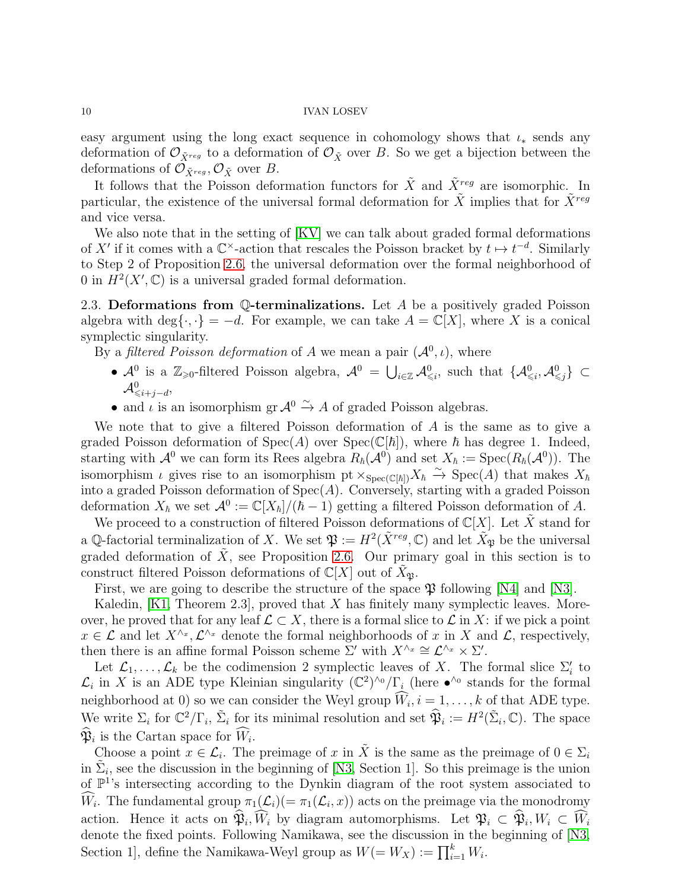easy argument using the long exact sequence in cohomology shows that $\iota_*$ sends any deformation of $\mathcal{O}_{\tilde{X}^{reg}}$ to a deformation of $\mathcal{O}_{\tilde{X}}$ over $B$. So we get a bijection between the deformations of $\mathcal{O}_{\tilde{X}^{reg}}, \mathcal{O}_{\tilde{X}}$ over $B$.

It follows that the Poisson deformation functors for $\tilde{X}$ and $\tilde{X}^{reg}$ are isomorphic. In particular, the existence of the universal formal deformation for $\tilde{X}$ implies that for $\tilde{X}^{reg}$ and vice versa.

We also note that in the setting of [KV] we can talk about graded formal deformations of $X'$ if it comes with a $\mathbb{C}^\times$-action that rescales the Poisson bracket by $t \mapsto t^{-d}$. Similarly to Step 2 of Proposition 2.6, the universal deformation over the formal neighborhood of 0 in $H^2(X', \mathbb{C})$ is a universal graded formal deformation.

## 2.3. Deformations from $\mathbb{Q}$-terminalizations.

Let $A$ be a positively graded Poisson algebra with $\deg\{\cdot,\cdot\} = -d$. For example, we can take $A = \mathbb{C}[X]$, where $X$ is a conical symplectic singularity.

By a *filtered Poisson deformation* of $A$ we mean a pair $(\mathcal{A}^0, \iota)$, where

- $\mathcal{A}^0$ is a $\mathbb{Z}_{\geqslant 0}$-filtered Poisson algebra, $\mathcal{A}^0 = \bigcup_{i \in \mathbb{Z}} \mathcal{A}^0_{\leqslant i}$, such that $\{\mathcal{A}^0_{\leqslant i}, \mathcal{A}^0_{\leqslant j}\} \subset \mathcal{A}^0_{\leqslant i+j-d}$,
- and $\iota$ is an isomorphism $\operatorname{gr} \mathcal{A}^0 \xrightarrow{\sim} A$ of graded Poisson algebras.

We note that to give a filtered Poisson deformation of $A$ is the same as to give a graded Poisson deformation of $\operatorname{Spec}(A)$ over $\operatorname{Spec}(\mathbb{C}[\hbar])$, where $\hbar$ has degree 1. Indeed, starting with $\mathcal{A}^0$ we can form its Rees algebra $R_\hbar(\mathcal{A}^0)$ and set $X_\hbar := \operatorname{Spec}(R_\hbar(\mathcal{A}^0))$. The isomorphism $\iota$ gives rise to an isomorphism $\mathrm{pt} \times_{\operatorname{Spec}(\mathbb{C}[\hbar])} X_\hbar \xrightarrow{\sim} \operatorname{Spec}(A)$ that makes $X_\hbar$ into a graded Poisson deformation of $\operatorname{Spec}(A)$. Conversely, starting with a graded Poisson deformation $X_\hbar$ we set $\mathcal{A}^0 := \mathbb{C}[X_\hbar]/(\hbar - 1)$ getting a filtered Poisson deformation of $A$.

We proceed to a construction of filtered Poisson deformations of $\mathbb{C}[X]$. Let $\tilde{X}$ stand for a $\mathbb{Q}$-factorial terminalization of $X$. We set $\mathfrak{P} := H^2(\tilde{X}^{reg}, \mathbb{C})$ and let $\tilde{X}_{\mathfrak{P}}$ be the universal graded deformation of $\tilde{X}$, see Proposition 2.6. Our primary goal in this section is to construct filtered Poisson deformations of $\mathbb{C}[X]$ out of $\tilde{X}_{\mathfrak{P}}$.

First, we are going to describe the structure of the space $\mathfrak{P}$ following [N4] and [N3].

Kaledin, [K1, Theorem 2.3], proved that $X$ has finitely many symplectic leaves. Moreover, he proved that for any leaf $\mathcal{L} \subset X$, there is a formal slice to $\mathcal{L}$ in $X$: if we pick a point $x \in \mathcal{L}$ and let $X^{\wedge_x}, \mathcal{L}^{\wedge_x}$ denote the formal neighborhoods of $x$ in $X$ and $\mathcal{L}$, respectively, then there is an affine formal Poisson scheme $\Sigma'$ with $X^{\wedge_x} \cong \mathcal{L}^{\wedge_x} \times \Sigma'$.

Let $\mathcal{L}_1, \ldots, \mathcal{L}_k$ be the codimension 2 symplectic leaves of $X$. The formal slice $\Sigma'_i$ to $\mathcal{L}_i$ in $X$ is an ADE type Kleinian singularity $(\mathbb{C}^2)^{\wedge_0}/\Gamma_i$ (here $\bullet^{\wedge_0}$ stands for the formal neighborhood at 0) so we can consider the Weyl group $\widehat{W}_i, i = 1, \ldots, k$ of that ADE type. We write $\Sigma_i$ for $\mathbb{C}^2/\Gamma_i$, $\tilde{\Sigma}_i$ for its minimal resolution and set $\widehat{\mathfrak{P}}_i := H^2(\tilde{\Sigma}_i, \mathbb{C})$. The space $\widehat{\mathfrak{P}}_i$ is the Cartan space for $\widehat{W}_i$.

Choose a point $x \in \mathcal{L}_i$. The preimage of $x$ in $\tilde{X}$ is the same as the preimage of $0 \in \Sigma_i$ in $\tilde{\Sigma}_i$, see the discussion in the beginning of [N3, Section 1]. So this preimage is the union of $\mathbb{P}^1$'s intersecting according to the Dynkin diagram of the root system associated to $\widehat{W}_i$. The fundamental group $\pi_1(\mathcal{L}_i) (= \pi_1(\mathcal{L}_i, x))$ acts on the preimage via the monodromy action. Hence it acts on $\widehat{\mathfrak{P}}_i, \widehat{W}_i$ by diagram automorphisms. Let $\mathfrak{P}_i \subset \widehat{\mathfrak{P}}_i, W_i \subset \widehat{W}_i$ denote the fixed points. Following Namikawa, see the discussion in the beginning of [N3, Section 1], define the Namikawa-Weyl group as $W (= W_X) := \prod_{i=1}^k W_i$.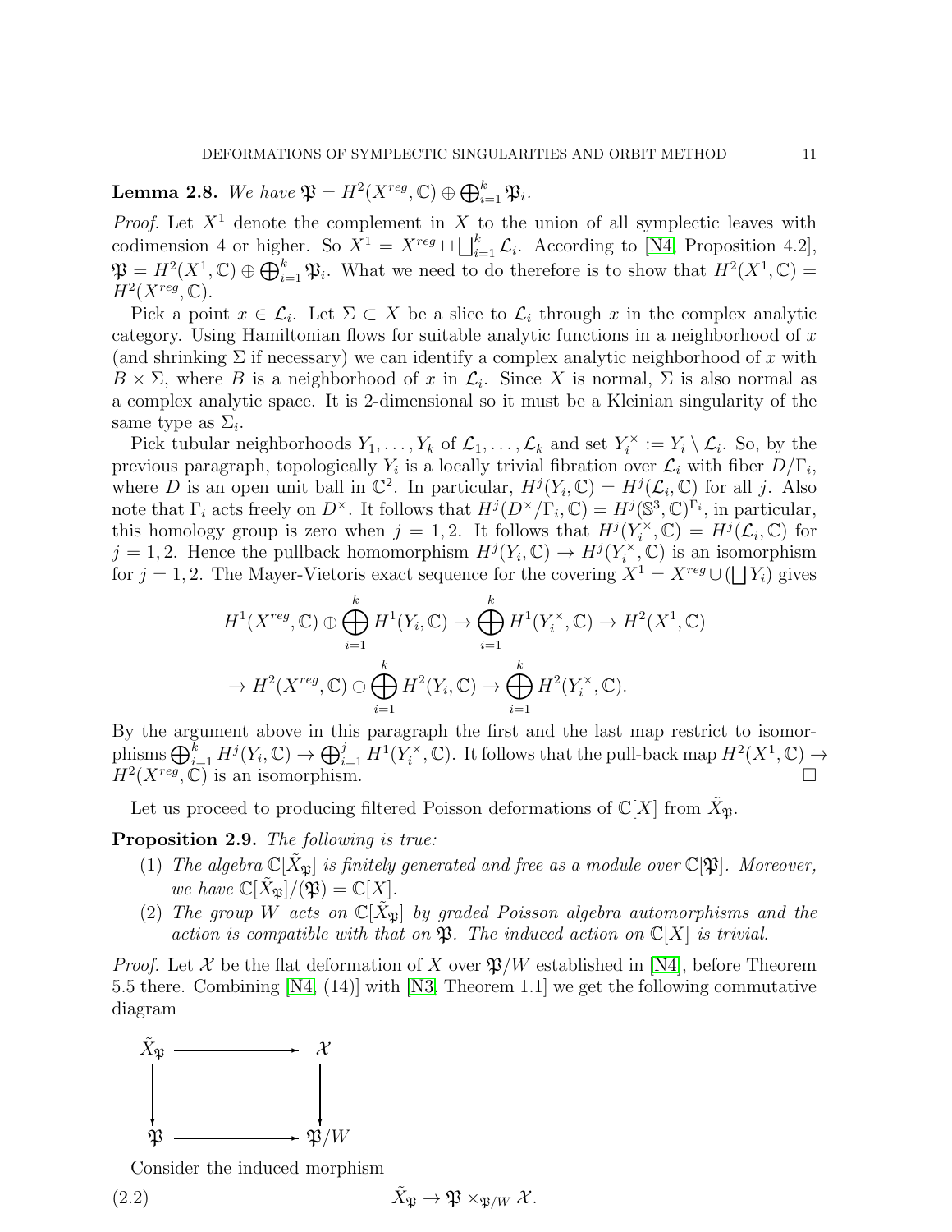**Lemma 2.8.** *We have* $\mathfrak{P} = H^2(X^{reg}, \mathbb{C}) \oplus \bigoplus_{i=1}^k \mathfrak{P}_i$.

*Proof.* Let $X^1$ denote the complement in $X$ to the union of all symplectic leaves with codimension 4 or higher. So $X^1 = X^{reg} \sqcup \bigsqcup_{i=1}^k \mathcal{L}_i$. According to [N4, Proposition 4.2], $\mathfrak{P} = H^2(X^1, \mathbb{C}) \oplus \bigoplus_{i=1}^k \mathfrak{P}_i$. What we need to do therefore is to show that $H^2(X^1, \mathbb{C}) = H^2(X^{reg}, \mathbb{C})$.

Pick a point $x \in \mathcal{L}_i$. Let $\Sigma \subset X$ be a slice to $\mathcal{L}_i$ through $x$ in the complex analytic category. Using Hamiltonian flows for suitable analytic functions in a neighborhood of $x$ (and shrinking $\Sigma$ if necessary) we can identify a complex analytic neighborhood of $x$ with $B \times \Sigma$, where $B$ is a neighborhood of $x$ in $\mathcal{L}_i$. Since $X$ is normal, $\Sigma$ is also normal as a complex analytic space. It is 2-dimensional so it must be a Kleinian singularity of the same type as $\Sigma_i$.

Pick tubular neighborhoods $Y_1, \ldots, Y_k$ of $\mathcal{L}_1, \ldots, \mathcal{L}_k$ and set $Y_i^\times := Y_i \setminus \mathcal{L}_i$. So, by the previous paragraph, topologically $Y_i$ is a locally trivial fibration over $\mathcal{L}_i$ with fiber $D/\Gamma_i$, where $D$ is an open unit ball in $\mathbb{C}^2$. In particular, $H^j(Y_i, \mathbb{C}) = H^j(\mathcal{L}_i, \mathbb{C})$ for all $j$. Also note that $\Gamma_i$ acts freely on $D^\times$. It follows that $H^j(D^\times/\Gamma_i, \mathbb{C}) = H^j(\mathbb{S}^3, \mathbb{C})^{\Gamma_i}$, in particular, this homology group is zero when $j = 1, 2$. It follows that $H^j(Y_i^\times, \mathbb{C}) = H^j(\mathcal{L}_i, \mathbb{C})$ for $j = 1, 2$. Hence the pullback homomorphism $H^j(Y_i, \mathbb{C}) \to H^j(Y_i^\times, \mathbb{C})$ is an isomorphism for $j = 1, 2$. The Mayer-Vietoris exact sequence for the covering $X^1 = X^{reg} \cup (\bigsqcup Y_i)$ gives

$$H^1(X^{reg}, \mathbb{C}) \oplus \bigoplus_{i=1}^k H^1(Y_i, \mathbb{C}) \to \bigoplus_{i=1}^k H^1(Y_i^\times, \mathbb{C}) \to H^2(X^1, \mathbb{C})$$

$$\to H^2(X^{reg}, \mathbb{C}) \oplus \bigoplus_{i=1}^k H^2(Y_i, \mathbb{C}) \to \bigoplus_{i=1}^k H^2(Y_i^\times, \mathbb{C}).$$

By the argument above in this paragraph the first and the last map restrict to isomorphisms $\bigoplus_{i=1}^k H^j(Y_i, \mathbb{C}) \to \bigoplus_{i=1}^j H^1(Y_i^\times, \mathbb{C})$. It follows that the pull-back map $H^2(X^1, \mathbb{C}) \to H^2(X^{reg}, \mathbb{C})$ is an isomorphism. $\square$

Let us proceed to producing filtered Poisson deformations of $\mathbb{C}[X]$ from $\tilde{X}_\mathfrak{P}$.

**Proposition 2.9.** *The following is true:*

1. *The algebra $\mathbb{C}[\tilde{X}_\mathfrak{P}]$ is finitely generated and free as a module over $\mathbb{C}[\mathfrak{P}]$. Moreover, we have $\mathbb{C}[\tilde{X}_\mathfrak{P}]/(\mathfrak{P}) = \mathbb{C}[X]$.*
2. *The group $W$ acts on $\mathbb{C}[\tilde{X}_\mathfrak{P}]$ by graded Poisson algebra automorphisms and the action is compatible with that on $\mathfrak{P}$. The induced action on $\mathbb{C}[X]$ is trivial.*

*Proof.* Let $\mathcal{X}$ be the flat deformation of $X$ over $\mathfrak{P}/W$ established in [N4], before Theorem 5.5 there. Combining [N4, (14)] with [N3, Theorem 1.1] we get the following commutative diagram

$$\begin{array}{ccc} \tilde{X}_\mathfrak{P} & \longrightarrow & \mathcal{X} \\ \big\downarrow & & \big\downarrow \\ \mathfrak{P} & \longrightarrow & \mathfrak{P}/W \end{array}$$

Consider the induced morphism

$$\tilde{X}_\mathfrak{P} \to \mathfrak{P} \times_{\mathfrak{P}/W} \mathcal{X}. \tag{2.2}$$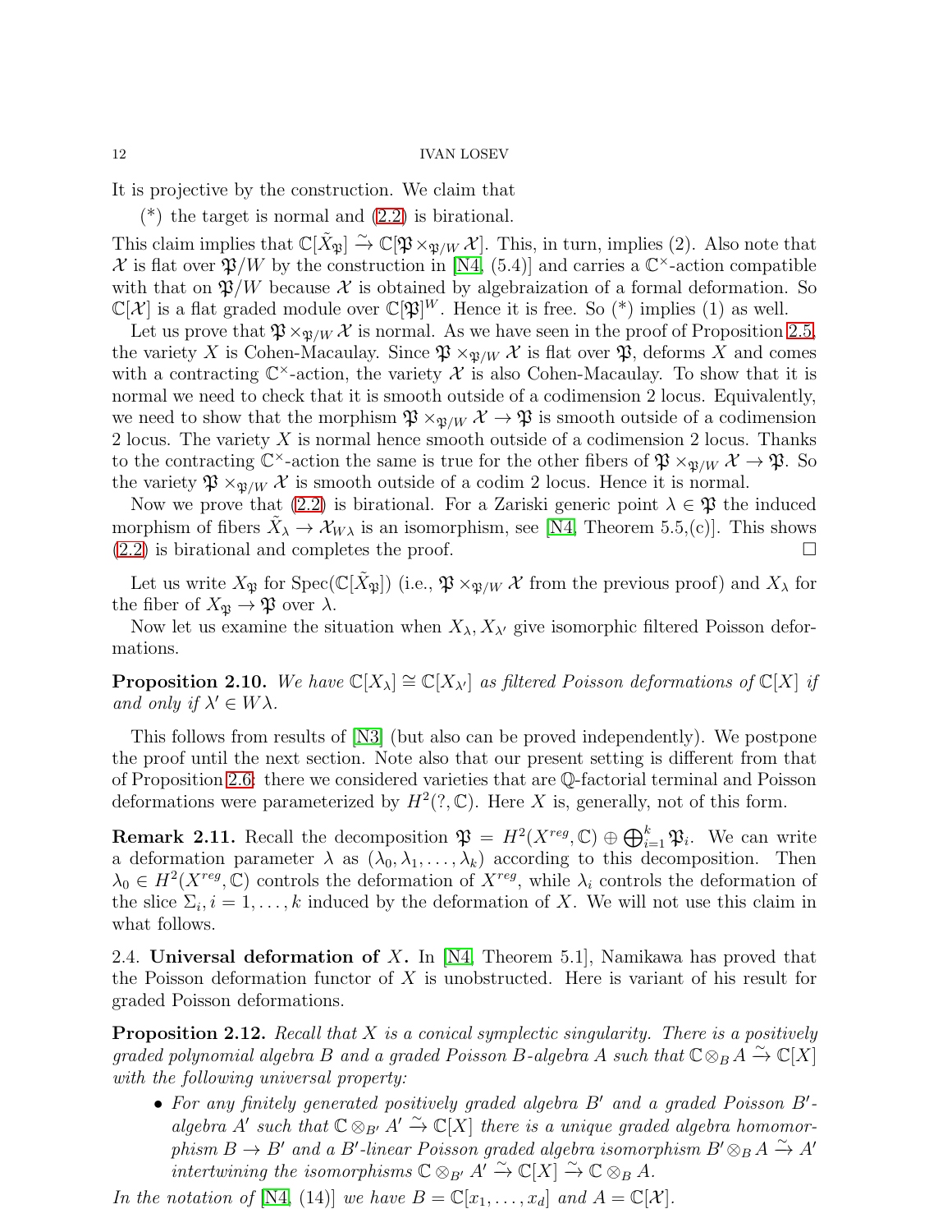It is projective by the construction. We claim that

(*) the target is normal and (2.2) is birational.

This claim implies that $\mathbb{C}[\tilde{X}_{\mathfrak{P}}] \xrightarrow{\sim} \mathbb{C}[\mathfrak{P}\times_{\mathfrak{P}/W}\mathcal{X}]$. This, in turn, implies (2). Also note that $\mathcal{X}$ is flat over $\mathfrak{P}/W$ by the construction in [N4, (5.4)] and carries a $\mathbb{C}^\times$-action compatible with that on $\mathfrak{P}/W$ because $\mathcal{X}$ is obtained by algebraization of a formal deformation. So $\mathbb{C}[\mathcal{X}]$ is a flat graded module over $\mathbb{C}[\mathfrak{P}]^W$. Hence it is free. So (*) implies (1) as well.

Let us prove that $\mathfrak{P}\times_{\mathfrak{P}/W}\mathcal{X}$ is normal. As we have seen in the proof of Proposition 2.5, the variety $X$ is Cohen-Macaulay. Since $\mathfrak{P}\times_{\mathfrak{P}/W}\mathcal{X}$ is flat over $\mathfrak{P}$, deforms $X$ and comes with a contracting $\mathbb{C}^\times$-action, the variety $\mathcal{X}$ is also Cohen-Macaulay. To show that it is normal we need to check that it is smooth outside of a codimension 2 locus. Equivalently, we need to show that the morphism $\mathfrak{P}\times_{\mathfrak{P}/W}\mathcal{X}\rightarrow\mathfrak{P}$ is smooth outside of a codimension 2 locus. The variety $X$ is normal hence smooth outside of a codimension 2 locus. Thanks to the contracting $\mathbb{C}^\times$-action the same is true for the other fibers of $\mathfrak{P}\times_{\mathfrak{P}/W}\mathcal{X}\rightarrow\mathfrak{P}$. So the variety $\mathfrak{P}\times_{\mathfrak{P}/W}\mathcal{X}$ is smooth outside of a codim 2 locus. Hence it is normal.

Now we prove that (2.2) is birational. For a Zariski generic point $\lambda\in\mathfrak{P}$ the induced morphism of fibers $\tilde{X}_\lambda\rightarrow\mathcal{X}_{W\lambda}$ is an isomorphism, see [N4, Theorem 5.5,(c)]. This shows (2.2) is birational and completes the proof. $\square$

Let us write $X_{\mathfrak{P}}$ for $\operatorname{Spec}(\mathbb{C}[\tilde{X}_{\mathfrak{P}}])$ (i.e., $\mathfrak{P}\times_{\mathfrak{P}/W}\mathcal{X}$ from the previous proof) and $X_\lambda$ for the fiber of $X_{\mathfrak{P}}\rightarrow\mathfrak{P}$ over $\lambda$.

Now let us examine the situation when $X_\lambda, X_{\lambda'}$ give isomorphic filtered Poisson deformations.

**Proposition 2.10.** *We have $\mathbb{C}[X_\lambda]\cong\mathbb{C}[X_{\lambda'}]$ as filtered Poisson deformations of $\mathbb{C}[X]$ if and only if $\lambda'\in W\lambda$.*

This follows from results of [N3] (but also can be proved independently). We postpone the proof until the next section. Note also that our present setting is different from that of Proposition 2.6: there we considered varieties that are $\mathbb{Q}$-factorial terminal and Poisson deformations were parameterized by $H^2(?,\mathbb{C})$. Here $X$ is, generally, not of this form.

**Remark 2.11.** Recall the decomposition $\mathfrak{P} = H^2(X^{reg},\mathbb{C})\oplus\bigoplus_{i=1}^k\mathfrak{P}_i$. We can write a deformation parameter $\lambda$ as $(\lambda_0,\lambda_1,\ldots,\lambda_k)$ according to this decomposition. Then $\lambda_0\in H^2(X^{reg},\mathbb{C})$ controls the deformation of $X^{reg}$, while $\lambda_i$ controls the deformation of the slice $\Sigma_i, i=1,\ldots,k$ induced by the deformation of $X$. We will not use this claim in what follows.

2.4. **Universal deformation of $X$.** In [N4, Theorem 5.1], Namikawa has proved that the Poisson deformation functor of $X$ is unobstructed. Here is variant of his result for graded Poisson deformations.

**Proposition 2.12.** *Recall that $X$ is a conical symplectic singularity. There is a positively graded polynomial algebra $B$ and a graded Poisson $B$-algebra $A$ such that $\mathbb{C}\otimes_B A\xrightarrow{\sim}\mathbb{C}[X]$ with the following universal property:*

- *For any finitely generated positively graded algebra $B'$ and a graded Poisson $B'$-algebra $A'$ such that $\mathbb{C}\otimes_{B'}A'\xrightarrow{\sim}\mathbb{C}[X]$ there is a unique graded algebra homomorphism $B\rightarrow B'$ and a $B'$-linear Poisson graded algebra isomorphism $B'\otimes_B A\xrightarrow{\sim}A'$ intertwining the isomorphisms $\mathbb{C}\otimes_{B'}A'\xrightarrow{\sim}\mathbb{C}[X]\xrightarrow{\sim}\mathbb{C}\otimes_B A$.*

*In the notation of [N4, (14)] we have $B=\mathbb{C}[x_1,\ldots,x_d]$ and $A=\mathbb{C}[\mathcal{X}]$.*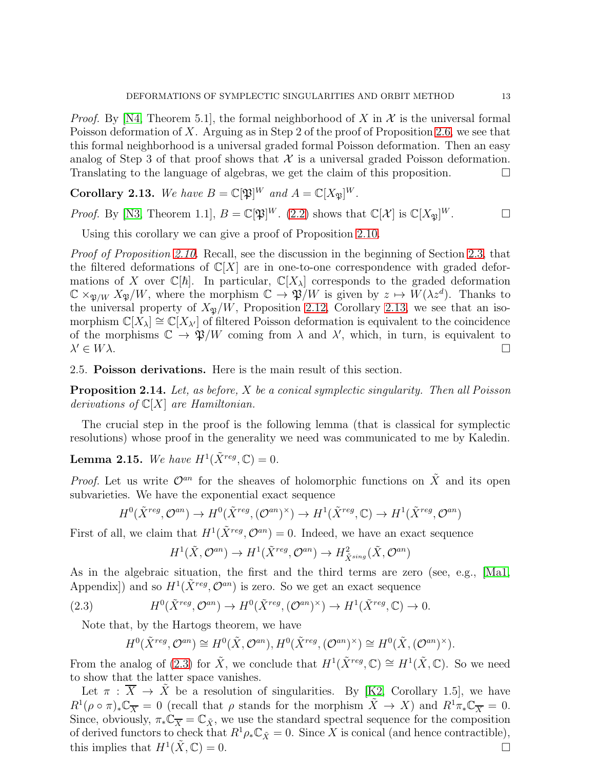*Proof.* By [N4, Theorem 5.1], the formal neighborhood of $X$ in $\mathcal{X}$ is the universal formal Poisson deformation of $X$. Arguing as in Step 2 of the proof of Proposition 2.6, we see that this formal neighborhood is a universal graded formal Poisson deformation. Then an easy analog of Step 3 of that proof shows that $\mathcal{X}$ is a universal graded Poisson deformation. Translating to the language of algebras, we get the claim of this proposition. $\square$

**Corollary 2.13.** *We have $B = \mathbb{C}[\mathfrak{P}]^W$ and $A = \mathbb{C}[X_{\mathfrak{P}}]^W$.*

*Proof.* By [N3, Theorem 1.1], $B = \mathbb{C}[\mathfrak{P}]^W$. (2.2) shows that $\mathbb{C}[\mathcal{X}]$ is $\mathbb{C}[X_{\mathfrak{P}}]^W$. $\square$

Using this corollary we can give a proof of Proposition 2.10.

*Proof of Proposition 2.10.* Recall, see the discussion in the beginning of Section 2.3, that the filtered deformations of $\mathbb{C}[X]$ are in one-to-one correspondence with graded deformations of $X$ over $\mathbb{C}[\hbar]$. In particular, $\mathbb{C}[X_\lambda]$ corresponds to the graded deformation $\mathbb{C} \times_{\mathfrak{P}/W} X_{\mathfrak{P}}/W$, where the morphism $\mathbb{C} \to \mathfrak{P}/W$ is given by $z \mapsto W(\lambda z^d)$. Thanks to the universal property of $X_{\mathfrak{P}}/W$, Proposition 2.12, Corollary 2.13, we see that an isomorphism $\mathbb{C}[X_\lambda] \cong \mathbb{C}[X_{\lambda'}]$ of filtered Poisson deformation is equivalent to the coincidence of the morphisms $\mathbb{C} \to \mathfrak{P}/W$ coming from $\lambda$ and $\lambda'$, which, in turn, is equivalent to $\lambda' \in W\lambda$. $\square$

## 2.5. Poisson derivations.

Here is the main result of this section.

**Proposition 2.14.** *Let, as before, $X$ be a conical symplectic singularity. Then all Poisson derivations of $\mathbb{C}[X]$ are Hamiltonian.*

The crucial step in the proof is the following lemma (that is classical for symplectic resolutions) whose proof in the generality we need was communicated to me by Kaledin.

**Lemma 2.15.** *We have $H^1(\tilde{X}^{reg}, \mathbb{C}) = 0$.*

*Proof.* Let us write $\mathcal{O}^{an}$ for the sheaves of holomorphic functions on $\tilde{X}$ and its open subvarieties. We have the exponential exact sequence

$$H^0(\tilde{X}^{reg}, \mathcal{O}^{an}) \to H^0(\tilde{X}^{reg}, (\mathcal{O}^{an})^\times) \to H^1(\tilde{X}^{reg}, \mathbb{C}) \to H^1(\tilde{X}^{reg}, \mathcal{O}^{an})$$

First of all, we claim that $H^1(\tilde{X}^{reg}, \mathcal{O}^{an}) = 0$. Indeed, we have an exact sequence

$$H^1(\tilde{X}, \mathcal{O}^{an}) \to H^1(\tilde{X}^{reg}, \mathcal{O}^{an}) \to H^2_{\tilde{X}^{sing}}(\tilde{X}, \mathcal{O}^{an})$$

As in the algebraic situation, the first and the third terms are zero (see, e.g., [Ma1, Appendix]) and so $H^1(\tilde{X}^{reg}, \mathcal{O}^{an})$ is zero. So we get an exact sequence

$$H^0(\tilde{X}^{reg}, \mathcal{O}^{an}) \to H^0(\tilde{X}^{reg}, (\mathcal{O}^{an})^\times) \to H^1(\tilde{X}^{reg}, \mathbb{C}) \to 0. \tag{2.3}$$

Note that, by the Hartogs theorem, we have

$$H^0(\tilde{X}^{reg}, \mathcal{O}^{an}) \cong H^0(\tilde{X}, \mathcal{O}^{an}), H^0(\tilde{X}^{reg}, (\mathcal{O}^{an})^\times) \cong H^0(\tilde{X}, (\mathcal{O}^{an})^\times).$$

From the analog of (2.3) for $\tilde{X}$, we conclude that $H^1(\tilde{X}^{reg}, \mathbb{C}) \cong H^1(\tilde{X}, \mathbb{C})$. So we need to show that the latter space vanishes.

Let $\pi : \overline{X} \to \tilde{X}$ be a resolution of singularities. By [K2, Corollary 1.5], we have $R^1(\rho \circ \pi)_* \mathbb{C}_{\overline{X}} = 0$ (recall that $\rho$ stands for the morphism $\tilde{X} \to X$) and $R^1\pi_* \mathbb{C}_{\overline{X}} = 0$. Since, obviously, $\pi_* \mathbb{C}_{\overline{X}} = \mathbb{C}_{\tilde{X}}$, we use the standard spectral sequence for the composition of derived functors to check that $R^1\rho_* \mathbb{C}_{\tilde{X}} = 0$. Since $X$ is conical (and hence contractible), this implies that $H^1(\tilde{X}, \mathbb{C}) = 0$. $\square$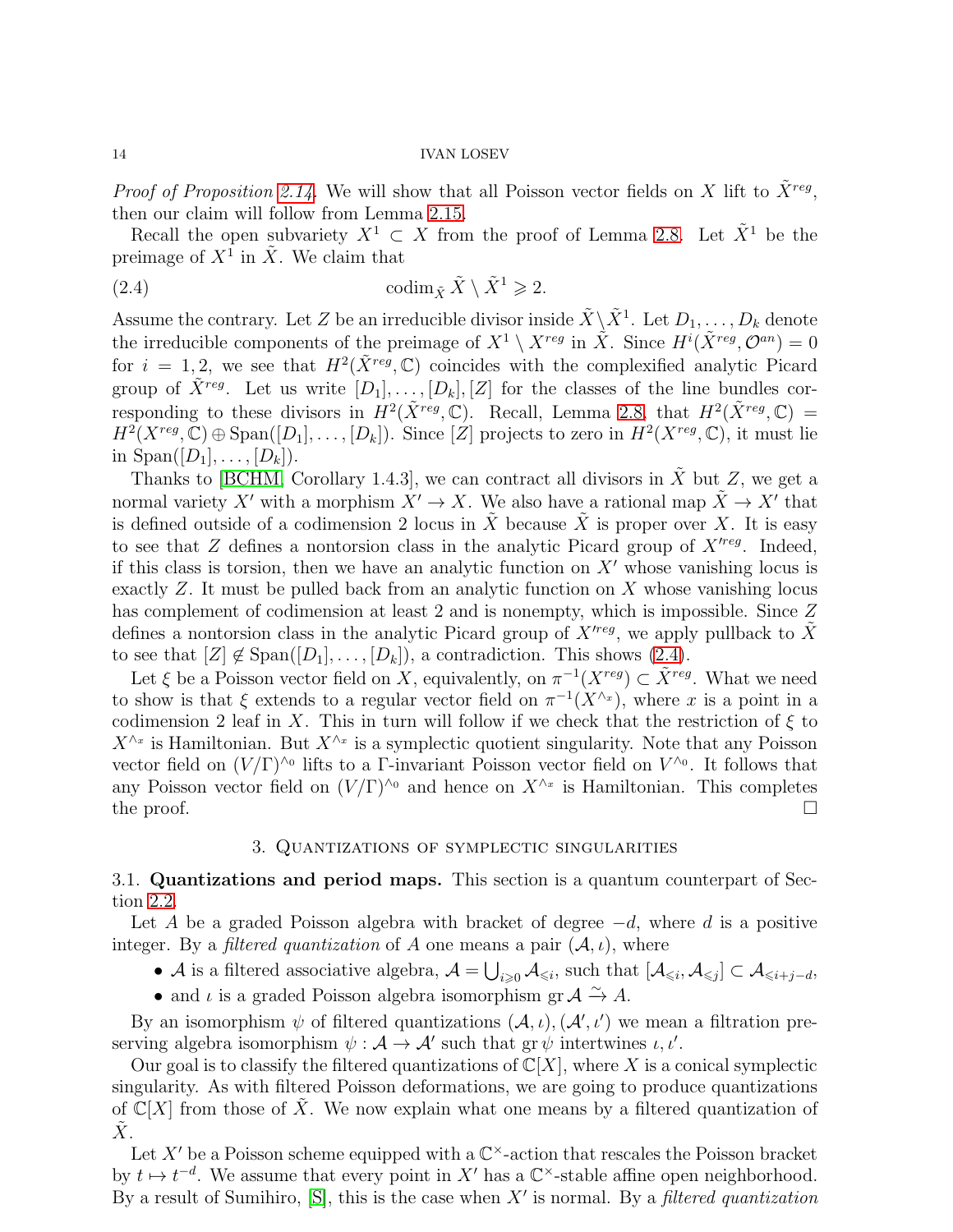*Proof of Proposition 2.14.* We will show that all Poisson vector fields on $X$ lift to $\tilde{X}^{reg}$, then our claim will follow from Lemma 2.15.

Recall the open subvariety $X^1 \subset X$ from the proof of Lemma 2.8. Let $\tilde{X}^1$ be the preimage of $X^1$ in $\tilde{X}$. We claim that

$$\operatorname{codim}_{\tilde{X}} \tilde{X} \setminus \tilde{X}^1 \geqslant 2. \tag{2.4}$$

Assume the contrary. Let $Z$ be an irreducible divisor inside $\tilde{X} \setminus \tilde{X}^1$. Let $D_1, \ldots, D_k$ denote the irreducible components of the preimage of $X^1 \setminus X^{reg}$ in $\tilde{X}$. Since $H^i(\tilde{X}^{reg}, \mathcal{O}^{an}) = 0$ for $i = 1, 2$, we see that $H^2(\tilde{X}^{reg}, \mathbb{C})$ coincides with the complexified analytic Picard group of $\tilde{X}^{reg}$. Let us write $[D_1], \ldots, [D_k], [Z]$ for the classes of the line bundles corresponding to these divisors in $H^2(\tilde{X}^{reg}, \mathbb{C})$. Recall, Lemma 2.8, that $H^2(\tilde{X}^{reg}, \mathbb{C}) = H^2(X^{reg}, \mathbb{C}) \oplus \operatorname{Span}([D_1], \ldots, [D_k])$. Since $[Z]$ projects to zero in $H^2(X^{reg}, \mathbb{C})$, it must lie in $\operatorname{Span}([D_1], \ldots, [D_k])$.

Thanks to [BCHM, Corollary 1.4.3], we can contract all divisors in $\tilde{X}$ but $Z$, we get a normal variety $X'$ with a morphism $X' \to X$. We also have a rational map $\tilde{X} \to X'$ that is defined outside of a codimension 2 locus in $\tilde{X}$ because $\tilde{X}$ is proper over $X$. It is easy to see that $Z$ defines a nontorsion class in the analytic Picard group of $X'^{reg}$. Indeed, if this class is torsion, then we have an analytic function on $X'$ whose vanishing locus is exactly $Z$. It must be pulled back from an analytic function on $X$ whose vanishing locus has complement of codimension at least 2 and is nonempty, which is impossible. Since $Z$ defines a nontorsion class in the analytic Picard group of $X'^{reg}$, we apply pullback to $\tilde{X}$ to see that $[Z] \notin \operatorname{Span}([D_1], \ldots, [D_k])$, a contradiction. This shows (2.4).

Let $\xi$ be a Poisson vector field on $X$, equivalently, on $\pi^{-1}(X^{reg}) \subset \tilde{X}^{reg}$. What we need to show is that $\xi$ extends to a regular vector field on $\pi^{-1}(X^{\wedge_x})$, where $x$ is a point in a codimension 2 leaf in $X$. This in turn will follow if we check that the restriction of $\xi$ to $X^{\wedge_x}$ is Hamiltonian. But $X^{\wedge_x}$ is a symplectic quotient singularity. Note that any Poisson vector field on $(V/\Gamma)^{\wedge_0}$ lifts to a $\Gamma$-invariant Poisson vector field on $V^{\wedge_0}$. It follows that any Poisson vector field on $(V/\Gamma)^{\wedge_0}$ and hence on $X^{\wedge_x}$ is Hamiltonian. This completes the proof. $\square$

## 3. Quantizations of symplectic singularities

**3.1. Quantizations and period maps.** This section is a quantum counterpart of Section 2.2.

Let $A$ be a graded Poisson algebra with bracket of degree $-d$, where $d$ is a positive integer. By a *filtered quantization* of $A$ one means a pair $(\mathcal{A}, \iota)$, where

- $\mathcal{A}$ is a filtered associative algebra, $\mathcal{A} = \bigcup_{i \geqslant 0} \mathcal{A}_{\leqslant i}$, such that $[\mathcal{A}_{\leqslant i}, \mathcal{A}_{\leqslant j}] \subset \mathcal{A}_{\leqslant i+j-d}$,
- and $\iota$ is a graded Poisson algebra isomorphism $\operatorname{gr} \mathcal{A} \xrightarrow{\sim} A$.

By an isomorphism $\psi$ of filtered quantizations $(\mathcal{A}, \iota), (\mathcal{A}', \iota')$ we mean a filtration preserving algebra isomorphism $\psi : \mathcal{A} \to \mathcal{A}'$ such that $\operatorname{gr} \psi$ intertwines $\iota, \iota'$.

Our goal is to classify the filtered quantizations of $\mathbb{C}[X]$, where $X$ is a conical symplectic singularity. As with filtered Poisson deformations, we are going to produce quantizations of $\mathbb{C}[X]$ from those of $\tilde{X}$. We now explain what one means by a filtered quantization of $\tilde{X}$.

Let $X'$ be a Poisson scheme equipped with a $\mathbb{C}^\times$-action that rescales the Poisson bracket by $t \mapsto t^{-d}$. We assume that every point in $X'$ has a $\mathbb{C}^\times$-stable affine open neighborhood. By a result of Sumihiro, [S], this is the case when $X'$ is normal. By a *filtered quantization*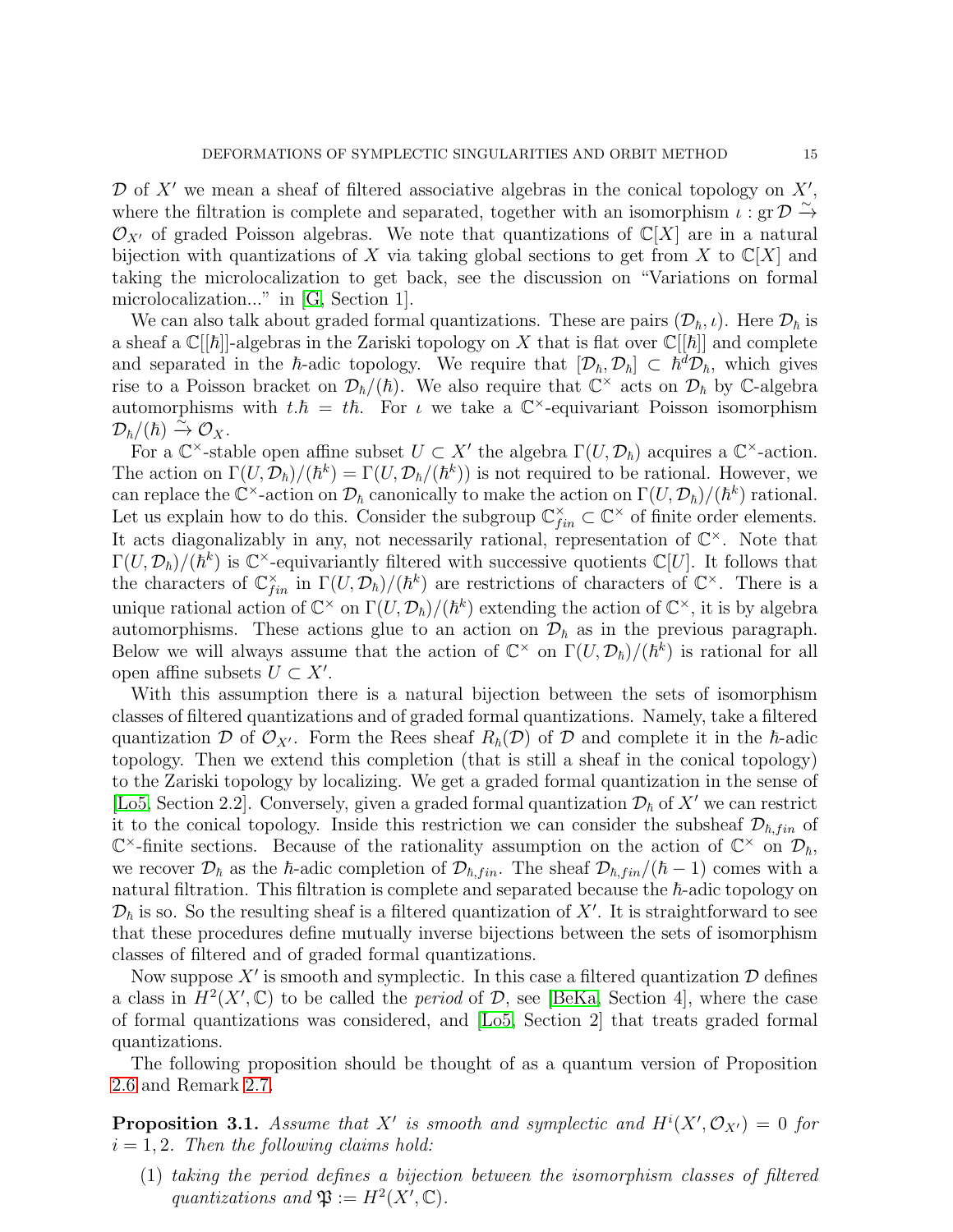$\mathcal{D}$ of $X'$ we mean a sheaf of filtered associative algebras in the conical topology on $X'$, where the filtration is complete and separated, together with an isomorphism $\iota : \operatorname{gr}\mathcal{D} \xrightarrow{\sim} \mathcal{O}_{X'}$ of graded Poisson algebras. We note that quantizations of $\mathbb{C}[X]$ are in a natural bijection with quantizations of $X$ via taking global sections to get from $X$ to $\mathbb{C}[X]$ and taking the microlocalization to get back, see the discussion on "Variations on formal microlocalization..." in [G, Section 1].

We can also talk about graded formal quantizations. These are pairs $(\mathcal{D}_\hbar, \iota)$. Here $\mathcal{D}_\hbar$ is a sheaf a $\mathbb{C}[[\hbar]]$-algebras in the Zariski topology on $X$ that is flat over $\mathbb{C}[[\hbar]]$ and complete and separated in the $\hbar$-adic topology. We require that $[\mathcal{D}_\hbar, \mathcal{D}_\hbar] \subset \hbar^d \mathcal{D}_\hbar$, which gives rise to a Poisson bracket on $\mathcal{D}_\hbar/(\hbar)$. We also require that $\mathbb{C}^\times$ acts on $\mathcal{D}_\hbar$ by $\mathbb{C}$-algebra automorphisms with $t.\hbar = t\hbar$. For $\iota$ we take a $\mathbb{C}^\times$-equivariant Poisson isomorphism $\mathcal{D}_\hbar/(\hbar) \xrightarrow{\sim} \mathcal{O}_X$.

For a $\mathbb{C}^\times$-stable open affine subset $U \subset X'$ the algebra $\Gamma(U, \mathcal{D}_\hbar)$ acquires a $\mathbb{C}^\times$-action. The action on $\Gamma(U, \mathcal{D}_\hbar)/(\hbar^k) = \Gamma(U, \mathcal{D}_\hbar/(\hbar^k))$ is not required to be rational. However, we can replace the $\mathbb{C}^\times$-action on $\mathcal{D}_\hbar$ canonically to make the action on $\Gamma(U, \mathcal{D}_\hbar)/(\hbar^k)$ rational. Let us explain how to do this. Consider the subgroup $\mathbb{C}^\times_{fin} \subset \mathbb{C}^\times$ of finite order elements. It acts diagonalizably in any, not necessarily rational, representation of $\mathbb{C}^\times$. Note that $\Gamma(U, \mathcal{D}_\hbar)/(\hbar^k)$ is $\mathbb{C}^\times$-equivariantly filtered with successive quotients $\mathbb{C}[U]$. It follows that the characters of $\mathbb{C}^\times_{fin}$ in $\Gamma(U, \mathcal{D}_\hbar)/(\hbar^k)$ are restrictions of characters of $\mathbb{C}^\times$. There is a unique rational action of $\mathbb{C}^\times$ on $\Gamma(U, \mathcal{D}_\hbar)/(\hbar^k)$ extending the action of $\mathbb{C}^\times$, it is by algebra automorphisms. These actions glue to an action on $\mathcal{D}_\hbar$ as in the previous paragraph. Below we will always assume that the action of $\mathbb{C}^\times$ on $\Gamma(U, \mathcal{D}_\hbar)/(\hbar^k)$ is rational for all open affine subsets $U \subset X'$.

With this assumption there is a natural bijection between the sets of isomorphism classes of filtered quantizations and of graded formal quantizations. Namely, take a filtered quantization $\mathcal{D}$ of $\mathcal{O}_{X'}$. Form the Rees sheaf $R_\hbar(\mathcal{D})$ of $\mathcal{D}$ and complete it in the $\hbar$-adic topology. Then we extend this completion (that is still a sheaf in the conical topology) to the Zariski topology by localizing. We get a graded formal quantization in the sense of [Lo5, Section 2.2]. Conversely, given a graded formal quantization $\mathcal{D}_\hbar$ of $X'$ we can restrict it to the conical topology. Inside this restriction we can consider the subsheaf $\mathcal{D}_{\hbar,fin}$ of $\mathbb{C}^\times$-finite sections. Because of the rationality assumption on the action of $\mathbb{C}^\times$ on $\mathcal{D}_\hbar$, we recover $\mathcal{D}_\hbar$ as the $\hbar$-adic completion of $\mathcal{D}_{\hbar,fin}$. The sheaf $\mathcal{D}_{\hbar,fin}/(\hbar - 1)$ comes with a natural filtration. This filtration is complete and separated because the $\hbar$-adic topology on $\mathcal{D}_\hbar$ is so. So the resulting sheaf is a filtered quantization of $X'$. It is straightforward to see that these procedures define mutually inverse bijections between the sets of isomorphism classes of filtered and of graded formal quantizations.

Now suppose $X'$ is smooth and symplectic. In this case a filtered quantization $\mathcal{D}$ defines a class in $H^2(X', \mathbb{C})$ to be called the *period* of $\mathcal{D}$, see [BeKa, Section 4], where the case of formal quantizations was considered, and [Lo5, Section 2] that treats graded formal quantizations.

The following proposition should be thought of as a quantum version of Proposition 2.6 and Remark 2.7.

**Proposition 3.1.** *Assume that $X'$ is smooth and symplectic and $H^i(X', \mathcal{O}_{X'}) = 0$ for $i = 1, 2$. Then the following claims hold:*

1. *taking the period defines a bijection between the isomorphism classes of filtered quantizations and $\mathfrak{P} := H^2(X', \mathbb{C})$.*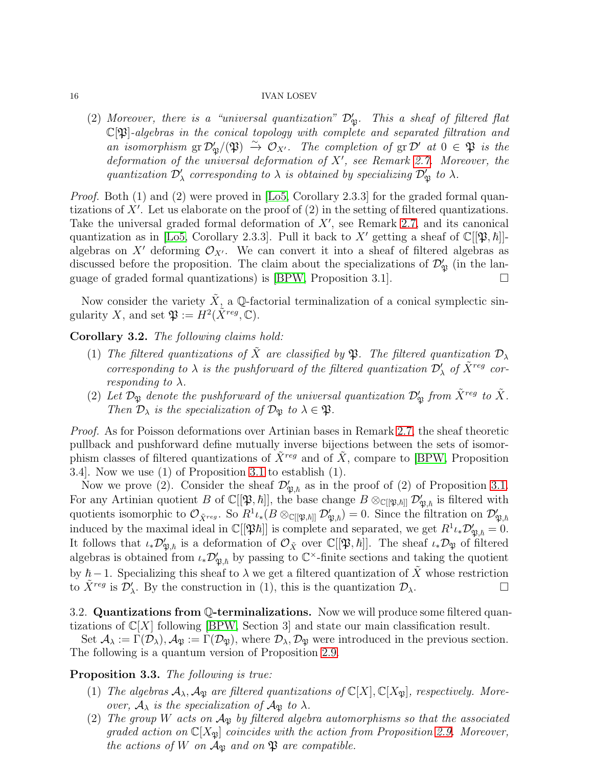(2) *Moreover, there is a "universal quantization" $\mathcal{D}'_{\mathfrak{P}}$. This a sheaf of filtered flat $\mathbb{C}[\mathfrak{P}]$-algebras in the conical topology with complete and separated filtration and an isomorphism $\operatorname{gr}\mathcal{D}'_{\mathfrak{P}}/(\mathfrak{P}) \xrightarrow{\sim} \mathcal{O}_{X'}$. The completion of $\operatorname{gr}\mathcal{D}'$ at $0 \in \mathfrak{P}$ is the deformation of the universal deformation of $X'$, see Remark 2.7. Moreover, the quantization $\mathcal{D}'_\lambda$ corresponding to $\lambda$ is obtained by specializing $\mathcal{D}'_{\mathfrak{P}}$ to $\lambda$.*

*Proof.* Both (1) and (2) were proved in [Lo5, Corollary 2.3.3] for the graded formal quantizations of $X'$. Let us elaborate on the proof of (2) in the setting of filtered quantizations. Take the universal graded formal deformation of $X'$, see Remark 2.7, and its canonical quantization as in [Lo5, Corollary 2.3.3]. Pull it back to $X'$ getting a sheaf of $\mathbb{C}[[\mathfrak{P},\hbar]]$-algebras on $X'$ deforming $\mathcal{O}_{X'}$. We can convert it into a sheaf of filtered algebras as discussed before the proposition. The claim about the specializations of $\mathcal{D}'_{\mathfrak{P}}$ (in the language of graded formal quantizations) is [BPW, Proposition 3.1]. $\square$

Now consider the variety $\tilde{X}$, a $\mathbb{Q}$-factorial terminalization of a conical symplectic singularity $X$, and set $\mathfrak{P} := H^2(\tilde{X}^{reg}, \mathbb{C})$.

**Corollary 3.2.** *The following claims hold:*

1. *The filtered quantizations of $\tilde{X}$ are classified by $\mathfrak{P}$. The filtered quantization $\mathcal{D}_\lambda$ corresponding to $\lambda$ is the pushforward of the filtered quantization $\mathcal{D}'_\lambda$ of $\tilde{X}^{reg}$ corresponding to $\lambda$.*
2. *Let $\mathcal{D}_{\mathfrak{P}}$ denote the pushforward of the universal quantization $\mathcal{D}'_{\mathfrak{P}}$ from $\tilde{X}^{reg}$ to $\tilde{X}$. Then $\mathcal{D}_\lambda$ is the specialization of $\mathcal{D}_{\mathfrak{P}}$ to $\lambda \in \mathfrak{P}$.*

*Proof.* As for Poisson deformations over Artinian bases in Remark 2.7, the sheaf theoretic pullback and pushforward define mutually inverse bijections between the sets of isomorphism classes of filtered quantizations of $\tilde{X}^{reg}$ and of $\tilde{X}$, compare to [BPW, Proposition 3.4]. Now we use (1) of Proposition 3.1 to establish (1).

Now we prove (2). Consider the sheaf $\mathcal{D}'_{\mathfrak{P},\hbar}$ as in the proof of (2) of Proposition 3.1. For any Artinian quotient $B$ of $\mathbb{C}[[\mathfrak{P},\hbar]]$, the base change $B \otimes_{\mathbb{C}[[\mathfrak{P},\hbar]]} \mathcal{D}'_{\mathfrak{P},\hbar}$ is filtered with quotients isomorphic to $\mathcal{O}_{\tilde{X}^{reg}}$. So $R^1\iota_*(B \otimes_{\mathbb{C}[[\mathfrak{P},\hbar]]} \mathcal{D}'_{\mathfrak{P},\hbar}) = 0$. Since the filtration on $\mathcal{D}'_{\mathfrak{P},\hbar}$ induced by the maximal ideal in $\mathbb{C}[[\mathfrak{P}\hbar]]$ is complete and separated, we get $R^1\iota_*\mathcal{D}'_{\mathfrak{P},\hbar} = 0$. It follows that $\iota_*\mathcal{D}'_{\mathfrak{P},\hbar}$ is a deformation of $\mathcal{O}_{\tilde{X}}$ over $\mathbb{C}[[\mathfrak{P},\hbar]]$. The sheaf $\iota_*\mathcal{D}_{\mathfrak{P}}$ of filtered algebras is obtained from $\iota_*\mathcal{D}'_{\mathfrak{P},\hbar}$ by passing to $\mathbb{C}^\times$-finite sections and taking the quotient by $\hbar - 1$. Specializing this sheaf to $\lambda$ we get a filtered quantization of $\tilde{X}$ whose restriction to $\tilde{X}^{reg}$ is $\mathcal{D}'_\lambda$. By the construction in (1), this is the quantization $\mathcal{D}_\lambda$. $\square$

### 3.2. Quantizations from $\mathbb{Q}$-terminalizations.

Now we will produce some filtered quantizations of $\mathbb{C}[X]$ following [BPW, Section 3] and state our main classification result.

Set $\mathcal{A}_\lambda := \Gamma(\mathcal{D}_\lambda), \mathcal{A}_{\mathfrak{P}} := \Gamma(\mathcal{D}_{\mathfrak{P}})$, where $\mathcal{D}_\lambda, \mathcal{D}_{\mathfrak{P}}$ were introduced in the previous section. The following is a quantum version of Proposition 2.9.

**Proposition 3.3.** *The following is true:*

1. *The algebras $\mathcal{A}_\lambda, \mathcal{A}_{\mathfrak{P}}$ are filtered quantizations of $\mathbb{C}[X], \mathbb{C}[X_{\mathfrak{P}}]$, respectively. Moreover, $\mathcal{A}_\lambda$ is the specialization of $\mathcal{A}_{\mathfrak{P}}$ to $\lambda$.*
2. *The group $W$ acts on $\mathcal{A}_{\mathfrak{P}}$ by filtered algebra automorphisms so that the associated graded action on $\mathbb{C}[X_{\mathfrak{P}}]$ coincides with the action from Proposition 2.9. Moreover, the actions of $W$ on $\mathcal{A}_{\mathfrak{P}}$ and on $\mathfrak{P}$ are compatible.*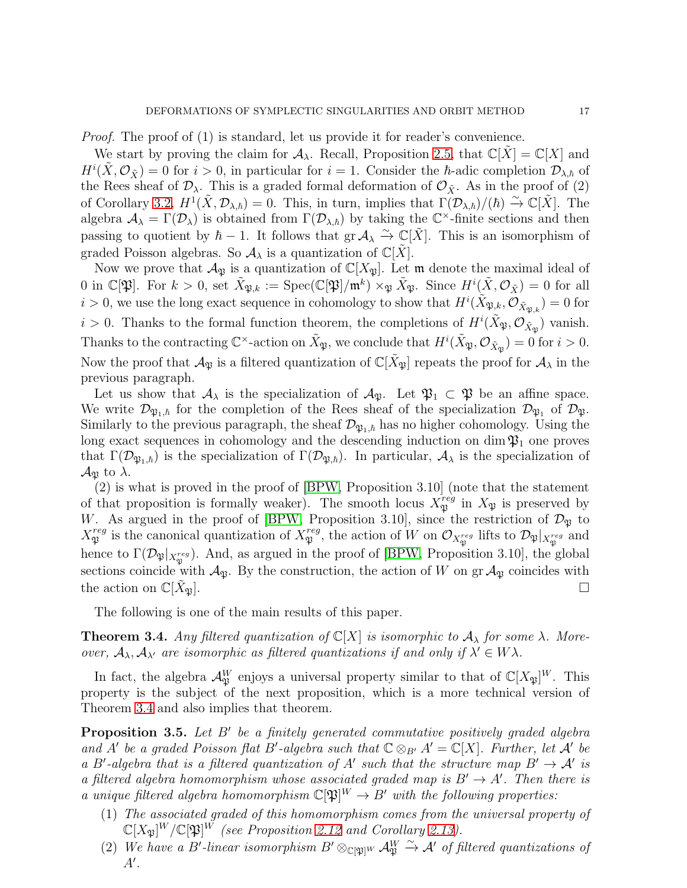*Proof.* The proof of (1) is standard, let us provide it for reader's convenience.

We start by proving the claim for $\mathcal{A}_\lambda$. Recall, Proposition 2.5, that $\mathbb{C}[\tilde{X}] = \mathbb{C}[X]$ and $H^i(\tilde{X}, \mathcal{O}_{\tilde{X}}) = 0$ for $i > 0$, in particular for $i = 1$. Consider the $\hbar$-adic completion $\mathcal{D}_{\lambda,\hbar}$ of the Rees sheaf of $\mathcal{D}_\lambda$. This is a graded formal deformation of $\mathcal{O}_{\tilde{X}}$. As in the proof of (2) of Corollary 3.2, $H^1(\tilde{X}, \mathcal{D}_{\lambda,\hbar}) = 0$. This, in turn, implies that $\Gamma(\mathcal{D}_{\lambda,\hbar})/(\hbar) \xrightarrow{\sim} \mathbb{C}[\tilde{X}]$. The algebra $\mathcal{A}_\lambda = \Gamma(\mathcal{D}_\lambda)$ is obtained from $\Gamma(\mathcal{D}_{\lambda,\hbar})$ by taking the $\mathbb{C}^\times$-finite sections and then passing to quotient by $\hbar - 1$. It follows that $\operatorname{gr} \mathcal{A}_\lambda \xrightarrow{\sim} \mathbb{C}[\tilde{X}]$. This is an isomorphism of graded Poisson algebras. So $\mathcal{A}_\lambda$ is a quantization of $\mathbb{C}[\tilde{X}]$.

Now we prove that $\mathcal{A}_{\mathfrak{P}}$ is a quantization of $\mathbb{C}[X_{\mathfrak{P}}]$. Let $\mathfrak{m}$ denote the maximal ideal of $0$ in $\mathbb{C}[\mathfrak{P}]$. For $k > 0$, set $\tilde{X}_{\mathfrak{P},k} := \operatorname{Spec}(\mathbb{C}[\mathfrak{P}]/\mathfrak{m}^k) \times_{\mathfrak{P}} \tilde{X}_{\mathfrak{P}}$. Since $H^i(\tilde{X}, \mathcal{O}_{\tilde{X}}) = 0$ for all $i > 0$, we use the long exact sequence in cohomology to show that $H^i(\tilde{X}_{\mathfrak{P},k}, \mathcal{O}_{\tilde{X}_{\mathfrak{P},k}}) = 0$ for $i > 0$. Thanks to the formal function theorem, the completions of $H^i(\tilde{X}_{\mathfrak{P}}, \mathcal{O}_{\tilde{X}_{\mathfrak{P}}})$ vanish. Thanks to the contracting $\mathbb{C}^\times$-action on $\tilde{X}_{\mathfrak{P}}$, we conclude that $H^i(\tilde{X}_{\mathfrak{P}}, \mathcal{O}_{\tilde{X}_{\mathfrak{P}}}) = 0$ for $i > 0$. Now the proof that $\mathcal{A}_{\mathfrak{P}}$ is a filtered quantization of $\mathbb{C}[\tilde{X}_{\mathfrak{P}}]$ repeats the proof for $\mathcal{A}_\lambda$ in the previous paragraph.

Let us show that $\mathcal{A}_\lambda$ is the specialization of $\mathcal{A}_{\mathfrak{P}}$. Let $\mathfrak{P}_1 \subset \mathfrak{P}$ be an affine space. We write $\mathcal{D}_{\mathfrak{P}_1,\hbar}$ for the completion of the Rees sheaf of the specialization $\mathcal{D}_{\mathfrak{P}_1}$ of $\mathcal{D}_{\mathfrak{P}}$. Similarly to the previous paragraph, the sheaf $\mathcal{D}_{\mathfrak{P}_1,\hbar}$ has no higher cohomology. Using the long exact sequences in cohomology and the descending induction on $\dim \mathfrak{P}_1$ one proves that $\Gamma(\mathcal{D}_{\mathfrak{P}_1,\hbar})$ is the specialization of $\Gamma(\mathcal{D}_{\mathfrak{P},\hbar})$. In particular, $\mathcal{A}_\lambda$ is the specialization of $\mathcal{A}_{\mathfrak{P}}$ to $\lambda$.

(2) is what is proved in the proof of [BPW, Proposition 3.10] (note that the statement of that proposition is formally weaker). The smooth locus $X_{\mathfrak{P}}^{reg}$ in $X_{\mathfrak{P}}$ is preserved by $W$. As argued in the proof of [BPW, Proposition 3.10], since the restriction of $\mathcal{D}_{\mathfrak{P}}$ to $X_{\mathfrak{P}}^{reg}$ is the canonical quantization of $X_{\mathfrak{P}}^{reg}$, the action of $W$ on $\mathcal{O}_{X_{\mathfrak{P}}^{reg}}$ lifts to $\mathcal{D}_{\mathfrak{P}}|_{X_{\mathfrak{P}}^{reg}}$ and hence to $\Gamma(\mathcal{D}_{\mathfrak{P}}|_{X_{\mathfrak{P}}^{reg}})$. And, as argued in the proof of [BPW, Proposition 3.10], the global sections coincide with $\mathcal{A}_{\mathfrak{P}}$. By the construction, the action of $W$ on $\operatorname{gr} \mathcal{A}_{\mathfrak{P}}$ coincides with the action on $\mathbb{C}[\tilde{X}_{\mathfrak{P}}]$. $\square$

The following is one of the main results of this paper.

**Theorem 3.4.** *Any filtered quantization of $\mathbb{C}[X]$ is isomorphic to $\mathcal{A}_\lambda$ for some $\lambda$. Moreover, $\mathcal{A}_\lambda, \mathcal{A}_{\lambda'}$ are isomorphic as filtered quantizations if and only if $\lambda' \in W\lambda$.*

In fact, the algebra $\mathcal{A}_{\mathfrak{P}}^W$ enjoys a universal property similar to that of $\mathbb{C}[X_{\mathfrak{P}}]^W$. This property is the subject of the next proposition, which is a more technical version of Theorem 3.4 and also implies that theorem.

**Proposition 3.5.** *Let $B'$ be a finitely generated commutative positively graded algebra and $A'$ be a graded Poisson flat $B'$-algebra such that $\mathbb{C} \otimes_{B'} A' = \mathbb{C}[X]$. Further, let $\mathcal{A}'$ be a $B'$-algebra that is a filtered quantization of $A'$ such that the structure map $B' \to \mathcal{A}'$ is a filtered algebra homomorphism whose associated graded map is $B' \to A'$. Then there is a unique filtered algebra homomorphism $\mathbb{C}[\mathfrak{P}]^W \to B'$ with the following properties:*

1. *The associated graded of this homomorphism comes from the universal property of $\mathbb{C}[X_{\mathfrak{P}}]^W/\mathbb{C}[\mathfrak{P}]^W$ (see Proposition 2.12 and Corollary 2.13).*
2. *We have a $B'$-linear isomorphism $B' \otimes_{\mathbb{C}[\mathfrak{P}]^W} \mathcal{A}_{\mathfrak{P}}^W \xrightarrow{\sim} \mathcal{A}'$ of filtered quantizations of $A'$.*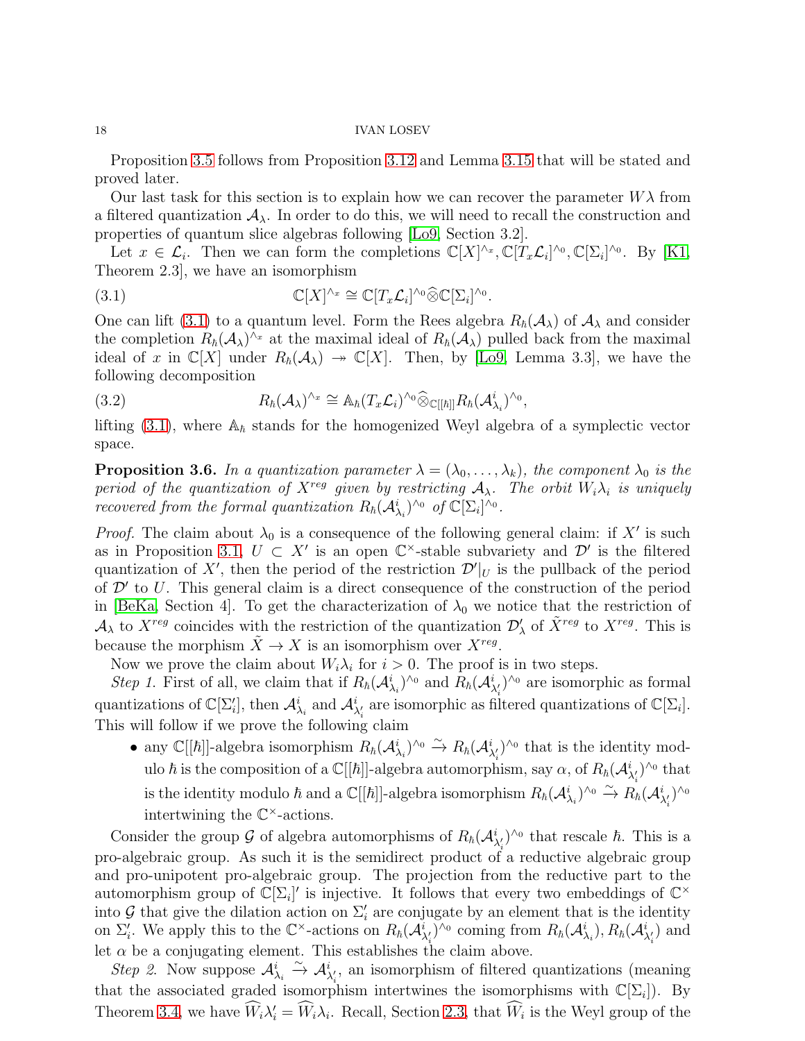Proposition 3.5 follows from Proposition 3.12 and Lemma 3.15 that will be stated and proved later.

Our last task for this section is to explain how we can recover the parameter $W\lambda$ from a filtered quantization $\mathcal{A}_\lambda$. In order to do this, we will need to recall the construction and properties of quantum slice algebras following [Lo9, Section 3.2].

Let $x \in \mathcal{L}_i$. Then we can form the completions $\mathbb{C}[X]^{\wedge_x}, \mathbb{C}[T_x\mathcal{L}_i]^{\wedge_0}, \mathbb{C}[\Sigma_i]^{\wedge_0}$. By [K1, Theorem 2.3], we have an isomorphism

$$\mathbb{C}[X]^{\wedge_x} \cong \mathbb{C}[T_x\mathcal{L}_i]^{\wedge_0}\widehat{\otimes}\mathbb{C}[\Sigma_i]^{\wedge_0}. \tag{3.1}$$

One can lift (3.1) to a quantum level. Form the Rees algebra $R_\hbar(\mathcal{A}_\lambda)$ of $\mathcal{A}_\lambda$ and consider the completion $R_\hbar(\mathcal{A}_\lambda)^{\wedge_x}$ at the maximal ideal of $R_\hbar(\mathcal{A}_\lambda)$ pulled back from the maximal ideal of $x$ in $\mathbb{C}[X]$ under $R_\hbar(\mathcal{A}_\lambda) \twoheadrightarrow \mathbb{C}[X]$. Then, by [Lo9, Lemma 3.3], we have the following decomposition

$$R_\hbar(\mathcal{A}_\lambda)^{\wedge_x} \cong \mathbb{A}_\hbar(T_x\mathcal{L}_i)^{\wedge_0}\widehat{\otimes}_{\mathbb{C}[[\hbar]]}R_\hbar(\mathcal{A}^i_{\lambda_i})^{\wedge_0}, \tag{3.2}$$

lifting (3.1), where $\mathbb{A}_\hbar$ stands for the homogenized Weyl algebra of a symplectic vector space.

**Proposition 3.6.** *In a quantization parameter $\lambda = (\lambda_0, \ldots, \lambda_k)$, the component $\lambda_0$ is the period of the quantization of $X^{reg}$ given by restricting $\mathcal{A}_\lambda$. The orbit $W_i\lambda_i$ is uniquely recovered from the formal quantization $R_\hbar(\mathcal{A}^i_{\lambda_i})^{\wedge_0}$ of $\mathbb{C}[\Sigma_i]^{\wedge_0}$.*

*Proof.* The claim about $\lambda_0$ is a consequence of the following general claim: if $X'$ is such as in Proposition 3.1, $U \subset X'$ is an open $\mathbb{C}^\times$-stable subvariety and $\mathcal{D}'$ is the filtered quantization of $X'$, then the period of the restriction $\mathcal{D}'|_U$ is the pullback of the period of $\mathcal{D}'$ to $U$. This general claim is a direct consequence of the construction of the period in [BeKa, Section 4]. To get the characterization of $\lambda_0$ we notice that the restriction of $\mathcal{A}_\lambda$ to $X^{reg}$ coincides with the restriction of the quantization $\mathcal{D}'_\lambda$ of $\tilde{X}^{reg}$ to $X^{reg}$. This is because the morphism $\tilde{X} \to X$ is an isomorphism over $X^{reg}$.

Now we prove the claim about $W_i\lambda_i$ for $i > 0$. The proof is in two steps.

*Step 1.* First of all, we claim that if $R_\hbar(\mathcal{A}^i_{\lambda_i})^{\wedge_0}$ and $R_\hbar(\mathcal{A}^i_{\lambda'_i})^{\wedge_0}$ are isomorphic as formal quantizations of $\mathbb{C}[\Sigma'_i]$, then $\mathcal{A}^i_{\lambda_i}$ and $\mathcal{A}^i_{\lambda'_i}$ are isomorphic as filtered quantizations of $\mathbb{C}[\Sigma_i]$. This will follow if we prove the following claim

- any $\mathbb{C}[[\hbar]]$-algebra isomorphism $R_\hbar(\mathcal{A}^i_{\lambda_i})^{\wedge_0} \xrightarrow{\sim} R_\hbar(\mathcal{A}^i_{\lambda'_i})^{\wedge_0}$ that is the identity modulo $\hbar$ is the composition of a $\mathbb{C}[[\hbar]]$-algebra automorphism, say $\alpha$, of $R_\hbar(\mathcal{A}^i_{\lambda'_i})^{\wedge_0}$ that is the identity modulo $\hbar$ and a $\mathbb{C}[[\hbar]]$-algebra isomorphism $R_\hbar(\mathcal{A}^i_{\lambda_i})^{\wedge_0} \xrightarrow{\sim} R_\hbar(\mathcal{A}^i_{\lambda'_i})^{\wedge_0}$ intertwining the $\mathbb{C}^\times$-actions.

Consider the group $\mathcal{G}$ of algebra automorphisms of $R_\hbar(\mathcal{A}^i_{\lambda'_i})^{\wedge_0}$ that rescale $\hbar$. This is a pro-algebraic group. As such it is the semidirect product of a reductive algebraic group and pro-unipotent pro-algebraic group. The projection from the reductive part to the automorphism group of $\mathbb{C}[\Sigma_i]'$ is injective. It follows that every two embeddings of $\mathbb{C}^\times$ into $\mathcal{G}$ that give the dilation action on $\Sigma'_i$ are conjugate by an element that is the identity on $\Sigma'_i$. We apply this to the $\mathbb{C}^\times$-actions on $R_\hbar(\mathcal{A}^i_{\lambda'_i})^{\wedge_0}$ coming from $R_\hbar(\mathcal{A}^i_{\lambda_i}), R_\hbar(\mathcal{A}^i_{\lambda'_i})$ and let $\alpha$ be a conjugating element. This establishes the claim above.

*Step 2.* Now suppose $\mathcal{A}^i_{\lambda_i} \xrightarrow{\sim} \mathcal{A}^i_{\lambda'_i}$, an isomorphism of filtered quantizations (meaning that the associated graded isomorphism intertwines the isomorphisms with $\mathbb{C}[\Sigma_i]$). By Theorem 3.4, we have $\widehat{W}_i\lambda'_i = \widehat{W}_i\lambda_i$. Recall, Section 2.3, that $\widehat{W}_i$ is the Weyl group of the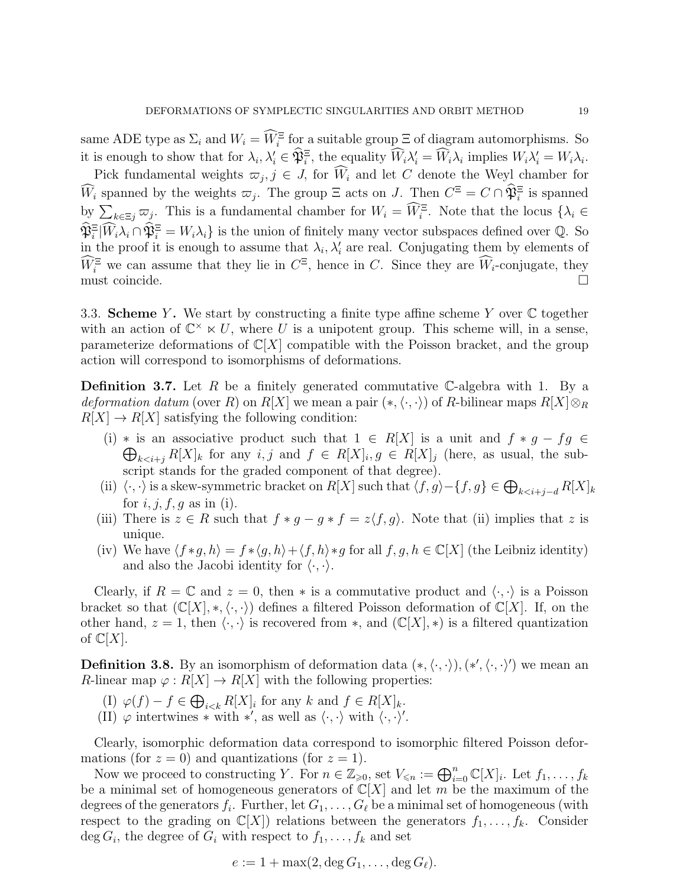same ADE type as $\Sigma_i$ and $W_i = \widehat{W}_i^\Xi$ for a suitable group $\Xi$ of diagram automorphisms. So it is enough to show that for $\lambda_i, \lambda_i' \in \widehat{\mathfrak{P}}_i^\Xi$, the equality $\widehat{W}_i\lambda_i' = \widehat{W}_i\lambda_i$ implies $W_i\lambda_i' = W_i\lambda_i$.

Pick fundamental weights $\varpi_j, j \in J$, for $\widehat{W}_i$ and let $C$ denote the Weyl chamber for $\widehat{W}_i$ spanned by the weights $\varpi_j$. The group $\Xi$ acts on $J$. Then $C^\Xi = C \cap \widehat{\mathfrak{P}}_i^\Xi$ is spanned by $\sum_{k\in\Xi j}\varpi_j$. This is a fundamental chamber for $W_i = \widehat{W}_i^\Xi$. Note that the locus $\{\lambda_i \in \widehat{\mathfrak{P}}_i^\Xi | \widehat{W}_i\lambda_i \cap \widehat{\mathfrak{P}}_i^\Xi = W_i\lambda_i\}$ is the union of finitely many vector subspaces defined over $\mathbb{Q}$. So in the proof it is enough to assume that $\lambda_i, \lambda_i'$ are real. Conjugating them by elements of $\widehat{W}_i^\Xi$ we can assume that they lie in $C^\Xi$, hence in $C$. Since they are $\widehat{W}_i$-conjugate, they must coincide. $\square$

3.3. **Scheme $Y$.** We start by constructing a finite type affine scheme $Y$ over $\mathbb{C}$ together with an action of $\mathbb{C}^\times \ltimes U$, where $U$ is a unipotent group. This scheme will, in a sense, parameterize deformations of $\mathbb{C}[X]$ compatible with the Poisson bracket, and the group action will correspond to isomorphisms of deformations.

**Definition 3.7.** Let $R$ be a finitely generated commutative $\mathbb{C}$-algebra with 1. By a *deformation datum* (over $R$) on $R[X]$ we mean a pair $(*, \langle\cdot,\cdot\rangle)$ of $R$-bilinear maps $R[X]\otimes_R R[X] \to R[X]$ satisfying the following condition:

(i) $*$ is an associative product such that $1 \in R[X]$ is a unit and $f * g - fg \in \bigoplus_{k<i+j} R[X]_k$ for any $i, j$ and $f \in R[X]_i, g \in R[X]_j$ (here, as usual, the subscript stands for the graded component of that degree).

(ii) $\langle\cdot,\cdot\rangle$ is a skew-symmetric bracket on $R[X]$ such that $\langle f, g\rangle - \{f, g\} \in \bigoplus_{k<i+j-d} R[X]_k$ for $i, j, f, g$ as in (i).

(iii) There is $z \in R$ such that $f * g - g * f = z\langle f, g\rangle$. Note that (ii) implies that $z$ is unique.

(iv) We have $\langle f * g, h\rangle = f * \langle g, h\rangle + \langle f, h\rangle * g$ for all $f, g, h \in \mathbb{C}[X]$ (the Leibniz identity) and also the Jacobi identity for $\langle\cdot,\cdot\rangle$.

Clearly, if $R = \mathbb{C}$ and $z = 0$, then $*$ is a commutative product and $\langle\cdot,\cdot\rangle$ is a Poisson bracket so that $(\mathbb{C}[X], *, \langle\cdot,\cdot\rangle)$ defines a filtered Poisson deformation of $\mathbb{C}[X]$. If, on the other hand, $z = 1$, then $\langle\cdot,\cdot\rangle$ is recovered from $*$, and $(\mathbb{C}[X], *)$ is a filtered quantization of $\mathbb{C}[X]$.

**Definition 3.8.** By an isomorphism of deformation data $(*, \langle\cdot,\cdot\rangle), (*', \langle\cdot,\cdot\rangle')$ we mean an $R$-linear map $\varphi : R[X] \to R[X]$ with the following properties:

(I) $\varphi(f) - f \in \bigoplus_{i<k} R[X]_i$ for any $k$ and $f \in R[X]_k$.

(II) $\varphi$ intertwines $*$ with $*'$, as well as $\langle\cdot,\cdot\rangle$ with $\langle\cdot,\cdot\rangle'$.

Clearly, isomorphic deformation data correspond to isomorphic filtered Poisson deformations (for $z = 0$) and quantizations (for $z = 1$).

Now we proceed to constructing $Y$. For $n \in \mathbb{Z}_{\geqslant 0}$, set $V_{\leqslant n} := \bigoplus_{i=0}^n \mathbb{C}[X]_i$. Let $f_1, \ldots, f_k$ be a minimal set of homogeneous generators of $\mathbb{C}[X]$ and let $m$ be the maximum of the degrees of the generators $f_i$. Further, let $G_1, \ldots, G_\ell$ be a minimal set of homogeneous (with respect to the grading on $\mathbb{C}[X]$) relations between the generators $f_1, \ldots, f_k$. Consider $\deg G_i$, the degree of $G_i$ with respect to $f_1, \ldots, f_k$ and set

$$e := 1 + \max(2, \deg G_1, \ldots, \deg G_\ell).$$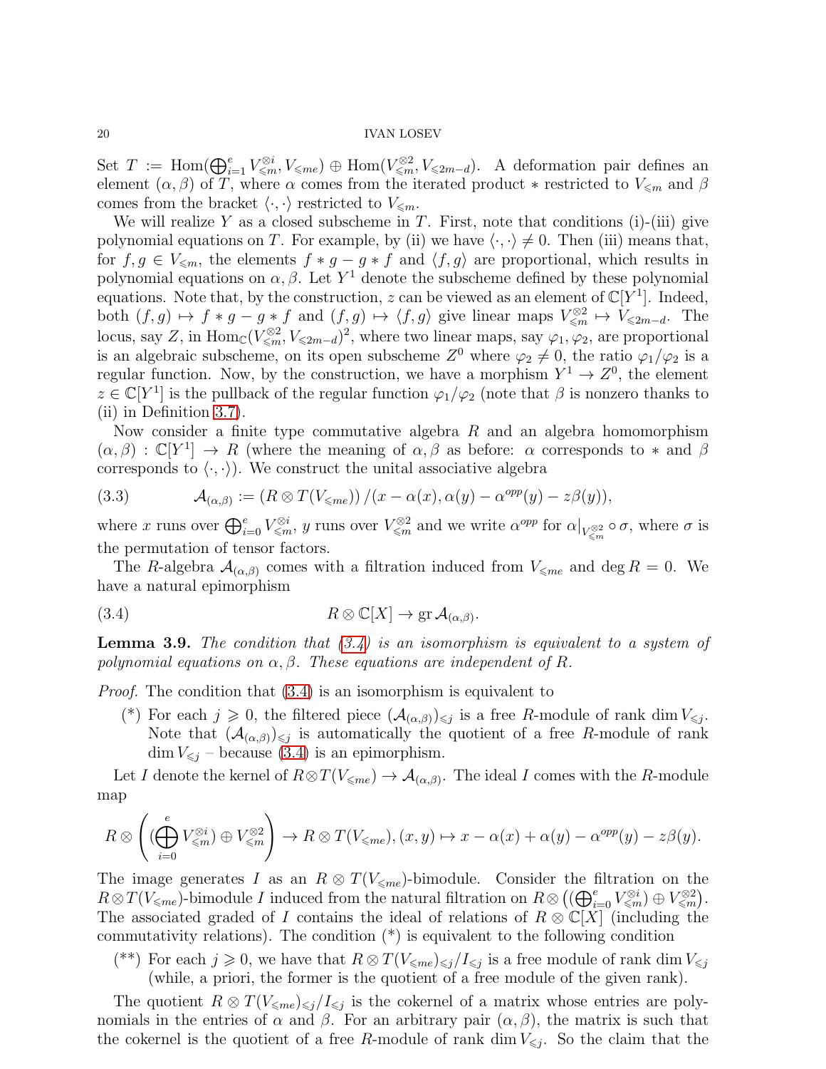Set $T := \operatorname{Hom}(\bigoplus_{i=1}^{e} V_{\leqslant m}^{\otimes i}, V_{\leqslant me}) \oplus \operatorname{Hom}(V_{\leqslant m}^{\otimes 2}, V_{\leqslant 2m-d})$. A deformation pair defines an element $(\alpha, \beta)$ of $T$, where $\alpha$ comes from the iterated product $*$ restricted to $V_{\leqslant m}$ and $\beta$ comes from the bracket $\langle \cdot, \cdot \rangle$ restricted to $V_{\leqslant m}$.

We will realize $Y$ as a closed subscheme in $T$. First, note that conditions (i)-(iii) give polynomial equations on $T$. For example, by (ii) we have $\langle \cdot, \cdot \rangle \neq 0$. Then (iii) means that, for $f, g \in V_{\leqslant m}$, the elements $f * g - g * f$ and $\langle f, g \rangle$ are proportional, which results in polynomial equations on $\alpha, \beta$. Let $Y^1$ denote the subscheme defined by these polynomial equations. Note that, by the construction, $z$ can be viewed as an element of $\mathbb{C}[Y^1]$. Indeed, both $(f, g) \mapsto f * g - g * f$ and $(f, g) \mapsto \langle f, g \rangle$ give linear maps $V_{\leqslant m}^{\otimes 2} \mapsto V_{\leqslant 2m-d}$. The locus, say $Z$, in $\operatorname{Hom}_{\mathbb{C}}(V_{\leqslant m}^{\otimes 2}, V_{\leqslant 2m-d})^2$, where two linear maps, say $\varphi_1, \varphi_2$, are proportional is an algebraic subscheme, on its open subscheme $Z^0$ where $\varphi_2 \neq 0$, the ratio $\varphi_1/\varphi_2$ is a regular function. Now, by the construction, we have a morphism $Y^1 \to Z^0$, the element $z \in \mathbb{C}[Y^1]$ is the pullback of the regular function $\varphi_1/\varphi_2$ (note that $\beta$ is nonzero thanks to (ii) in Definition 3.7).

Now consider a finite type commutative algebra $R$ and an algebra homomorphism $(\alpha, \beta) : \mathbb{C}[Y^1] \to R$ (where the meaning of $\alpha, \beta$ as before: $\alpha$ corresponds to $*$ and $\beta$ corresponds to $\langle \cdot, \cdot \rangle$). We construct the unital associative algebra

$$\mathcal{A}_{(\alpha,\beta)} := (R \otimes T(V_{\leqslant me})) / (x - \alpha(x), \alpha(y) - \alpha^{opp}(y) - z\beta(y)), \tag{3.3}$$

where $x$ runs over $\bigoplus_{i=0}^{e} V_{\leqslant m}^{\otimes i}$, $y$ runs over $V_{\leqslant m}^{\otimes 2}$ and we write $\alpha^{opp}$ for $\alpha|_{V_{\leqslant m}^{\otimes 2}} \circ \sigma$, where $\sigma$ is the permutation of tensor factors.

The $R$-algebra $\mathcal{A}_{(\alpha,\beta)}$ comes with a filtration induced from $V_{\leqslant me}$ and $\deg R = 0$. We have a natural epimorphism

$$R \otimes \mathbb{C}[X] \to \operatorname{gr} \mathcal{A}_{(\alpha,\beta)}. \tag{3.4}$$

**Lemma 3.9.** *The condition that (3.4) is an isomorphism is equivalent to a system of polynomial equations on $\alpha, \beta$. These equations are independent of $R$.*

*Proof.* The condition that (3.4) is an isomorphism is equivalent to

- (\*) For each $j \geqslant 0$, the filtered piece $(\mathcal{A}_{(\alpha,\beta)})_{\leqslant j}$ is a free $R$-module of rank $\dim V_{\leqslant j}$. Note that $(\mathcal{A}_{(\alpha,\beta)})_{\leqslant j}$ is automatically the quotient of a free $R$-module of rank $\dim V_{\leqslant j}$ – because (3.4) is an epimorphism.

Let $I$ denote the kernel of $R \otimes T(V_{\leqslant me}) \to \mathcal{A}_{(\alpha,\beta)}$. The ideal $I$ comes with the $R$-module map

$$R \otimes \left( (\bigoplus_{i=0}^{e} V_{\leqslant m}^{\otimes i}) \oplus V_{\leqslant m}^{\otimes 2} \right) \to R \otimes T(V_{\leqslant me}), (x, y) \mapsto x - \alpha(x) + \alpha(y) - \alpha^{opp}(y) - z\beta(y).$$

The image generates $I$ as an $R \otimes T(V_{\leqslant me})$-bimodule. Consider the filtration on the $R \otimes T(V_{\leqslant me})$-bimodule $I$ induced from the natural filtration on $R \otimes \big( (\bigoplus_{i=0}^{e} V_{\leqslant m}^{\otimes i}) \oplus V_{\leqslant m}^{\otimes 2} \big)$. The associated graded of $I$ contains the ideal of relations of $R \otimes \mathbb{C}[X]$ (including the commutativity relations). The condition (\*) is equivalent to the following condition

- (\*\*) For each $j \geqslant 0$, we have that $R \otimes T(V_{\leqslant me})_{\leqslant j} / I_{\leqslant j}$ is a free module of rank $\dim V_{\leqslant j}$ (while, a priori, the former is the quotient of a free module of the given rank).

The quotient $R \otimes T(V_{\leqslant me})_{\leqslant j} / I_{\leqslant j}$ is the cokernel of a matrix whose entries are polynomials in the entries of $\alpha$ and $\beta$. For an arbitrary pair $(\alpha, \beta)$, the matrix is such that the cokernel is the quotient of a free $R$-module of rank $\dim V_{\leqslant j}$. So the claim that the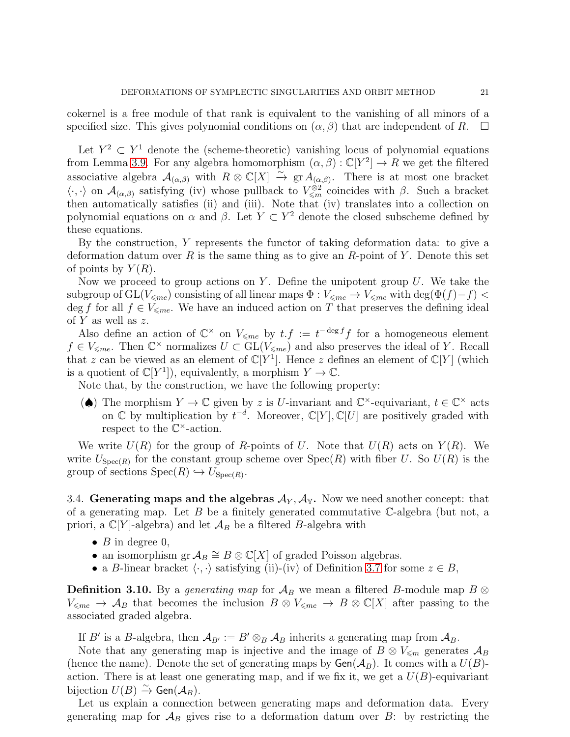cokernel is a free module of that rank is equivalent to the vanishing of all minors of a specified size. This gives polynomial conditions on $(\alpha, \beta)$ that are independent of $R$. $\square$

Let $Y^2 \subset Y^1$ denote the (scheme-theoretic) vanishing locus of polynomial equations from Lemma 3.9. For any algebra homomorphism $(\alpha, \beta) : \mathbb{C}[Y^2] \to R$ we get the filtered associative algebra $\mathcal{A}_{(\alpha,\beta)}$ with $R \otimes \mathbb{C}[X] \xrightarrow{\sim} \operatorname{gr} \mathcal{A}_{(\alpha,\beta)}$. There is at most one bracket $\langle \cdot, \cdot \rangle$ on $\mathcal{A}_{(\alpha,\beta)}$ satisfying (iv) whose pullback to $V_{\leqslant m}^{\otimes 2}$ coincides with $\beta$. Such a bracket then automatically satisfies (ii) and (iii). Note that (iv) translates into a collection on polynomial equations on $\alpha$ and $\beta$. Let $Y \subset Y^2$ denote the closed subscheme defined by these equations.

By the construction, $Y$ represents the functor of taking deformation data: to give a deformation datum over $R$ is the same thing as to give an $R$-point of $Y$. Denote this set of points by $Y(R)$.

Now we proceed to group actions on $Y$. Define the unipotent group $U$. We take the subgroup of $\mathrm{GL}(V_{\leqslant me})$ consisting of all linear maps $\Phi : V_{\leqslant me} \to V_{\leqslant me}$ with $\deg(\Phi(f) - f) < \deg f$ for all $f \in V_{\leqslant me}$. We have an induced action on $T$ that preserves the defining ideal of $Y$ as well as $z$.

Also define an action of $\mathbb{C}^\times$ on $V_{\leqslant me}$ by $t.f := t^{-\deg f} f$ for a homogeneous element $f \in V_{\leqslant me}$. Then $\mathbb{C}^\times$ normalizes $U \subset \mathrm{GL}(V_{\leqslant me})$ and also preserves the ideal of $Y$. Recall that $z$ can be viewed as an element of $\mathbb{C}[Y^1]$. Hence $z$ defines an element of $\mathbb{C}[Y]$ (which is a quotient of $\mathbb{C}[Y^1]$), equivalently, a morphism $Y \to \mathbb{C}$.

Note that, by the construction, we have the following property:

- (♠) The morphism $Y \to \mathbb{C}$ given by $z$ is $U$-invariant and $\mathbb{C}^\times$-equivariant, $t \in \mathbb{C}^\times$ acts on $\mathbb{C}$ by multiplication by $t^{-d}$. Moreover, $\mathbb{C}[Y], \mathbb{C}[U]$ are positively graded with respect to the $\mathbb{C}^\times$-action.

We write $U(R)$ for the group of $R$-points of $U$. Note that $U(R)$ acts on $Y(R)$. We write $U_{\mathrm{Spec}(R)}$ for the constant group scheme over $\mathrm{Spec}(R)$ with fiber $U$. So $U(R)$ is the group of sections $\mathrm{Spec}(R) \hookrightarrow U_{\mathrm{Spec}(R)}$.

### 3.4. Generating maps and the algebras $\mathcal{A}_Y, \mathcal{A}_{\mathbb{Y}}$.

Now we need another concept: that of a generating map. Let $B$ be a finitely generated commutative $\mathbb{C}$-algebra (but not, a priori, a $\mathbb{C}[Y]$-algebra) and let $\mathcal{A}_B$ be a filtered $B$-algebra with

- $B$ in degree 0,
- an isomorphism $\operatorname{gr} \mathcal{A}_B \cong B \otimes \mathbb{C}[X]$ of graded Poisson algebras.
- a $B$-linear bracket $\langle \cdot, \cdot \rangle$ satisfying (ii)-(iv) of Definition 3.7 for some $z \in B$,

**Definition 3.10.** By a *generating map* for $\mathcal{A}_B$ we mean a filtered $B$-module map $B \otimes V_{\leqslant me} \to \mathcal{A}_B$ that becomes the inclusion $B \otimes V_{\leqslant me} \to B \otimes \mathbb{C}[X]$ after passing to the associated graded algebra.

If $B'$ is a $B$-algebra, then $\mathcal{A}_{B'} := B' \otimes_B \mathcal{A}_B$ inherits a generating map from $\mathcal{A}_B$.

Note that any generating map is injective and the image of $B \otimes V_{\leqslant m}$ generates $\mathcal{A}_B$ (hence the name). Denote the set of generating maps by $\mathsf{Gen}(\mathcal{A}_B)$. It comes with a $U(B)$-action. There is at least one generating map, and if we fix it, we get a $U(B)$-equivariant bijection $U(B) \xrightarrow{\sim} \mathsf{Gen}(\mathcal{A}_B)$.

Let us explain a connection between generating maps and deformation data. Every generating map for $\mathcal{A}_B$ gives rise to a deformation datum over $B$: by restricting the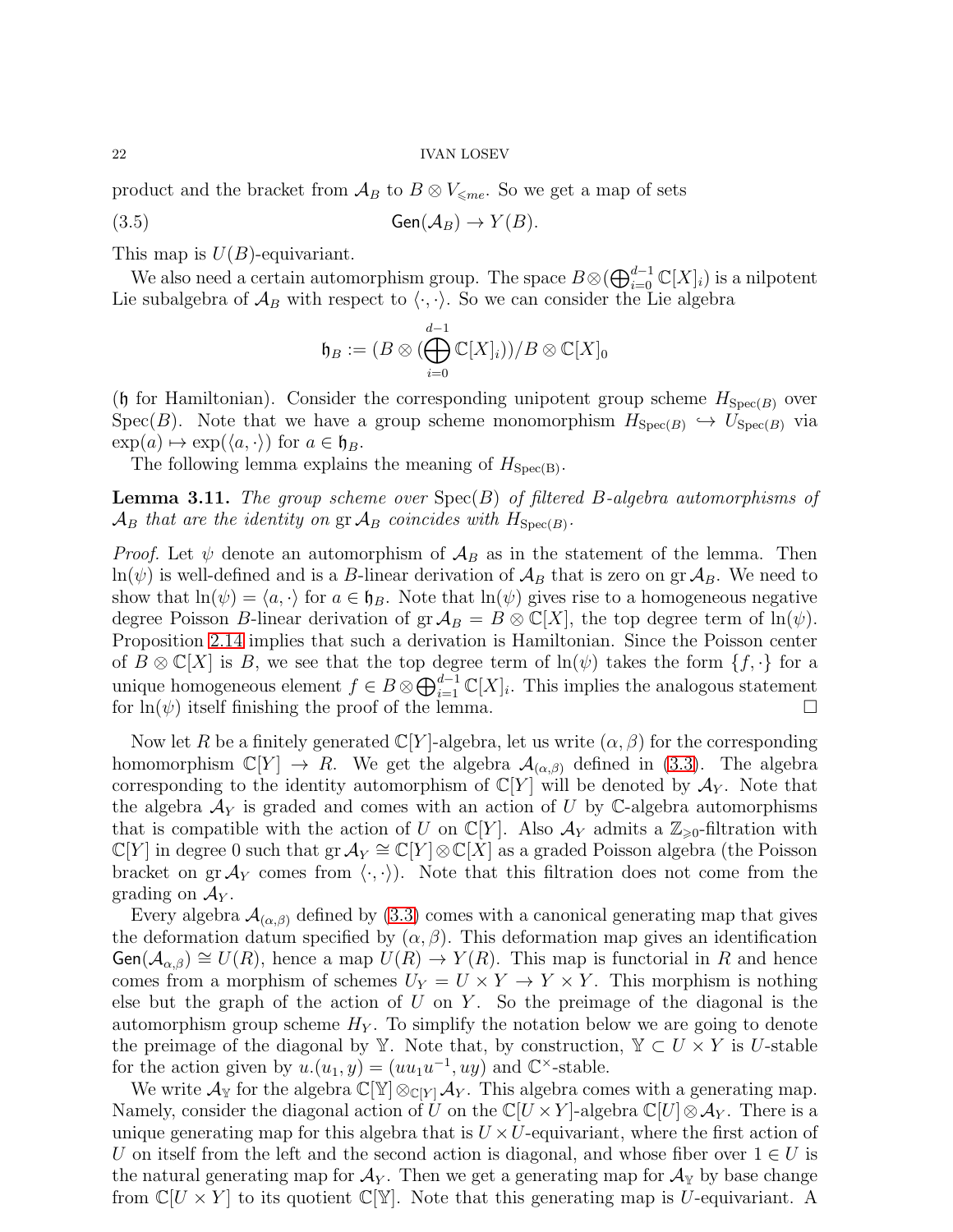product and the bracket from $\mathcal{A}_B$ to $B\otimes V_{\leqslant me}$. So we get a map of sets

$$\mathsf{Gen}(\mathcal{A}_B)\to Y(B). \tag{3.5}$$

This map is $U(B)$-equivariant.

We also need a certain automorphism group. The space $B\otimes(\bigoplus_{i=0}^{d-1}\mathbb{C}[X]_i)$ is a nilpotent Lie subalgebra of $\mathcal{A}_B$ with respect to $\langle\cdot,\cdot\rangle$. So we can consider the Lie algebra

$$\mathfrak{h}_B := (B\otimes(\bigoplus_{i=0}^{d-1}\mathbb{C}[X]_i))/B\otimes\mathbb{C}[X]_0$$

($\mathfrak{h}$ for Hamiltonian). Consider the corresponding unipotent group scheme $H_{\mathrm{Spec}(B)}$ over $\mathrm{Spec}(B)$. Note that we have a group scheme monomorphism $H_{\mathrm{Spec}(B)}\hookrightarrow U_{\mathrm{Spec}(B)}$ via $\exp(a)\mapsto \exp(\langle a,\cdot\rangle)$ for $a\in\mathfrak{h}_B$.

The following lemma explains the meaning of $H_{\mathrm{Spec(B)}}$.

**Lemma 3.11.** *The group scheme over* $\mathrm{Spec}(B)$ *of filtered* $B$*-algebra automorphisms of* $\mathcal{A}_B$ *that are the identity on* $\operatorname{gr}\mathcal{A}_B$ *coincides with* $H_{\mathrm{Spec}(B)}$.

*Proof.* Let $\psi$ denote an automorphism of $\mathcal{A}_B$ as in the statement of the lemma. Then $\ln(\psi)$ is well-defined and is a $B$-linear derivation of $\mathcal{A}_B$ that is zero on $\operatorname{gr}\mathcal{A}_B$. We need to show that $\ln(\psi)=\langle a,\cdot\rangle$ for $a\in\mathfrak{h}_B$. Note that $\ln(\psi)$ gives rise to a homogeneous negative degree Poisson $B$-linear derivation of $\operatorname{gr}\mathcal{A}_B = B\otimes\mathbb{C}[X]$, the top degree term of $\ln(\psi)$. Proposition 2.14 implies that such a derivation is Hamiltonian. Since the Poisson center of $B\otimes\mathbb{C}[X]$ is $B$, we see that the top degree term of $\ln(\psi)$ takes the form $\{f,\cdot\}$ for a unique homogeneous element $f\in B\otimes\bigoplus_{i=1}^{d-1}\mathbb{C}[X]_i$. This implies the analogous statement for $\ln(\psi)$ itself finishing the proof of the lemma. □

Now let $R$ be a finitely generated $\mathbb{C}[Y]$-algebra, let us write $(\alpha,\beta)$ for the corresponding homomorphism $\mathbb{C}[Y]\to R$. We get the algebra $\mathcal{A}_{(\alpha,\beta)}$ defined in (3.3). The algebra corresponding to the identity automorphism of $\mathbb{C}[Y]$ will be denoted by $\mathcal{A}_Y$. Note that the algebra $\mathcal{A}_Y$ is graded and comes with an action of $U$ by $\mathbb{C}$-algebra automorphisms that is compatible with the action of $U$ on $\mathbb{C}[Y]$. Also $\mathcal{A}_Y$ admits a $\mathbb{Z}_{\geqslant 0}$-filtration with $\mathbb{C}[Y]$ in degree 0 such that $\operatorname{gr}\mathcal{A}_Y\cong\mathbb{C}[Y]\otimes\mathbb{C}[X]$ as a graded Poisson algebra (the Poisson bracket on $\operatorname{gr}\mathcal{A}_Y$ comes from $\langle\cdot,\cdot\rangle$). Note that this filtration does not come from the grading on $\mathcal{A}_Y$.

Every algebra $\mathcal{A}_{(\alpha,\beta)}$ defined by (3.3) comes with a canonical generating map that gives the deformation datum specified by $(\alpha,\beta)$. This deformation map gives an identification $\mathsf{Gen}(\mathcal{A}_{\alpha,\beta})\cong U(R)$, hence a map $U(R)\to Y(R)$. This map is functorial in $R$ and hence comes from a morphism of schemes $U_Y = U\times Y\to Y\times Y$. This morphism is nothing else but the graph of the action of $U$ on $Y$. So the preimage of the diagonal is the automorphism group scheme $H_Y$. To simplify the notation below we are going to denote the preimage of the diagonal by $\mathbb{Y}$. Note that, by construction, $\mathbb{Y}\subset U\times Y$ is $U$-stable for the action given by $u.(u_1,y)=(uu_1u^{-1},uy)$ and $\mathbb{C}^\times$-stable.

We write $\mathcal{A}_{\mathbb{Y}}$ for the algebra $\mathbb{C}[\mathbb{Y}]\otimes_{\mathbb{C}[Y]}\mathcal{A}_Y$. This algebra comes with a generating map. Namely, consider the diagonal action of $U$ on the $\mathbb{C}[U\times Y]$-algebra $\mathbb{C}[U]\otimes\mathcal{A}_Y$. There is a unique generating map for this algebra that is $U\times U$-equivariant, where the first action of $U$ on itself from the left and the second action is diagonal, and whose fiber over $1\in U$ is the natural generating map for $\mathcal{A}_Y$. Then we get a generating map for $\mathcal{A}_{\mathbb{Y}}$ by base change from $\mathbb{C}[U\times Y]$ to its quotient $\mathbb{C}[\mathbb{Y}]$. Note that this generating map is $U$-equivariant. A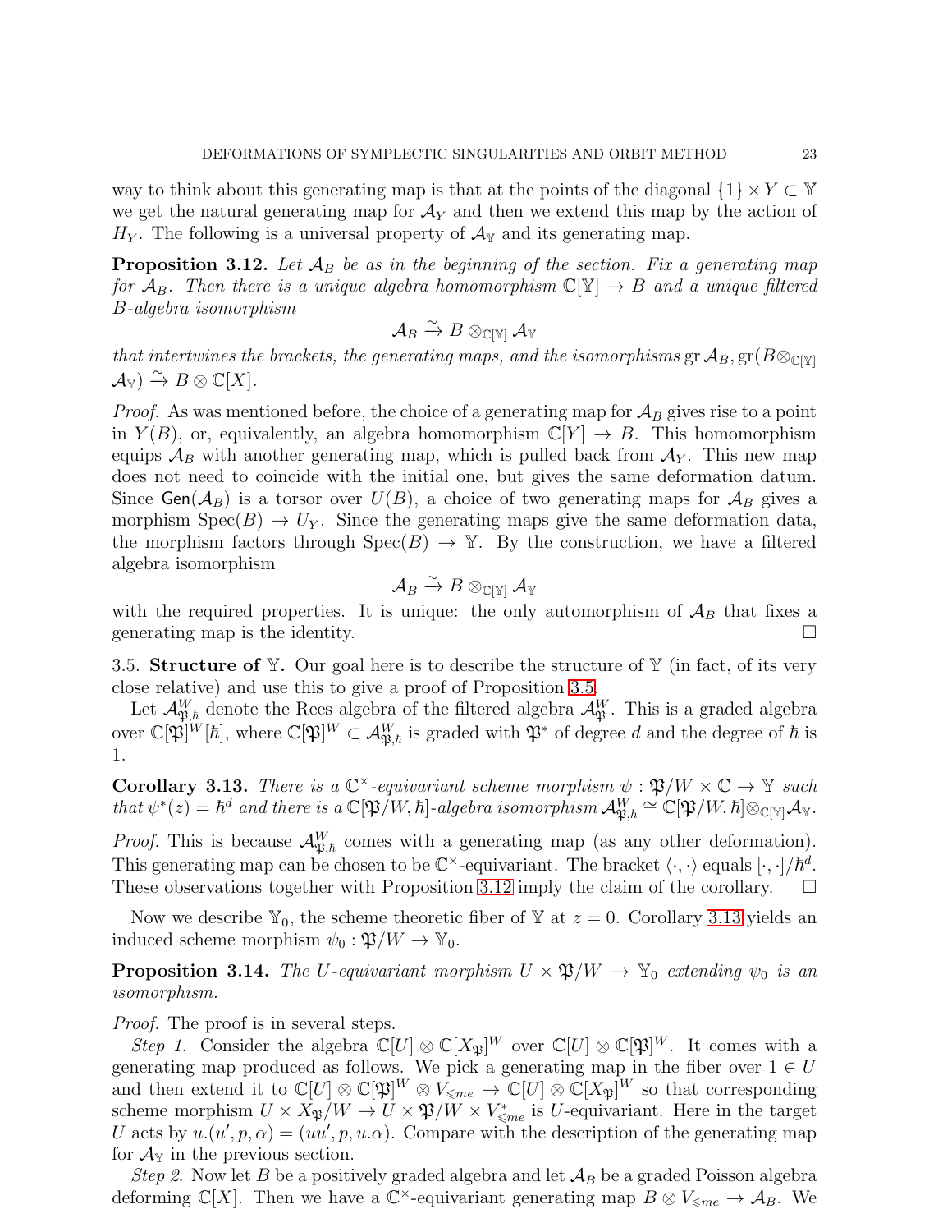way to think about this generating map is that at the points of the diagonal $\{1\} \times Y \subset \mathbb{Y}$ we get the natural generating map for $\mathcal{A}_Y$ and then we extend this map by the action of $H_Y$. The following is a universal property of $\mathcal{A}_{\mathbb{Y}}$ and its generating map.

**Proposition 3.12.** *Let $\mathcal{A}_B$ be as in the beginning of the section. Fix a generating map for $\mathcal{A}_B$. Then there is a unique algebra homomorphism $\mathbb{C}[\mathbb{Y}] \to B$ and a unique filtered $B$-algebra isomorphism*

$$\mathcal{A}_B \xrightarrow{\sim} B \otimes_{\mathbb{C}[\mathbb{Y}]} \mathcal{A}_{\mathbb{Y}}$$

*that intertwines the brackets, the generating maps, and the isomorphisms $\operatorname{gr} \mathcal{A}_B, \operatorname{gr}(B \otimes_{\mathbb{C}[\mathbb{Y}]} \mathcal{A}_{\mathbb{Y}}) \xrightarrow{\sim} B \otimes \mathbb{C}[X]$.*

*Proof.* As was mentioned before, the choice of a generating map for $\mathcal{A}_B$ gives rise to a point in $Y(B)$, or, equivalently, an algebra homomorphism $\mathbb{C}[Y] \to B$. This homomorphism equips $\mathcal{A}_B$ with another generating map, which is pulled back from $\mathcal{A}_Y$. This new map does not need to coincide with the initial one, but gives the same deformation datum. Since $\mathsf{Gen}(\mathcal{A}_B)$ is a torsor over $U(B)$, a choice of two generating maps for $\mathcal{A}_B$ gives a morphism $\operatorname{Spec}(B) \to U_Y$. Since the generating maps give the same deformation data, the morphism factors through $\operatorname{Spec}(B) \to \mathbb{Y}$. By the construction, we have a filtered algebra isomorphism

$$\mathcal{A}_B \xrightarrow{\sim} B \otimes_{\mathbb{C}[\mathbb{Y}]} \mathcal{A}_{\mathbb{Y}}$$

with the required properties. It is unique: the only automorphism of $\mathcal{A}_B$ that fixes a generating map is the identity. $\square$

## 3.5. Structure of $\mathbb{Y}$.

Our goal here is to describe the structure of $\mathbb{Y}$ (in fact, of its very close relative) and use this to give a proof of Proposition 3.5.

Let $\mathcal{A}^W_{\mathfrak{P},\hbar}$ denote the Rees algebra of the filtered algebra $\mathcal{A}^W_{\mathfrak{P}}$. This is a graded algebra over $\mathbb{C}[\mathfrak{P}]^W[\hbar]$, where $\mathbb{C}[\mathfrak{P}]^W \subset \mathcal{A}^W_{\mathfrak{P},\hbar}$ is graded with $\mathfrak{P}^*$ of degree $d$ and the degree of $\hbar$ is 1.

**Corollary 3.13.** *There is a $\mathbb{C}^\times$-equivariant scheme morphism $\psi : \mathfrak{P}/W \times \mathbb{C} \to \mathbb{Y}$ such that $\psi^*(z) = \hbar^d$ and there is a $\mathbb{C}[\mathfrak{P}/W, \hbar]$-algebra isomorphism $\mathcal{A}^W_{\mathfrak{P},\hbar} \cong \mathbb{C}[\mathfrak{P}/W, \hbar] \otimes_{\mathbb{C}[\mathbb{Y}]} \mathcal{A}_{\mathbb{Y}}$.*

*Proof.* This is because $\mathcal{A}^W_{\mathfrak{P},\hbar}$ comes with a generating map (as any other deformation). This generating map can be chosen to be $\mathbb{C}^\times$-equivariant. The bracket $\langle \cdot, \cdot \rangle$ equals $[\cdot, \cdot]/\hbar^d$. These observations together with Proposition 3.12 imply the claim of the corollary. $\square$

Now we describe $\mathbb{Y}_0$, the scheme theoretic fiber of $\mathbb{Y}$ at $z = 0$. Corollary 3.13 yields an induced scheme morphism $\psi_0 : \mathfrak{P}/W \to \mathbb{Y}_0$.

**Proposition 3.14.** *The $U$-equivariant morphism $U \times \mathfrak{P}/W \to \mathbb{Y}_0$ extending $\psi_0$ is an isomorphism.*

*Proof.* The proof is in several steps.

*Step 1.* Consider the algebra $\mathbb{C}[U] \otimes \mathbb{C}[X_{\mathfrak{P}}]^W$ over $\mathbb{C}[U] \otimes \mathbb{C}[\mathfrak{P}]^W$. It comes with a generating map produced as follows. We pick a generating map in the fiber over $1 \in U$ and then extend it to $\mathbb{C}[U] \otimes \mathbb{C}[\mathfrak{P}]^W \otimes V_{\leqslant me} \to \mathbb{C}[U] \otimes \mathbb{C}[X_{\mathfrak{P}}]^W$ so that corresponding scheme morphism $U \times X_{\mathfrak{P}}/W \to U \times \mathfrak{P}/W \times V^*_{\leqslant me}$ is $U$-equivariant. Here in the target $U$ acts by $u.(u', p, \alpha) = (uu', p, u.\alpha)$. Compare with the description of the generating map for $\mathcal{A}_{\mathbb{Y}}$ in the previous section.

*Step 2.* Now let $B$ be a positively graded algebra and let $\mathcal{A}_B$ be a graded Poisson algebra deforming $\mathbb{C}[X]$. Then we have a $\mathbb{C}^\times$-equivariant generating map $B \otimes V_{\leqslant me} \to \mathcal{A}_B$. We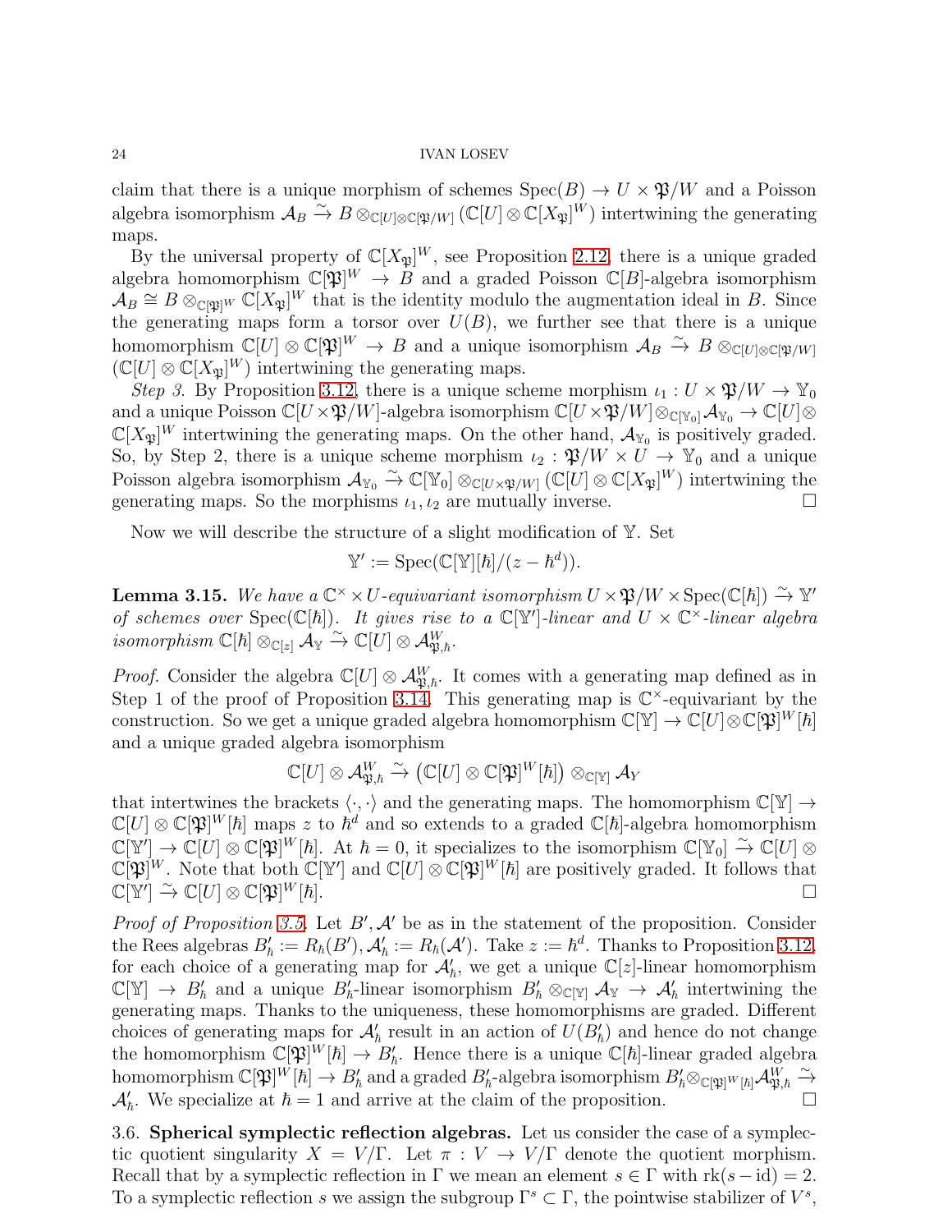claim that there is a unique morphism of schemes $\operatorname{Spec}(B) \to U \times \mathfrak{P}/W$ and a Poisson algebra isomorphism $\mathcal{A}_B \xrightarrow{\sim} B \otimes_{\mathbb{C}[U]\otimes\mathbb{C}[\mathfrak{P}/W]} (\mathbb{C}[U] \otimes \mathbb{C}[X_{\mathfrak{P}}]^W)$ intertwining the generating maps.

By the universal property of $\mathbb{C}[X_{\mathfrak{P}}]^W$, see Proposition 2.12, there is a unique graded algebra homomorphism $\mathbb{C}[\mathfrak{P}]^W \to B$ and a graded Poisson $\mathbb{C}[B]$-algebra isomorphism $\mathcal{A}_B \cong B \otimes_{\mathbb{C}[\mathfrak{P}]^W} \mathbb{C}[X_{\mathfrak{P}}]^W$ that is the identity modulo the augmentation ideal in $B$. Since the generating maps form a torsor over $U(B)$, we further see that there is a unique homomorphism $\mathbb{C}[U] \otimes \mathbb{C}[\mathfrak{P}]^W \to B$ and a unique isomorphism $\mathcal{A}_B \xrightarrow{\sim} B \otimes_{\mathbb{C}[U]\otimes\mathbb{C}[\mathfrak{P}/W]} (\mathbb{C}[U] \otimes \mathbb{C}[X_{\mathfrak{P}}]^W)$ intertwining the generating maps.

*Step 3.* By Proposition 3.12, there is a unique scheme morphism $\iota_1 : U \times \mathfrak{P}/W \to \mathbb{Y}_0$ and a unique Poisson $\mathbb{C}[U\times\mathfrak{P}/W]$-algebra isomorphism $\mathbb{C}[U\times\mathfrak{P}/W]\otimes_{\mathbb{C}[\mathbb{Y}_0]}\mathcal{A}_{\mathbb{Y}_0} \to \mathbb{C}[U]\otimes \mathbb{C}[X_{\mathfrak{P}}]^W$ intertwining the generating maps. On the other hand, $\mathcal{A}_{\mathbb{Y}_0}$ is positively graded. So, by Step 2, there is a unique scheme morphism $\iota_2 : \mathfrak{P}/W \times U \to \mathbb{Y}_0$ and a unique Poisson algebra isomorphism $\mathcal{A}_{\mathbb{Y}_0} \xrightarrow{\sim} \mathbb{C}[\mathbb{Y}_0] \otimes_{\mathbb{C}[U\times\mathfrak{P}/W]} (\mathbb{C}[U] \otimes \mathbb{C}[X_{\mathfrak{P}}]^W)$ intertwining the generating maps. So the morphisms $\iota_1, \iota_2$ are mutually inverse. $\square$

Now we will describe the structure of a slight modification of $\mathbb{Y}$. Set

$$\mathbb{Y}' := \operatorname{Spec}(\mathbb{C}[\mathbb{Y}][\hbar]/(z - \hbar^d)).$$

**Lemma 3.15.** *We have a $\mathbb{C}^\times \times U$-equivariant isomorphism $U \times \mathfrak{P}/W \times \operatorname{Spec}(\mathbb{C}[\hbar]) \xrightarrow{\sim} \mathbb{Y}'$ of schemes over $\operatorname{Spec}(\mathbb{C}[\hbar])$. It gives rise to a $\mathbb{C}[\mathbb{Y}']$-linear and $U \times \mathbb{C}^\times$-linear algebra isomorphism $\mathbb{C}[\hbar] \otimes_{\mathbb{C}[z]} \mathcal{A}_{\mathbb{Y}} \xrightarrow{\sim} \mathbb{C}[U] \otimes \mathcal{A}^W_{\mathfrak{P},\hbar}$.*

*Proof.* Consider the algebra $\mathbb{C}[U] \otimes \mathcal{A}^W_{\mathfrak{P},\hbar}$. It comes with a generating map defined as in Step 1 of the proof of Proposition 3.14. This generating map is $\mathbb{C}^\times$-equivariant by the construction. So we get a unique graded algebra homomorphism $\mathbb{C}[\mathbb{Y}] \to \mathbb{C}[U]\otimes\mathbb{C}[\mathfrak{P}]^W[\hbar]$ and a unique graded algebra isomorphism

$$\mathbb{C}[U] \otimes \mathcal{A}^W_{\mathfrak{P},\hbar} \xrightarrow{\sim} \left(\mathbb{C}[U] \otimes \mathbb{C}[\mathfrak{P}]^W[\hbar]\right) \otimes_{\mathbb{C}[\mathbb{Y}]} \mathcal{A}_Y$$

that intertwines the brackets $\langle\cdot,\cdot\rangle$ and the generating maps. The homomorphism $\mathbb{C}[\mathbb{Y}] \to \mathbb{C}[U] \otimes \mathbb{C}[\mathfrak{P}]^W[\hbar]$ maps $z$ to $\hbar^d$ and so extends to a graded $\mathbb{C}[\hbar]$-algebra homomorphism $\mathbb{C}[\mathbb{Y}'] \to \mathbb{C}[U] \otimes \mathbb{C}[\mathfrak{P}]^W[\hbar]$. At $\hbar = 0$, it specializes to the isomorphism $\mathbb{C}[\mathbb{Y}_0] \xrightarrow{\sim} \mathbb{C}[U] \otimes \mathbb{C}[\mathfrak{P}]^W$. Note that both $\mathbb{C}[\mathbb{Y}']$ and $\mathbb{C}[U] \otimes \mathbb{C}[\mathfrak{P}]^W[\hbar]$ are positively graded. It follows that $\mathbb{C}[\mathbb{Y}'] \xrightarrow{\sim} \mathbb{C}[U] \otimes \mathbb{C}[\mathfrak{P}]^W[\hbar]$. $\square$

*Proof of Proposition 3.5.* Let $B', \mathcal{A}'$ be as in the statement of the proposition. Consider the Rees algebras $B'_\hbar := R_\hbar(B'), \mathcal{A}'_\hbar := R_\hbar(\mathcal{A}')$. Take $z := \hbar^d$. Thanks to Proposition 3.12, for each choice of a generating map for $\mathcal{A}'_\hbar$, we get a unique $\mathbb{C}[z]$-linear homomorphism $\mathbb{C}[\mathbb{Y}] \to B'_\hbar$ and a unique $B'_\hbar$-linear isomorphism $B'_\hbar \otimes_{\mathbb{C}[\mathbb{Y}]} \mathcal{A}_{\mathbb{Y}} \to \mathcal{A}'_\hbar$ intertwining the generating maps. Thanks to the uniqueness, these homomorphisms are graded. Different choices of generating maps for $\mathcal{A}'_\hbar$ result in an action of $U(B'_\hbar)$ and hence do not change the homomorphism $\mathbb{C}[\mathfrak{P}]^W[\hbar] \to B'_\hbar$. Hence there is a unique $\mathbb{C}[\hbar]$-linear graded algebra homomorphism $\mathbb{C}[\mathfrak{P}]^W[\hbar] \to B'_\hbar$ and a graded $B'_\hbar$-algebra isomorphism $B'_\hbar \otimes_{\mathbb{C}[\mathfrak{P}]^W[\hbar]} \mathcal{A}^W_{\mathfrak{P},\hbar} \xrightarrow{\sim} \mathcal{A}'_\hbar$. We specialize at $\hbar = 1$ and arrive at the claim of the proposition. $\square$

3.6. **Spherical symplectic reflection algebras.** Let us consider the case of a symplectic quotient singularity $X = V/\Gamma$. Let $\pi : V \to V/\Gamma$ denote the quotient morphism. Recall that by a symplectic reflection in $\Gamma$ we mean an element $s \in \Gamma$ with $\operatorname{rk}(s - \mathrm{id}) = 2$. To a symplectic reflection $s$ we assign the subgroup $\Gamma^s \subset \Gamma$, the pointwise stabilizer of $V^s$,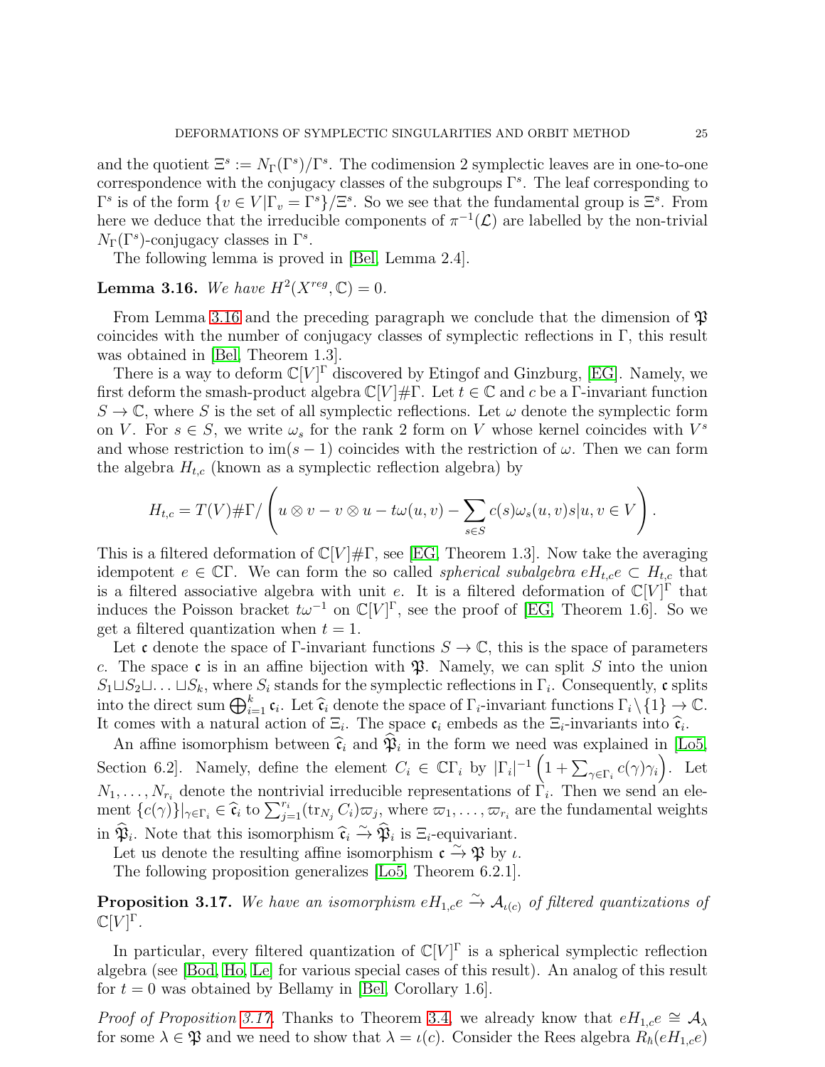and the quotient $\Xi^s := N_\Gamma(\Gamma^s)/\Gamma^s$. The codimension 2 symplectic leaves are in one-to-one correspondence with the conjugacy classes of the subgroups $\Gamma^s$. The leaf corresponding to $\Gamma^s$ is of the form $\{v \in V | \Gamma_v = \Gamma^s\}/\Xi^s$. So we see that the fundamental group is $\Xi^s$. From here we deduce that the irreducible components of $\pi^{-1}(\mathcal{L})$ are labelled by the non-trivial $N_\Gamma(\Gamma^s)$-conjugacy classes in $\Gamma^s$.

The following lemma is proved in [Bel, Lemma 2.4].

**Lemma 3.16.** *We have $H^2(X^{reg}, \mathbb{C}) = 0$.*

From Lemma 3.16 and the preceding paragraph we conclude that the dimension of $\mathfrak{P}$ coincides with the number of conjugacy classes of symplectic reflections in $\Gamma$, this result was obtained in [Bel, Theorem 1.3].

There is a way to deform $\mathbb{C}[V]^\Gamma$ discovered by Etingof and Ginzburg, [EG]. Namely, we first deform the smash-product algebra $\mathbb{C}[V]\#\Gamma$. Let $t \in \mathbb{C}$ and $c$ be a $\Gamma$-invariant function $S \to \mathbb{C}$, where $S$ is the set of all symplectic reflections. Let $\omega$ denote the symplectic form on $V$. For $s \in S$, we write $\omega_s$ for the rank 2 form on $V$ whose kernel coincides with $V^s$ and whose restriction to $\operatorname{im}(s-1)$ coincides with the restriction of $\omega$. Then we can form the algebra $H_{t,c}$ (known as a symplectic reflection algebra) by

$$H_{t,c} = T(V)\#\Gamma / \left( u \otimes v - v \otimes u - t\omega(u,v) - \sum_{s \in S} c(s)\omega_s(u,v)s | u, v \in V \right).$$

This is a filtered deformation of $\mathbb{C}[V]\#\Gamma$, see [EG, Theorem 1.3]. Now take the averaging idempotent $e \in \mathbb{C}\Gamma$. We can form the so called *spherical subalgebra* $eH_{t,c}e \subset H_{t,c}$ that is a filtered associative algebra with unit $e$. It is a filtered deformation of $\mathbb{C}[V]^\Gamma$ that induces the Poisson bracket $t\omega^{-1}$ on $\mathbb{C}[V]^\Gamma$, see the proof of [EG, Theorem 1.6]. So we get a filtered quantization when $t = 1$.

Let $\mathfrak{c}$ denote the space of $\Gamma$-invariant functions $S \to \mathbb{C}$, this is the space of parameters $c$. The space $\mathfrak{c}$ is in an affine bijection with $\mathfrak{P}$. Namely, we can split $S$ into the union $S_1 \sqcup S_2 \sqcup \ldots \sqcup S_k$, where $S_i$ stands for the symplectic reflections in $\Gamma_i$. Consequently, $\mathfrak{c}$ splits into the direct sum $\bigoplus_{i=1}^k \mathfrak{c}_i$. Let $\widehat{\mathfrak{c}}_i$ denote the space of $\Gamma_i$-invariant functions $\Gamma_i \setminus \{1\} \to \mathbb{C}$. It comes with a natural action of $\Xi_i$. The space $\mathfrak{c}_i$ embeds as the $\Xi_i$-invariants into $\widehat{\mathfrak{c}}_i$.

An affine isomorphism between $\widehat{\mathfrak{c}}_i$ and $\widehat{\mathfrak{P}}_i$ in the form we need was explained in [Lo5, Section 6.2]. Namely, define the element $C_i \in \mathbb{C}\Gamma_i$ by $|\Gamma_i|^{-1}\left(1 + \sum_{\gamma \in \Gamma_i} c(\gamma)\gamma_i\right)$. Let $N_1, \ldots, N_{r_i}$ denote the nontrivial irreducible representations of $\Gamma_i$. Then we send an element $\{c(\gamma)\}|_{\gamma \in \Gamma_i} \in \widehat{\mathfrak{c}}_i$ to $\sum_{j=1}^{r_i} (\operatorname{tr}_{N_j} C_i)\varpi_j$, where $\varpi_1, \ldots, \varpi_{r_i}$ are the fundamental weights in $\widehat{\mathfrak{P}}_i$. Note that this isomorphism $\widehat{\mathfrak{c}}_i \xrightarrow{\sim} \widehat{\mathfrak{P}}_i$ is $\Xi_i$-equivariant.

Let us denote the resulting affine isomorphism $\mathfrak{c} \xrightarrow{\sim} \mathfrak{P}$ by $\iota$.

The following proposition generalizes [Lo5, Theorem 6.2.1].

**Proposition 3.17.** *We have an isomorphism $eH_{1,c}e \xrightarrow{\sim} \mathcal{A}_{\iota(c)}$ of filtered quantizations of $\mathbb{C}[V]^\Gamma$.*

In particular, every filtered quantization of $\mathbb{C}[V]^\Gamma$ is a spherical symplectic reflection algebra (see [Bod, Ho, Le] for various special cases of this result). An analog of this result for $t = 0$ was obtained by Bellamy in [Bel, Corollary 1.6].

*Proof of Proposition 3.17.* Thanks to Theorem 3.4, we already know that $eH_{1,c}e \cong \mathcal{A}_\lambda$ for some $\lambda \in \mathfrak{P}$ and we need to show that $\lambda = \iota(c)$. Consider the Rees algebra $R_\hbar(eH_{1,c}e)$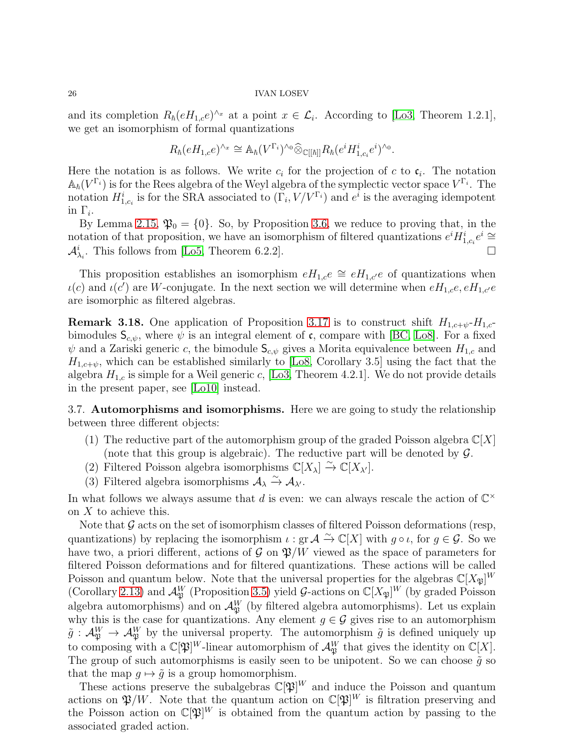and its completion $R_\hbar(eH_{1,c}e)^{\wedge_x}$ at a point $x \in \mathcal{L}_i$. According to [Lo3, Theorem 1.2.1], we get an isomorphism of formal quantizations

$$R_\hbar(eH_{1,c}e)^{\wedge_x} \cong \mathbb{A}_\hbar(V^{\Gamma_i})^{\wedge_0}\widehat{\otimes}_{\mathbb{C}[[\hbar]]}R_\hbar(e^iH^i_{1,c_i}e^i)^{\wedge_0}.$$

Here the notation is as follows. We write $c_i$ for the projection of $c$ to $\mathfrak{c}_i$. The notation $\mathbb{A}_\hbar(V^{\Gamma_i})$ is for the Rees algebra of the Weyl algebra of the symplectic vector space $V^{\Gamma_i}$. The notation $H^i_{1,c_i}$ is for the SRA associated to $(\Gamma_i, V/V^{\Gamma_i})$ and $e^i$ is the averaging idempotent in $\Gamma_i$.

By Lemma 2.15, $\mathfrak{P}_0 = \{0\}$. So, by Proposition 3.6, we reduce to proving that, in the notation of that proposition, we have an isomorphism of filtered quantizations $e^iH^i_{1,c_i}e^i \cong \mathcal{A}^i_{\lambda_i}$. This follows from [Lo5, Theorem 6.2.2]. □

This proposition establishes an isomorphism $eH_{1,c}e \cong eH_{1,c'}e$ of quantizations when $\iota(c)$ and $\iota(c')$ are $W$-conjugate. In the next section we will determine when $eH_{1,c}e, eH_{1,c'}e$ are isomorphic as filtered algebras.

**Remark 3.18.** One application of Proposition 3.17 is to construct shift $H_{1,c+\psi}$-$H_{1,c}$-bimodules $\mathsf{S}_{c,\psi}$, where $\psi$ is an integral element of $\mathfrak{c}$, compare with [BC, Lo8]. For a fixed $\psi$ and a Zariski generic $c$, the bimodule $\mathsf{S}_{c,\psi}$ gives a Morita equivalence between $H_{1,c}$ and $H_{1,c+\psi}$, which can be established similarly to [Lo8, Corollary 3.5] using the fact that the algebra $H_{1,c}$ is simple for a Weil generic $c$, [Lo3, Theorem 4.2.1]. We do not provide details in the present paper, see [Lo10] instead.

## 3.7. Automorphisms and isomorphisms.

Here we are going to study the relationship between three different objects:

1. The reductive part of the automorphism group of the graded Poisson algebra $\mathbb{C}[X]$ (note that this group is algebraic). The reductive part will be denoted by $\mathcal{G}$.
2. Filtered Poisson algebra isomorphisms $\mathbb{C}[X_\lambda] \xrightarrow{\sim} \mathbb{C}[X_{\lambda'}]$.
3. Filtered algebra isomorphisms $\mathcal{A}_\lambda \xrightarrow{\sim} \mathcal{A}_{\lambda'}$.

In what follows we always assume that $d$ is even: we can always rescale the action of $\mathbb{C}^\times$ on $X$ to achieve this.

Note that $\mathcal{G}$ acts on the set of isomorphism classes of filtered Poisson deformations (resp, quantizations) by replacing the isomorphism $\iota : \operatorname{gr}\mathcal{A} \xrightarrow{\sim} \mathbb{C}[X]$ with $g \circ \iota$, for $g \in \mathcal{G}$. So we have two, a priori different, actions of $\mathcal{G}$ on $\mathfrak{P}/W$ viewed as the space of parameters for filtered Poisson deformations and for filtered quantizations. These actions will be called Poisson and quantum below. Note that the universal properties for the algebras $\mathbb{C}[X_\mathfrak{P}]^W$ (Corollary 2.13) and $\mathcal{A}^W_\mathfrak{P}$ (Proposition 3.5) yield $\mathcal{G}$-actions on $\mathbb{C}[X_\mathfrak{P}]^W$ (by graded Poisson algebra automorphisms) and on $\mathcal{A}^W_\mathfrak{P}$ (by filtered algebra automorphisms). Let us explain why this is the case for quantizations. Any element $g \in \mathcal{G}$ gives rise to an automorphism $\tilde{g} : \mathcal{A}^W_\mathfrak{P} \to \mathcal{A}^W_\mathfrak{P}$ by the universal property. The automorphism $\tilde{g}$ is defined uniquely up to composing with a $\mathbb{C}[\mathfrak{P}]^W$-linear automorphism of $\mathcal{A}^W_\mathfrak{P}$ that gives the identity on $\mathbb{C}[X]$. The group of such automorphisms is easily seen to be unipotent. So we can choose $\tilde{g}$ so that the map $g \mapsto \tilde{g}$ is a group homomorphism.

These actions preserve the subalgebras $\mathbb{C}[\mathfrak{P}]^W$ and induce the Poisson and quantum actions on $\mathfrak{P}/W$. Note that the quantum action on $\mathbb{C}[\mathfrak{P}]^W$ is filtration preserving and the Poisson action on $\mathbb{C}[\mathfrak{P}]^W$ is obtained from the quantum action by passing to the associated graded action.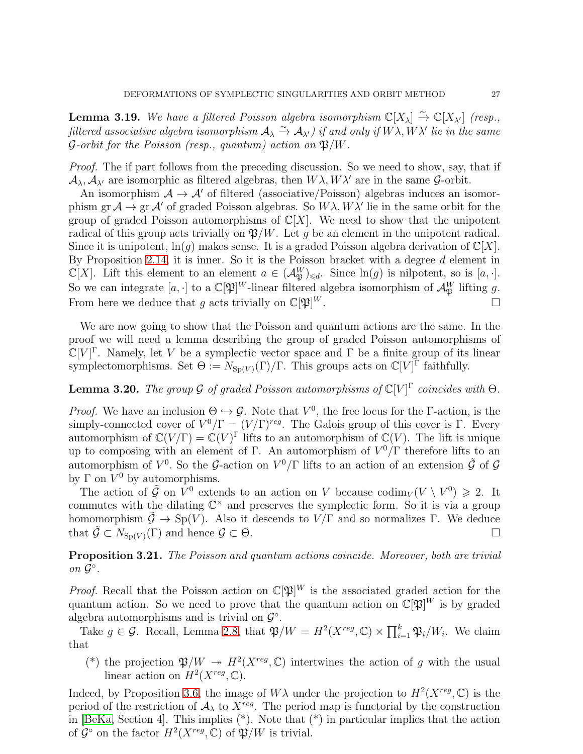**Lemma 3.19.** *We have a filtered Poisson algebra isomorphism $\mathbb{C}[X_\lambda] \xrightarrow{\sim} \mathbb{C}[X_{\lambda'}]$ (resp., filtered associative algebra isomorphism $\mathcal{A}_\lambda \xrightarrow{\sim} \mathcal{A}_{\lambda'}$) if and only if $W\lambda, W\lambda'$ lie in the same $\mathcal{G}$-orbit for the Poisson (resp., quantum) action on $\mathfrak{P}/W$.*

*Proof.* The if part follows from the preceding discussion. So we need to show, say, that if $\mathcal{A}_\lambda, \mathcal{A}_{\lambda'}$ are isomorphic as filtered algebras, then $W\lambda, W\lambda'$ are in the same $\mathcal{G}$-orbit.

An isomorphism $\mathcal{A} \to \mathcal{A}'$ of filtered (associative/Poisson) algebras induces an isomorphism $\operatorname{gr}\mathcal{A} \to \operatorname{gr}\mathcal{A}'$ of graded Poisson algebras. So $W\lambda, W\lambda'$ lie in the same orbit for the group of graded Poisson automorphisms of $\mathbb{C}[X]$. We need to show that the unipotent radical of this group acts trivially on $\mathfrak{P}/W$. Let $g$ be an element in the unipotent radical. Since it is unipotent, $\ln(g)$ makes sense. It is a graded Poisson algebra derivation of $\mathbb{C}[X]$. By Proposition 2.14, it is inner. So it is the Poisson bracket with a degree $d$ element in $\mathbb{C}[X]$. Lift this element to an element $a \in (\mathcal{A}_{\mathfrak{P}}^W)_{\leqslant d}$. Since $\ln(g)$ is nilpotent, so is $[a,\cdot]$. So we can integrate $[a,\cdot]$ to a $\mathbb{C}[\mathfrak{P}]^W$-linear filtered algebra isomorphism of $\mathcal{A}_{\mathfrak{P}}^W$ lifting $g$. From here we deduce that $g$ acts trivially on $\mathbb{C}[\mathfrak{P}]^W$. $\square$

We are now going to show that the Poisson and quantum actions are the same. In the proof we will need a lemma describing the group of graded Poisson automorphisms of $\mathbb{C}[V]^\Gamma$. Namely, let $V$ be a symplectic vector space and $\Gamma$ be a finite group of its linear symplectomorphisms. Set $\Theta := N_{\mathrm{Sp}(V)}(\Gamma)/\Gamma$. This groups acts on $\mathbb{C}[V]^\Gamma$ faithfully.

**Lemma 3.20.** *The group $\mathcal{G}$ of graded Poisson automorphisms of $\mathbb{C}[V]^\Gamma$ coincides with $\Theta$.*

*Proof.* We have an inclusion $\Theta \hookrightarrow \mathcal{G}$. Note that $V^0$, the free locus for the $\Gamma$-action, is the simply-connected cover of $V^0/\Gamma = (V/\Gamma)^{reg}$. The Galois group of this cover is $\Gamma$. Every automorphism of $\mathbb{C}(V/\Gamma) = \mathbb{C}(V)^\Gamma$ lifts to an automorphism of $\mathbb{C}(V)$. The lift is unique up to composing with an element of $\Gamma$. An automorphism of $V^0/\Gamma$ therefore lifts to an automorphism of $V^0$. So the $\mathcal{G}$-action on $V^0/\Gamma$ lifts to an action of an extension $\tilde{\mathcal{G}}$ of $\mathcal{G}$ by $\Gamma$ on $V^0$ by automorphisms.

The action of $\tilde{\mathcal{G}}$ on $V^0$ extends to an action on $V$ because $\operatorname{codim}_V(V \setminus V^0) \geqslant 2$. It commutes with the dilating $\mathbb{C}^\times$ and preserves the symplectic form. So it is via a group homomorphism $\tilde{\mathcal{G}} \to \mathrm{Sp}(V)$. Also it descends to $V/\Gamma$ and so normalizes $\Gamma$. We deduce that $\tilde{\mathcal{G}} \subset N_{\mathrm{Sp}(V)}(\Gamma)$ and hence $\mathcal{G} \subset \Theta$. $\square$

**Proposition 3.21.** *The Poisson and quantum actions coincide. Moreover, both are trivial on $\mathcal{G}^\circ$.*

*Proof.* Recall that the Poisson action on $\mathbb{C}[\mathfrak{P}]^W$ is the associated graded action for the quantum action. So we need to prove that the quantum action on $\mathbb{C}[\mathfrak{P}]^W$ is by graded algebra automorphisms and is trivial on $\mathcal{G}^\circ$.

Take $g \in \mathcal{G}$. Recall, Lemma 2.8, that $\mathfrak{P}/W = H^2(X^{reg}, \mathbb{C}) \times \prod_{i=1}^k \mathfrak{P}_i/W_i$. We claim that

(*) the projection $\mathfrak{P}/W \twoheadrightarrow H^2(X^{reg}, \mathbb{C})$ intertwines the action of $g$ with the usual linear action on $H^2(X^{reg}, \mathbb{C})$.

Indeed, by Proposition 3.6, the image of $W\lambda$ under the projection to $H^2(X^{reg}, \mathbb{C})$ is the period of the restriction of $\mathcal{A}_\lambda$ to $X^{reg}$. The period map is functorial by the construction in [BeKa, Section 4]. This implies (*). Note that (*) in particular implies that the action of $\mathcal{G}^\circ$ on the factor $H^2(X^{reg}, \mathbb{C})$ of $\mathfrak{P}/W$ is trivial.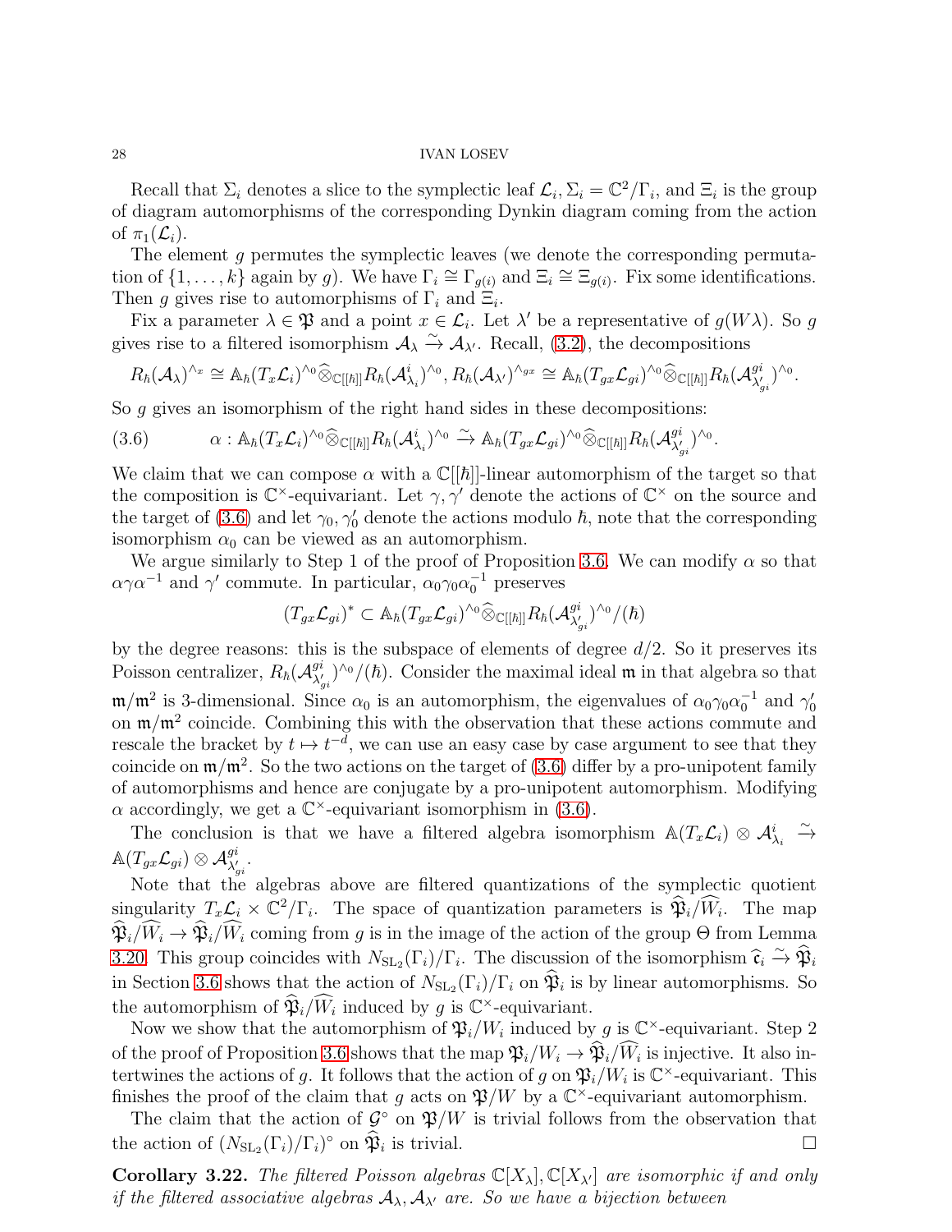Recall that $\Sigma_i$ denotes a slice to the symplectic leaf $\mathcal{L}_i$, $\Sigma_i = \mathbb{C}^2/\Gamma_i$, and $\Xi_i$ is the group of diagram automorphisms of the corresponding Dynkin diagram coming from the action of $\pi_1(\mathcal{L}_i)$.

The element $g$ permutes the symplectic leaves (we denote the corresponding permutation of $\{1,\ldots,k\}$ again by $g$). We have $\Gamma_i \cong \Gamma_{g(i)}$ and $\Xi_i \cong \Xi_{g(i)}$. Fix some identifications. Then $g$ gives rise to automorphisms of $\Gamma_i$ and $\Xi_i$.

Fix a parameter $\lambda \in \mathfrak{P}$ and a point $x \in \mathcal{L}_i$. Let $\lambda'$ be a representative of $g(W\lambda)$. So $g$ gives rise to a filtered isomorphism $\mathcal{A}_\lambda \xrightarrow{\sim} \mathcal{A}_{\lambda'}$. Recall, (3.2), the decompositions

$$R_\hbar(\mathcal{A}_\lambda)^{\wedge_x} \cong \mathbb{A}_\hbar(T_x\mathcal{L}_i)^{\wedge_0}\widehat{\otimes}_{\mathbb{C}[[\hbar]]}R_\hbar(\mathcal{A}^i_{\lambda_i})^{\wedge_0}, R_\hbar(\mathcal{A}_{\lambda'})^{\wedge_{gx}} \cong \mathbb{A}_\hbar(T_{gx}\mathcal{L}_{gi})^{\wedge_0}\widehat{\otimes}_{\mathbb{C}[[\hbar]]}R_\hbar(\mathcal{A}^{gi}_{\lambda'_{gi}})^{\wedge_0}.$$

So $g$ gives an isomorphism of the right hand sides in these decompositions:

$$\alpha : \mathbb{A}_\hbar(T_x\mathcal{L}_i)^{\wedge_0}\widehat{\otimes}_{\mathbb{C}[[\hbar]]}R_\hbar(\mathcal{A}^i_{\lambda_i})^{\wedge_0} \xrightarrow{\sim} \mathbb{A}_\hbar(T_{gx}\mathcal{L}_{gi})^{\wedge_0}\widehat{\otimes}_{\mathbb{C}[[\hbar]]}R_\hbar(\mathcal{A}^{gi}_{\lambda'_{gi}})^{\wedge_0}. \tag{3.6}$$

We claim that we can compose $\alpha$ with a $\mathbb{C}[[\hbar]]$-linear automorphism of the target so that the composition is $\mathbb{C}^\times$-equivariant. Let $\gamma,\gamma'$ denote the actions of $\mathbb{C}^\times$ on the source and the target of (3.6) and let $\gamma_0,\gamma_0'$ denote the actions modulo $\hbar$, note that the corresponding isomorphism $\alpha_0$ can be viewed as an automorphism.

We argue similarly to Step 1 of the proof of Proposition 3.6. We can modify $\alpha$ so that $\alpha\gamma\alpha^{-1}$ and $\gamma'$ commute. In particular, $\alpha_0\gamma_0\alpha_0^{-1}$ preserves

$$(T_{gx}\mathcal{L}_{gi})^* \subset \mathbb{A}_\hbar(T_{gx}\mathcal{L}_{gi})^{\wedge_0}\widehat{\otimes}_{\mathbb{C}[[\hbar]]}R_\hbar(\mathcal{A}^{gi}_{\lambda'_{gi}})^{\wedge_0}/(\hbar)$$

by the degree reasons: this is the subspace of elements of degree $d/2$. So it preserves its Poisson centralizer, $R_\hbar(\mathcal{A}^{gi}_{\lambda'_{gi}})^{\wedge_0}/(\hbar)$. Consider the maximal ideal $\mathfrak{m}$ in that algebra so that $\mathfrak{m}/\mathfrak{m}^2$ is 3-dimensional. Since $\alpha_0$ is an automorphism, the eigenvalues of $\alpha_0\gamma_0\alpha_0^{-1}$ and $\gamma_0'$ on $\mathfrak{m}/\mathfrak{m}^2$ coincide. Combining this with the observation that these actions commute and rescale the bracket by $t\mapsto t^{-d}$, we can use an easy case by case argument to see that they coincide on $\mathfrak{m}/\mathfrak{m}^2$. So the two actions on the target of (3.6) differ by a pro-unipotent family of automorphisms and hence are conjugate by a pro-unipotent automorphism. Modifying $\alpha$ accordingly, we get a $\mathbb{C}^\times$-equivariant isomorphism in (3.6).

The conclusion is that we have a filtered algebra isomorphism $\mathbb{A}(T_x\mathcal{L}_i)\otimes\mathcal{A}^i_{\lambda_i} \xrightarrow{\sim} \mathbb{A}(T_{gx}\mathcal{L}_{gi})\otimes\mathcal{A}^{gi}_{\lambda'_{gi}}$.

Note that the algebras above are filtered quantizations of the symplectic quotient singularity $T_x\mathcal{L}_i\times\mathbb{C}^2/\Gamma_i$. The space of quantization parameters is $\widehat{\mathfrak{P}}_i/\widehat{W}_i$. The map $\widehat{\mathfrak{P}}_i/\widehat{W}_i\to\widehat{\mathfrak{P}}_i/\widehat{W}_i$ coming from $g$ is in the image of the action of the group $\Theta$ from Lemma 3.20. This group coincides with $N_{\mathrm{SL}_2}(\Gamma_i)/\Gamma_i$. The discussion of the isomorphism $\widehat{\mathfrak{c}}_i\xrightarrow{\sim}\widehat{\mathfrak{P}}_i$ in Section 3.6 shows that the action of $N_{\mathrm{SL}_2}(\Gamma_i)/\Gamma_i$ on $\widehat{\mathfrak{P}}_i$ is by linear automorphisms. So the automorphism of $\widehat{\mathfrak{P}}_i/\widehat{W}_i$ induced by $g$ is $\mathbb{C}^\times$-equivariant.

Now we show that the automorphism of $\mathfrak{P}_i/W_i$ induced by $g$ is $\mathbb{C}^\times$-equivariant. Step 2 of the proof of Proposition 3.6 shows that the map $\mathfrak{P}_i/W_i\to\widehat{\mathfrak{P}}_i/\widehat{W}_i$ is injective. It also intertwines the actions of $g$. It follows that the action of $g$ on $\mathfrak{P}_i/W_i$ is $\mathbb{C}^\times$-equivariant. This finishes the proof of the claim that $g$ acts on $\mathfrak{P}/W$ by a $\mathbb{C}^\times$-equivariant automorphism.

The claim that the action of $\mathcal{G}^\circ$ on $\mathfrak{P}/W$ is trivial follows from the observation that the action of $(N_{\mathrm{SL}_2}(\Gamma_i)/\Gamma_i)^\circ$ on $\widehat{\mathfrak{P}}_i$ is trivial. □

**Corollary 3.22.** *The filtered Poisson algebras $\mathbb{C}[X_\lambda],\mathbb{C}[X_{\lambda'}]$ are isomorphic if and only if the filtered associative algebras $\mathcal{A}_\lambda,\mathcal{A}_{\lambda'}$ are. So we have a bijection between*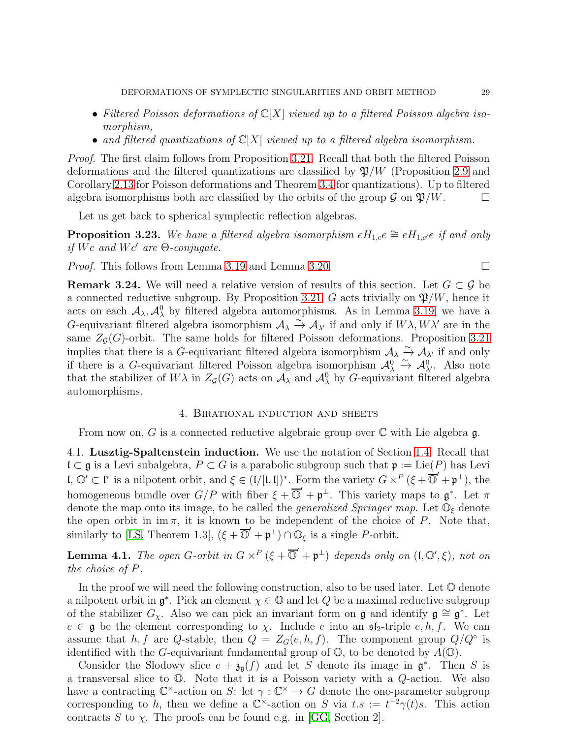- *Filtered Poisson deformations of $\mathbb{C}[X]$ viewed up to a filtered Poisson algebra isomorphism,*
- *and filtered quantizations of $\mathbb{C}[X]$ viewed up to a filtered algebra isomorphism.*

*Proof.* The first claim follows from Proposition 3.21. Recall that both the filtered Poisson deformations and the filtered quantizations are classified by $\mathfrak{P}/W$ (Proposition 2.9 and Corollary 2.13 for Poisson deformations and Theorem 3.4 for quantizations). Up to filtered algebra isomorphisms both are classified by the orbits of the group $\mathcal{G}$ on $\mathfrak{P}/W$. □

Let us get back to spherical symplectic reflection algebras.

**Proposition 3.23.** *We have a filtered algebra isomorphism $eH_{1,c}e \cong eH_{1,c'}e$ if and only if $Wc$ and $Wc'$ are $\Theta$-conjugate.*

*Proof.* This follows from Lemma 3.19 and Lemma 3.20. □

**Remark 3.24.** We will need a relative version of results of this section. Let $G \subset \mathcal{G}$ be a connected reductive subgroup. By Proposition 3.21, $G$ acts trivially on $\mathfrak{P}/W$, hence it acts on each $\mathcal{A}_\lambda, \mathcal{A}^0_\lambda$ by filtered algebra automorphisms. As in Lemma 3.19, we have a $G$-equivariant filtered algebra isomorphism $\mathcal{A}_\lambda \xrightarrow{\sim} \mathcal{A}_{\lambda'}$ if and only if $W\lambda, W\lambda'$ are in the same $Z_{\mathcal{G}}(G)$-orbit. The same holds for filtered Poisson deformations. Proposition 3.21 implies that there is a $G$-equivariant filtered algebra isomorphism $\mathcal{A}_\lambda \xrightarrow{\sim} \mathcal{A}_{\lambda'}$ if and only if there is a $G$-equivariant filtered Poisson algebra isomorphism $\mathcal{A}^0_\lambda \xrightarrow{\sim} \mathcal{A}^0_{\lambda'}$. Also note that the stabilizer of $W\lambda$ in $Z_{\mathcal{G}}(G)$ acts on $\mathcal{A}_\lambda$ and $\mathcal{A}^0_\lambda$ by $G$-equivariant filtered algebra automorphisms.

## 4. Birational induction and sheets

From now on, $G$ is a connected reductive algebraic group over $\mathbb{C}$ with Lie algebra $\mathfrak{g}$.

### 4.1. Lusztig-Spaltenstein induction.

We use the notation of Section 1.4. Recall that $\mathfrak{l} \subset \mathfrak{g}$ is a Levi subalgebra, $P \subset G$ is a parabolic subgroup such that $\mathfrak{p} := \mathrm{Lie}(P)$ has Levi $\mathfrak{l}$, $\mathbb{O}' \subset \mathfrak{l}^*$ is a nilpotent orbit, and $\xi \in (\mathfrak{l}/[\mathfrak{l},\mathfrak{l}])^*$. Form the variety $G \times^P (\xi + \overline{\mathbb{O}}' + \mathfrak{p}^\perp)$, the homogeneous bundle over $G/P$ with fiber $\xi + \overline{\mathbb{O}}' + \mathfrak{p}^\perp$. This variety maps to $\mathfrak{g}^*$. Let $\pi$ denote the map onto its image, to be called the *generalized Springer map*. Let $\mathbb{O}_\xi$ denote the open orbit in $\operatorname{im}\pi$, it is known to be independent of the choice of $P$. Note that, similarly to [LS, Theorem 1.3], $(\xi + \overline{\mathbb{O}}' + \mathfrak{p}^\perp) \cap \mathbb{O}_\xi$ is a single $P$-orbit.

**Lemma 4.1.** *The open $G$-orbit in $G \times^P (\xi + \overline{\mathbb{O}}' + \mathfrak{p}^\perp)$ depends only on $(\mathfrak{l}, \mathbb{O}', \xi)$, not on the choice of $P$.*

In the proof we will need the following construction, also to be used later. Let $\mathbb{O}$ denote a nilpotent orbit in $\mathfrak{g}^*$. Pick an element $\chi \in \mathbb{O}$ and let $Q$ be a maximal reductive subgroup of the stabilizer $G_\chi$. Also we can pick an invariant form on $\mathfrak{g}$ and identify $\mathfrak{g} \cong \mathfrak{g}^*$. Let $e \in \mathfrak{g}$ be the element corresponding to $\chi$. Include $e$ into an $\mathfrak{sl}_2$-triple $e, h, f$. We can assume that $h, f$ are $Q$-stable, then $Q = Z_G(e,h,f)$. The component group $Q/Q^\circ$ is identified with the $G$-equivariant fundamental group of $\mathbb{O}$, to be denoted by $A(\mathbb{O})$.

Consider the Slodowy slice $e + \mathfrak{z}_{\mathfrak{g}}(f)$ and let $S$ denote its image in $\mathfrak{g}^*$. Then $S$ is a transversal slice to $\mathbb{O}$. Note that it is a Poisson variety with a $Q$-action. We also have a contracting $\mathbb{C}^\times$-action on $S$: let $\gamma : \mathbb{C}^\times \to G$ denote the one-parameter subgroup corresponding to $h$, then we define a $\mathbb{C}^\times$-action on $S$ via $t.s := t^{-2}\gamma(t)s$. This action contracts $S$ to $\chi$. The proofs can be found e.g. in [GG, Section 2].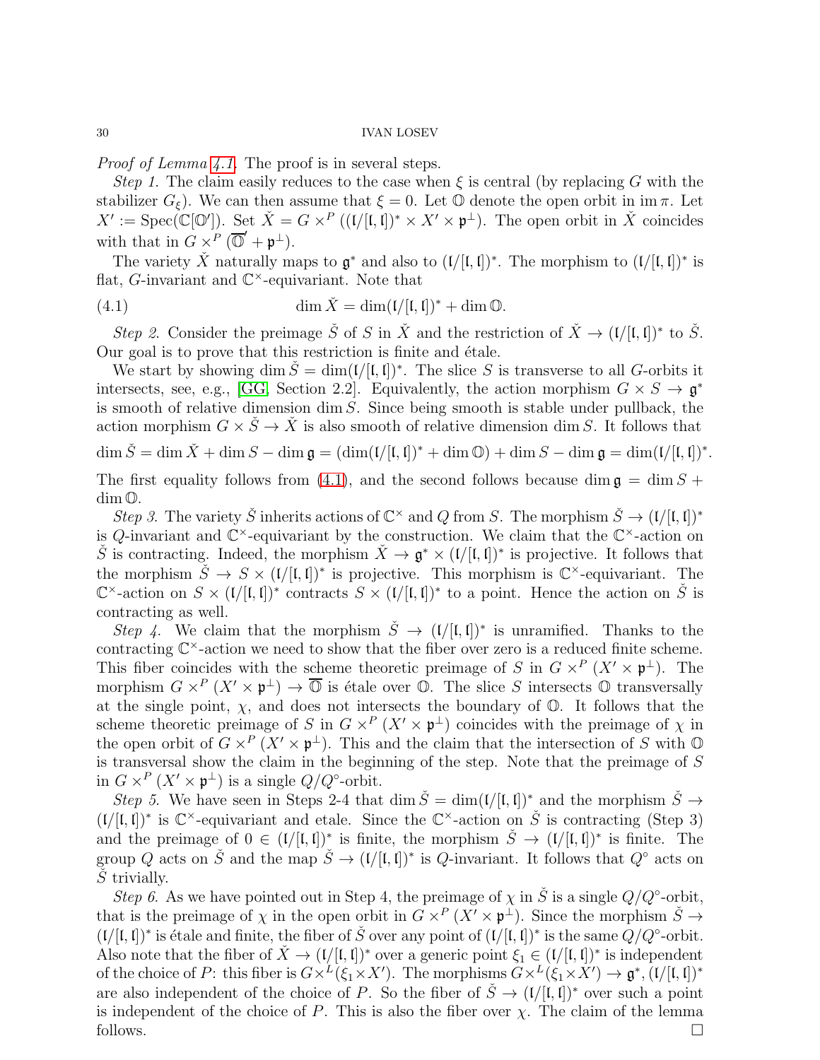*Proof of Lemma 4.1.* The proof is in several steps.

*Step 1.* The claim easily reduces to the case when $\xi$ is central (by replacing $G$ with the stabilizer $G_\xi$). We can then assume that $\xi = 0$. Let $\mathbb{O}$ denote the open orbit in $\operatorname{im}\pi$. Let $X' := \operatorname{Spec}(\mathbb{C}[\mathbb{O}'])$. Set $\check{X} = G \times^P ((\mathfrak{l}/[\mathfrak{l},\mathfrak{l}])^* \times X' \times \mathfrak{p}^\perp)$. The open orbit in $\check{X}$ coincides with that in $G \times^P (\overline{\mathbb{O}}' + \mathfrak{p}^\perp)$.

The variety $\check{X}$ naturally maps to $\mathfrak{g}^*$ and also to $(\mathfrak{l}/[\mathfrak{l},\mathfrak{l}])^*$. The morphism to $(\mathfrak{l}/[\mathfrak{l},\mathfrak{l}])^*$ is flat, $G$-invariant and $\mathbb{C}^\times$-equivariant. Note that

$$\dim \check{X} = \dim(\mathfrak{l}/[\mathfrak{l},\mathfrak{l}])^* + \dim \mathbb{O}. \tag{4.1}$$

*Step 2.* Consider the preimage $\check{S}$ of $S$ in $\check{X}$ and the restriction of $\check{X} \to (\mathfrak{l}/[\mathfrak{l},\mathfrak{l}])^*$ to $\check{S}$. Our goal is to prove that this restriction is finite and étale.

We start by showing $\dim \check{S} = \dim(\mathfrak{l}/[\mathfrak{l},\mathfrak{l}])^*$. The slice $S$ is transverse to all $G$-orbits it intersects, see, e.g., [GG, Section 2.2]. Equivalently, the action morphism $G \times S \to \mathfrak{g}^*$ is smooth of relative dimension $\dim S$. Since being smooth is stable under pullback, the action morphism $G \times \check{S} \to \check{X}$ is also smooth of relative dimension $\dim S$. It follows that

$$\dim \check{S} = \dim \check{X} + \dim S - \dim \mathfrak{g} = (\dim(\mathfrak{l}/[\mathfrak{l},\mathfrak{l}])^* + \dim \mathbb{O}) + \dim S - \dim \mathfrak{g} = \dim(\mathfrak{l}/[\mathfrak{l},\mathfrak{l}])^*.$$

The first equality follows from (4.1), and the second follows because $\dim \mathfrak{g} = \dim S + \dim \mathbb{O}$.

*Step 3.* The variety $\check{S}$ inherits actions of $\mathbb{C}^\times$ and $Q$ from $S$. The morphism $\check{S} \to (\mathfrak{l}/[\mathfrak{l},\mathfrak{l}])^*$ is $Q$-invariant and $\mathbb{C}^\times$-equivariant by the construction. We claim that the $\mathbb{C}^\times$-action on $\check{S}$ is contracting. Indeed, the morphism $\check{X} \to \mathfrak{g}^* \times (\mathfrak{l}/[\mathfrak{l},\mathfrak{l}])^*$ is projective. It follows that the morphism $\check{S} \to S \times (\mathfrak{l}/[\mathfrak{l},\mathfrak{l}])^*$ is projective. This morphism is $\mathbb{C}^\times$-equivariant. The $\mathbb{C}^\times$-action on $S \times (\mathfrak{l}/[\mathfrak{l},\mathfrak{l}])^*$ contracts $S \times (\mathfrak{l}/[\mathfrak{l},\mathfrak{l}])^*$ to a point. Hence the action on $\check{S}$ is contracting as well.

*Step 4.* We claim that the morphism $\check{S} \to (\mathfrak{l}/[\mathfrak{l},\mathfrak{l}])^*$ is unramified. Thanks to the contracting $\mathbb{C}^\times$-action we need to show that the fiber over zero is a reduced finite scheme. This fiber coincides with the scheme theoretic preimage of $S$ in $G \times^P (X' \times \mathfrak{p}^\perp)$. The morphism $G \times^P (X' \times \mathfrak{p}^\perp) \to \overline{\mathbb{O}}$ is étale over $\mathbb{O}$. The slice $S$ intersects $\mathbb{O}$ transversally at the single point, $\chi$, and does not intersects the boundary of $\mathbb{O}$. It follows that the scheme theoretic preimage of $S$ in $G \times^P (X' \times \mathfrak{p}^\perp)$ coincides with the preimage of $\chi$ in the open orbit of $G \times^P (X' \times \mathfrak{p}^\perp)$. This and the claim that the intersection of $S$ with $\mathbb{O}$ is transversal show the claim in the beginning of the step. Note that the preimage of $S$ in $G \times^P (X' \times \mathfrak{p}^\perp)$ is a single $Q/Q^\circ$-orbit.

*Step 5.* We have seen in Steps 2-4 that $\dim \check{S} = \dim(\mathfrak{l}/[\mathfrak{l},\mathfrak{l}])^*$ and the morphism $\check{S} \to (\mathfrak{l}/[\mathfrak{l},\mathfrak{l}])^*$ is $\mathbb{C}^\times$-equivariant and etale. Since the $\mathbb{C}^\times$-action on $\check{S}$ is contracting (Step 3) and the preimage of $0 \in (\mathfrak{l}/[\mathfrak{l},\mathfrak{l}])^*$ is finite, the morphism $\check{S} \to (\mathfrak{l}/[\mathfrak{l},\mathfrak{l}])^*$ is finite. The group $Q$ acts on $\check{S}$ and the map $\check{S} \to (\mathfrak{l}/[\mathfrak{l},\mathfrak{l}])^*$ is $Q$-invariant. It follows that $Q^\circ$ acts on $\check{S}$ trivially.

*Step 6.* As we have pointed out in Step 4, the preimage of $\chi$ in $\check{S}$ is a single $Q/Q^\circ$-orbit, that is the preimage of $\chi$ in the open orbit in $G \times^P (X' \times \mathfrak{p}^\perp)$. Since the morphism $\check{S} \to (\mathfrak{l}/[\mathfrak{l},\mathfrak{l}])^*$ is étale and finite, the fiber of $\check{S}$ over any point of $(\mathfrak{l}/[\mathfrak{l},\mathfrak{l}])^*$ is the same $Q/Q^\circ$-orbit. Also note that the fiber of $\check{X} \to (\mathfrak{l}/[\mathfrak{l},\mathfrak{l}])^*$ over a generic point $\xi_1 \in (\mathfrak{l}/[\mathfrak{l},\mathfrak{l}])^*$ is independent of the choice of $P$: this fiber is $G \times^L (\xi_1 \times X')$. The morphisms $G \times^L (\xi_1 \times X') \to \mathfrak{g}^*, (\mathfrak{l}/[\mathfrak{l},\mathfrak{l}])^*$ are also independent of the choice of $P$. So the fiber of $\check{S} \to (\mathfrak{l}/[\mathfrak{l},\mathfrak{l}])^*$ over such a point is independent of the choice of $P$. This is also the fiber over $\chi$. The claim of the lemma follows. $\square$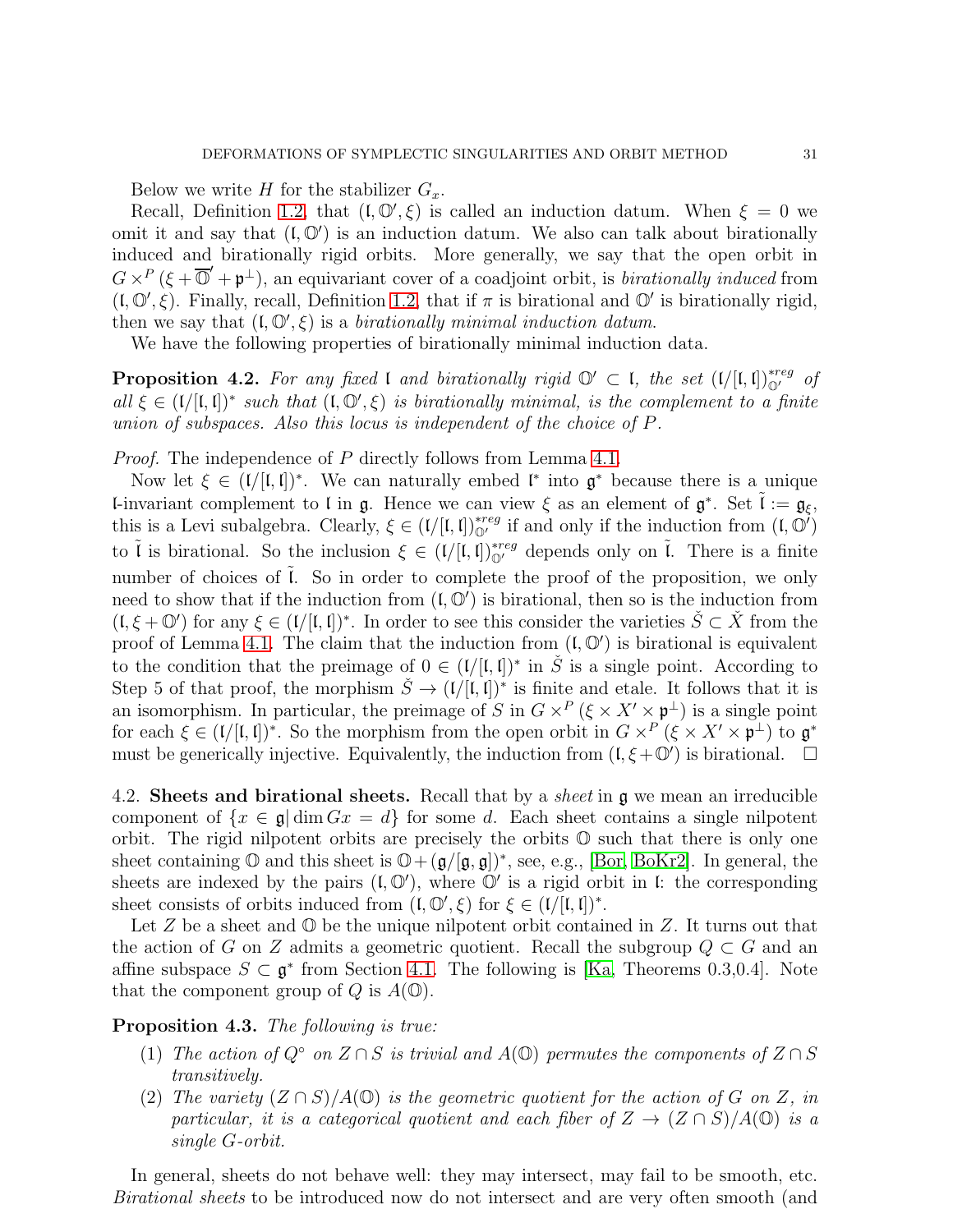Below we write $H$ for the stabilizer $G_x$.

Recall, Definition 1.2, that $(\mathfrak{l}, \mathbb{O}', \xi)$ is called an induction datum. When $\xi = 0$ we omit it and say that $(\mathfrak{l}, \mathbb{O}')$ is an induction datum. We also can talk about birationally induced and birationally rigid orbits. More generally, we say that the open orbit in $G \times^P (\xi + \overline{\mathbb{O}}' + \mathfrak{p}^\perp)$, an equivariant cover of a coadjoint orbit, is *birationally induced* from $(\mathfrak{l}, \mathbb{O}', \xi)$. Finally, recall, Definition 1.2, that if $\pi$ is birational and $\mathbb{O}'$ is birationally rigid, then we say that $(\mathfrak{l}, \mathbb{O}', \xi)$ is a *birationally minimal induction datum*.

We have the following properties of birationally minimal induction data.

**Proposition 4.2.** *For any fixed $\mathfrak{l}$ and birationally rigid $\mathbb{O}' \subset \mathfrak{l}$, the set $(\mathfrak{l}/[\mathfrak{l}, \mathfrak{l}])^{*reg}_{\mathbb{O}'}$ of all $\xi \in (\mathfrak{l}/[\mathfrak{l}, \mathfrak{l}])^*$ such that $(\mathfrak{l}, \mathbb{O}', \xi)$ is birationally minimal, is the complement to a finite union of subspaces. Also this locus is independent of the choice of $P$.*

*Proof.* The independence of $P$ directly follows from Lemma 4.1.

Now let $\xi \in (\mathfrak{l}/[\mathfrak{l}, \mathfrak{l}])^*$. We can naturally embed $\mathfrak{l}^*$ into $\mathfrak{g}^*$ because there is a unique $\mathfrak{l}$-invariant complement to $\mathfrak{l}$ in $\mathfrak{g}$. Hence we can view $\xi$ as an element of $\mathfrak{g}^*$. Set $\tilde{\mathfrak{l}} := \mathfrak{g}_\xi$, this is a Levi subalgebra. Clearly, $\xi \in (\mathfrak{l}/[\mathfrak{l}, \mathfrak{l}])^{*reg}_{\mathbb{O}'}$ if and only if the induction from $(\mathfrak{l}, \mathbb{O}')$ to $\tilde{\mathfrak{l}}$ is birational. So the inclusion $\xi \in (\mathfrak{l}/[\mathfrak{l}, \mathfrak{l}])^{*reg}_{\mathbb{O}'}$ depends only on $\tilde{\mathfrak{l}}$. There is a finite number of choices of $\tilde{\mathfrak{l}}$. So in order to complete the proof of the proposition, we only need to show that if the induction from $(\mathfrak{l}, \mathbb{O}')$ is birational, then so is the induction from $(\mathfrak{l}, \xi + \mathbb{O}')$ for any $\xi \in (\mathfrak{l}/[\mathfrak{l}, \mathfrak{l}])^*$. In order to see this consider the varieties $\check{S} \subset \check{X}$ from the proof of Lemma 4.1. The claim that the induction from $(\mathfrak{l}, \mathbb{O}')$ is birational is equivalent to the condition that the preimage of $0 \in (\mathfrak{l}/[\mathfrak{l}, \mathfrak{l}])^*$ in $\check{S}$ is a single point. According to Step 5 of that proof, the morphism $\check{S} \to (\mathfrak{l}/[\mathfrak{l}, \mathfrak{l}])^*$ is finite and etale. It follows that it is an isomorphism. In particular, the preimage of $S$ in $G \times^P (\xi \times X' \times \mathfrak{p}^\perp)$ is a single point for each $\xi \in (\mathfrak{l}/[\mathfrak{l}, \mathfrak{l}])^*$. So the morphism from the open orbit in $G \times^P (\xi \times X' \times \mathfrak{p}^\perp)$ to $\mathfrak{g}^*$ must be generically injective. Equivalently, the induction from $(\mathfrak{l}, \xi + \mathbb{O}')$ is birational. $\square$

4.2. **Sheets and birational sheets.** Recall that by a *sheet* in $\mathfrak{g}$ we mean an irreducible component of $\{x \in \mathfrak{g} | \dim Gx = d\}$ for some $d$. Each sheet contains a single nilpotent orbit. The rigid nilpotent orbits are precisely the orbits $\mathbb{O}$ such that there is only one sheet containing $\mathbb{O}$ and this sheet is $\mathbb{O} + (\mathfrak{g}/[\mathfrak{g}, \mathfrak{g}])^*$, see, e.g., [Bor, BoKr2]. In general, the sheets are indexed by the pairs $(\mathfrak{l}, \mathbb{O}')$, where $\mathbb{O}'$ is a rigid orbit in $\mathfrak{l}$: the corresponding sheet consists of orbits induced from $(\mathfrak{l}, \mathbb{O}', \xi)$ for $\xi \in (\mathfrak{l}/[\mathfrak{l}, \mathfrak{l}])^*$.

Let $Z$ be a sheet and $\mathbb{O}$ be the unique nilpotent orbit contained in $Z$. It turns out that the action of $G$ on $Z$ admits a geometric quotient. Recall the subgroup $Q \subset G$ and an affine subspace $S \subset \mathfrak{g}^*$ from Section 4.1. The following is [Ka, Theorems 0.3,0.4]. Note that the component group of $Q$ is $A(\mathbb{O})$.

**Proposition 4.3.** *The following is true:*

1. *The action of $Q^\circ$ on $Z \cap S$ is trivial and $A(\mathbb{O})$ permutes the components of $Z \cap S$ transitively.*
2. *The variety $(Z \cap S)/A(\mathbb{O})$ is the geometric quotient for the action of $G$ on $Z$, in particular, it is a categorical quotient and each fiber of $Z \to (Z \cap S)/A(\mathbb{O})$ is a single $G$-orbit.*

In general, sheets do not behave well: they may intersect, may fail to be smooth, etc. *Birational sheets* to be introduced now do not intersect and are very often smooth (and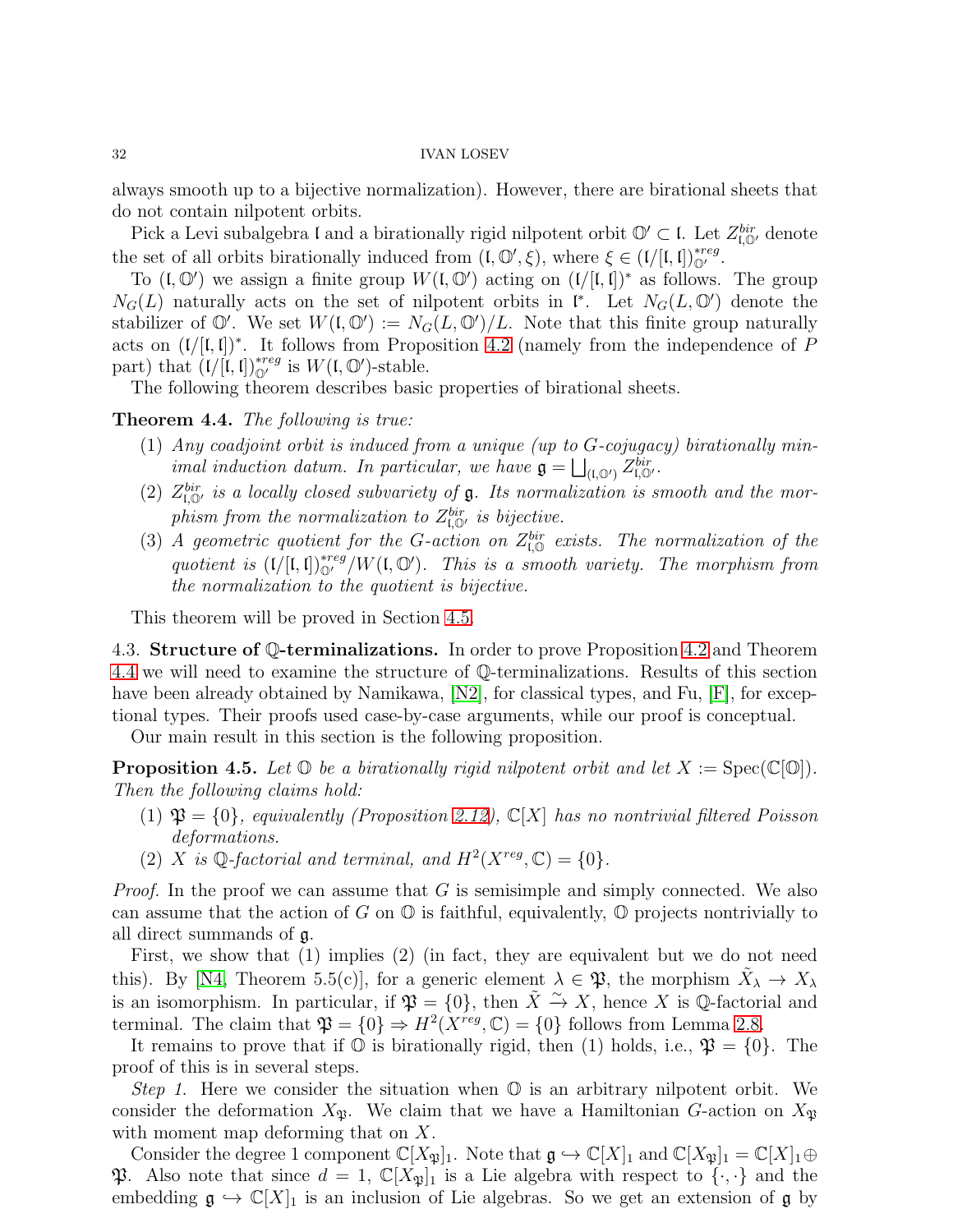always smooth up to a bijective normalization). However, there are birational sheets that do not contain nilpotent orbits.

Pick a Levi subalgebra $\mathfrak{l}$ and a birationally rigid nilpotent orbit $\mathbb{O}' \subset \mathfrak{l}$. Let $Z^{bir}_{\mathfrak{l},\mathbb{O}'}$ denote the set of all orbits birationally induced from $(\mathfrak{l}, \mathbb{O}', \xi)$, where $\xi \in (\mathfrak{l}/[\mathfrak{l},\mathfrak{l}])^{*reg}_{\mathbb{O}'}$.

To $(\mathfrak{l}, \mathbb{O}')$ we assign a finite group $W(\mathfrak{l}, \mathbb{O}')$ acting on $(\mathfrak{l}/[\mathfrak{l},\mathfrak{l}])^*$ as follows. The group $N_G(L)$ naturally acts on the set of nilpotent orbits in $\mathfrak{l}^*$. Let $N_G(L, \mathbb{O}')$ denote the stabilizer of $\mathbb{O}'$. We set $W(\mathfrak{l}, \mathbb{O}') := N_G(L, \mathbb{O}')/L$. Note that this finite group naturally acts on $(\mathfrak{l}/[\mathfrak{l},\mathfrak{l}])^*$. It follows from Proposition 4.2 (namely from the independence of $P$ part) that $(\mathfrak{l}/[\mathfrak{l},\mathfrak{l}])^{*reg}_{\mathbb{O}'}$ is $W(\mathfrak{l}, \mathbb{O}')$-stable.

The following theorem describes basic properties of birational sheets.

**Theorem 4.4.** *The following is true:*

1. *Any coadjoint orbit is induced from a unique (up to $G$-cojugacy) birationally minimal induction datum. In particular, we have $\mathfrak{g} = \bigsqcup_{(\mathfrak{l},\mathbb{O}')} Z^{bir}_{\mathfrak{l},\mathbb{O}'}$.*
2. *$Z^{bir}_{\mathfrak{l},\mathbb{O}'}$ is a locally closed subvariety of $\mathfrak{g}$. Its normalization is smooth and the morphism from the normalization to $Z^{bir}_{\mathfrak{l},\mathbb{O}'}$ is bijective.*
3. *A geometric quotient for the $G$-action on $Z^{bir}_{\mathfrak{l},\mathbb{O}}$ exists. The normalization of the quotient is $(\mathfrak{l}/[\mathfrak{l},\mathfrak{l}])^{*reg}_{\mathbb{O}'}/W(\mathfrak{l}, \mathbb{O}')$. This is a smooth variety. The morphism from the normalization to the quotient is bijective.*

This theorem will be proved in Section 4.5.

### 4.3. Structure of $\mathbb{Q}$-terminalizations.

In order to prove Proposition 4.2 and Theorem 4.4 we will need to examine the structure of $\mathbb{Q}$-terminalizations. Results of this section have been already obtained by Namikawa, [N2], for classical types, and Fu, [F], for exceptional types. Their proofs used case-by-case arguments, while our proof is conceptual.

Our main result in this section is the following proposition.

**Proposition 4.5.** *Let $\mathbb{O}$ be a birationally rigid nilpotent orbit and let $X := \operatorname{Spec}(\mathbb{C}[\mathbb{O}])$. Then the following claims hold:*

1. *$\mathfrak{P} = \{0\}$, equivalently (Proposition 2.12), $\mathbb{C}[X]$ has no nontrivial filtered Poisson deformations.*
2. *$X$ is $\mathbb{Q}$-factorial and terminal, and $H^2(X^{reg}, \mathbb{C}) = \{0\}$.*

*Proof.* In the proof we can assume that $G$ is semisimple and simply connected. We also can assume that the action of $G$ on $\mathbb{O}$ is faithful, equivalently, $\mathbb{O}$ projects nontrivially to all direct summands of $\mathfrak{g}$.

First, we show that (1) implies (2) (in fact, they are equivalent but we do not need this). By [N4, Theorem 5.5(c)], for a generic element $\lambda \in \mathfrak{P}$, the morphism $\tilde{X}_\lambda \to X_\lambda$ is an isomorphism. In particular, if $\mathfrak{P} = \{0\}$, then $\tilde{X} \xrightarrow{\sim} X$, hence $X$ is $\mathbb{Q}$-factorial and terminal. The claim that $\mathfrak{P} = \{0\} \Rightarrow H^2(X^{reg}, \mathbb{C}) = \{0\}$ follows from Lemma 2.8.

It remains to prove that if $\mathbb{O}$ is birationally rigid, then (1) holds, i.e., $\mathfrak{P} = \{0\}$. The proof of this is in several steps.

*Step 1.* Here we consider the situation when $\mathbb{O}$ is an arbitrary nilpotent orbit. We consider the deformation $X_{\mathfrak{P}}$. We claim that we have a Hamiltonian $G$-action on $X_{\mathfrak{P}}$ with moment map deforming that on $X$.

Consider the degree 1 component $\mathbb{C}[X_{\mathfrak{P}}]_1$. Note that $\mathfrak{g} \hookrightarrow \mathbb{C}[X]_1$ and $\mathbb{C}[X_{\mathfrak{P}}]_1 = \mathbb{C}[X]_1 \oplus \mathfrak{P}$. Also note that since $d = 1$, $\mathbb{C}[X_{\mathfrak{P}}]_1$ is a Lie algebra with respect to $\{\cdot,\cdot\}$ and the embedding $\mathfrak{g} \hookrightarrow \mathbb{C}[X]_1$ is an inclusion of Lie algebras. So we get an extension of $\mathfrak{g}$ by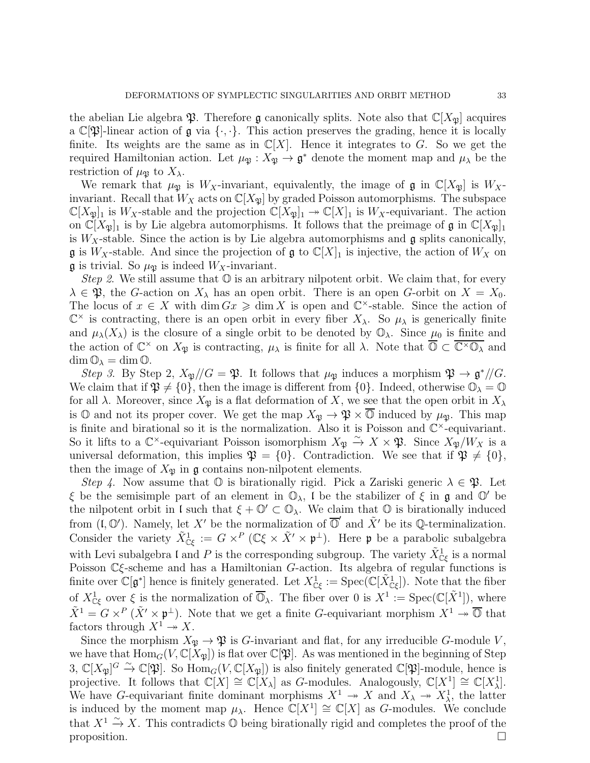the abelian Lie algebra $\mathfrak{P}$. Therefore $\mathfrak{g}$ canonically splits. Note also that $\mathbb{C}[X_{\mathfrak{P}}]$ acquires a $\mathbb{C}[\mathfrak{P}]$-linear action of $\mathfrak{g}$ via $\{\cdot,\cdot\}$. This action preserves the grading, hence it is locally finite. Its weights are the same as in $\mathbb{C}[X]$. Hence it integrates to $G$. So we get the required Hamiltonian action. Let $\mu_{\mathfrak{P}} : X_{\mathfrak{P}} \to \mathfrak{g}^*$ denote the moment map and $\mu_\lambda$ be the restriction of $\mu_{\mathfrak{P}}$ to $X_\lambda$.

We remark that $\mu_{\mathfrak{P}}$ is $W_X$-invariant, equivalently, the image of $\mathfrak{g}$ in $\mathbb{C}[X_{\mathfrak{P}}]$ is $W_X$-invariant. Recall that $W_X$ acts on $\mathbb{C}[X_{\mathfrak{P}}]$ by graded Poisson automorphisms. The subspace $\mathbb{C}[X_{\mathfrak{P}}]_1$ is $W_X$-stable and the projection $\mathbb{C}[X_{\mathfrak{P}}]_1 \twoheadrightarrow \mathbb{C}[X]_1$ is $W_X$-equivariant. The action on $\mathbb{C}[X_{\mathfrak{P}}]_1$ is by Lie algebra automorphisms. It follows that the preimage of $\mathfrak{g}$ in $\mathbb{C}[X_{\mathfrak{P}}]_1$ is $W_X$-stable. Since the action is by Lie algebra automorphisms and $\mathfrak{g}$ splits canonically, $\mathfrak{g}$ is $W_X$-stable. And since the projection of $\mathfrak{g}$ to $\mathbb{C}[X]_1$ is injective, the action of $W_X$ on $\mathfrak{g}$ is trivial. So $\mu_{\mathfrak{P}}$ is indeed $W_X$-invariant.

*Step 2*. We still assume that $\mathbb{O}$ is an arbitrary nilpotent orbit. We claim that, for every $\lambda \in \mathfrak{P}$, the $G$-action on $X_\lambda$ has an open orbit. There is an open $G$-orbit on $X = X_0$. The locus of $x \in X$ with $\dim Gx \geqslant \dim X$ is open and $\mathbb{C}^\times$-stable. Since the action of $\mathbb{C}^\times$ is contracting, there is an open orbit in every fiber $X_\lambda$. So $\mu_\lambda$ is generically finite and $\mu_\lambda(X_\lambda)$ is the closure of a single orbit to be denoted by $\mathbb{O}_\lambda$. Since $\mu_0$ is finite and the action of $\mathbb{C}^\times$ on $X_{\mathfrak{P}}$ is contracting, $\mu_\lambda$ is finite for all $\lambda$. Note that $\overline{\mathbb{O}} \subset \overline{\mathbb{C}^\times \mathbb{O}_\lambda}$ and $\dim \mathbb{O}_\lambda = \dim \mathbb{O}$.

*Step 3*. By Step 2, $X_{\mathfrak{P}}/\!/G = \mathfrak{P}$. It follows that $\mu_{\mathfrak{P}}$ induces a morphism $\mathfrak{P} \to \mathfrak{g}^*/\!/G$. We claim that if $\mathfrak{P} \neq \{0\}$, then the image is different from $\{0\}$. Indeed, otherwise $\mathbb{O}_\lambda = \mathbb{O}$ for all $\lambda$. Moreover, since $X_{\mathfrak{P}}$ is a flat deformation of $X$, we see that the open orbit in $X_\lambda$ is $\mathbb{O}$ and not its proper cover. We get the map $X_{\mathfrak{P}} \to \mathfrak{P} \times \overline{\mathbb{O}}$ induced by $\mu_{\mathfrak{P}}$. This map is finite and birational so it is the normalization. Also it is Poisson and $\mathbb{C}^\times$-equivariant. So it lifts to a $\mathbb{C}^\times$-equivariant Poisson isomorphism $X_{\mathfrak{P}} \xrightarrow{\sim} X \times \mathfrak{P}$. Since $X_{\mathfrak{P}}/W_X$ is a universal deformation, this implies $\mathfrak{P} = \{0\}$. Contradiction. We see that if $\mathfrak{P} \neq \{0\}$, then the image of $X_{\mathfrak{P}}$ in $\mathfrak{g}$ contains non-nilpotent elements.

*Step 4*. Now assume that $\mathbb{O}$ is birationally rigid. Pick a Zariski generic $\lambda \in \mathfrak{P}$. Let $\xi$ be the semisimple part of an element in $\mathbb{O}_\lambda$, $\mathfrak{l}$ be the stabilizer of $\xi$ in $\mathfrak{g}$ and $\mathbb{O}'$ be the nilpotent orbit in $\mathfrak{l}$ such that $\xi + \mathbb{O}' \subset \mathbb{O}_\lambda$. We claim that $\mathbb{O}$ is birationally induced from $(\mathfrak{l}, \mathbb{O}')$. Namely, let $X'$ be the normalization of $\overline{\mathbb{O}}'$ and $\tilde{X}'$ be its $\mathbb{Q}$-terminalization. Consider the variety $\tilde{X}^1_{\mathbb{C}\xi} := G \times^P (\mathbb{C}\xi \times \tilde{X}' \times \mathfrak{p}^\perp)$. Here $\mathfrak{p}$ be a parabolic subalgebra with Levi subalgebra $\mathfrak{l}$ and $P$ is the corresponding subgroup. The variety $\tilde{X}^1_{\mathbb{C}\xi}$ is a normal Poisson $\mathbb{C}\xi$-scheme and has a Hamiltonian $G$-action. Its algebra of regular functions is finite over $\mathbb{C}[\mathfrak{g}^*]$ hence is finitely generated. Let $X^1_{\mathbb{C}\xi} := \operatorname{Spec}(\mathbb{C}[\tilde{X}^1_{\mathbb{C}\xi}])$. Note that the fiber of $X^1_{\mathbb{C}\xi}$ over $\xi$ is the normalization of $\overline{\mathbb{O}}_\lambda$. The fiber over 0 is $X^1 := \operatorname{Spec}(\mathbb{C}[\tilde{X}^1])$, where $\tilde{X}^1 = G \times^P (\tilde{X}' \times \mathfrak{p}^\perp)$. Note that we get a finite $G$-equivariant morphism $X^1 \twoheadrightarrow \overline{\mathbb{O}}$ that factors through $X^1 \twoheadrightarrow X$.

Since the morphism $X_{\mathfrak{P}} \to \mathfrak{P}$ is $G$-invariant and flat, for any irreducible $G$-module $V$, we have that $\operatorname{Hom}_G(V, \mathbb{C}[X_{\mathfrak{P}}])$ is flat over $\mathbb{C}[\mathfrak{P}]$. As was mentioned in the beginning of Step 3, $\mathbb{C}[X_{\mathfrak{P}}]^G \xrightarrow{\sim} \mathbb{C}[\mathfrak{P}]$. So $\operatorname{Hom}_G(V, \mathbb{C}[X_{\mathfrak{P}}])$ is also finitely generated $\mathbb{C}[\mathfrak{P}]$-module, hence is projective. It follows that $\mathbb{C}[X] \cong \mathbb{C}[X_\lambda]$ as $G$-modules. Analogously, $\mathbb{C}[X^1] \cong \mathbb{C}[X^1_\lambda]$. We have $G$-equivariant finite dominant morphisms $X^1 \twoheadrightarrow X$ and $X_\lambda \twoheadrightarrow X^1_\lambda$, the latter is induced by the moment map $\mu_\lambda$. Hence $\mathbb{C}[X^1] \cong \mathbb{C}[X]$ as $G$-modules. We conclude that $X^1 \xrightarrow{\sim} X$. This contradicts $\mathbb{O}$ being birationally rigid and completes the proof of the proposition. $\square$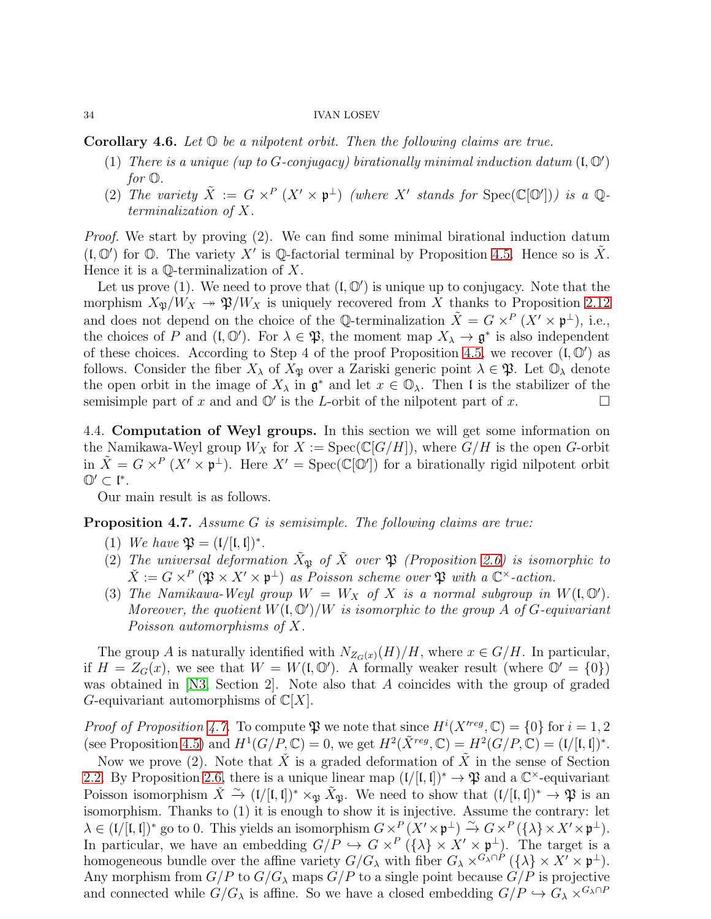**Corollary 4.6.** *Let $\mathbb{O}$ be a nilpotent orbit. Then the following claims are true.*

1. *There is a unique (up to $G$-conjugacy) birationally minimal induction datum $(\mathfrak{l}, \mathbb{O}')$ for $\mathbb{O}$.*
2. *The variety $\tilde{X} := G \times^P (X' \times \mathfrak{p}^\perp)$ (where $X'$ stands for $\operatorname{Spec}(\mathbb{C}[\mathbb{O}'])$) is a $\mathbb{Q}$-terminalization of $X$.*

*Proof.* We start by proving (2). We can find some minimal birational induction datum $(\mathfrak{l}, \mathbb{O}')$ for $\mathbb{O}$. The variety $X'$ is $\mathbb{Q}$-factorial terminal by Proposition 4.5. Hence so is $\tilde{X}$. Hence it is a $\mathbb{Q}$-terminalization of $X$.

Let us prove (1). We need to prove that $(\mathfrak{l}, \mathbb{O}')$ is unique up to conjugacy. Note that the morphism $X_{\mathfrak{P}}/W_X \twoheadrightarrow \mathfrak{P}/W_X$ is uniquely recovered from $X$ thanks to Proposition 2.12 and does not depend on the choice of the $\mathbb{Q}$-terminalization $\tilde{X} = G \times^P (X' \times \mathfrak{p}^\perp)$, i.e., the choices of $P$ and $(\mathfrak{l}, \mathbb{O}')$. For $\lambda \in \mathfrak{P}$, the moment map $X_\lambda \to \mathfrak{g}^*$ is also independent of these choices. According to Step 4 of the proof Proposition 4.5, we recover $(\mathfrak{l}, \mathbb{O}')$ as follows. Consider the fiber $X_\lambda$ of $X_{\mathfrak{P}}$ over a Zariski generic point $\lambda \in \mathfrak{P}$. Let $\mathbb{O}_\lambda$ denote the open orbit in the image of $X_\lambda$ in $\mathfrak{g}^*$ and let $x \in \mathbb{O}_\lambda$. Then $\mathfrak{l}$ is the stabilizer of the semisimple part of $x$ and and $\mathbb{O}'$ is the $L$-orbit of the nilpotent part of $x$. $\square$

## 4.4. Computation of Weyl groups.

In this section we will get some information on the Namikawa-Weyl group $W_X$ for $X := \operatorname{Spec}(\mathbb{C}[G/H])$, where $G/H$ is the open $G$-orbit in $\tilde{X} = G \times^P (X' \times \mathfrak{p}^\perp)$. Here $X' = \operatorname{Spec}(\mathbb{C}[\mathbb{O}'])$ for a birationally rigid nilpotent orbit $\mathbb{O}' \subset \mathfrak{l}^*$.

Our main result is as follows.

**Proposition 4.7.** *Assume $G$ is semisimple. The following claims are true:*

1. *We have $\mathfrak{P} = (\mathfrak{l}/[\mathfrak{l}, \mathfrak{l}])^*$.*
2. *The universal deformation $\tilde{X}_{\mathfrak{P}}$ of $\tilde{X}$ over $\mathfrak{P}$ (Proposition 2.6) is isomorphic to $\check{X} := G \times^P (\mathfrak{P} \times X' \times \mathfrak{p}^\perp)$ as Poisson scheme over $\mathfrak{P}$ with a $\mathbb{C}^\times$-action.*
3. *The Namikawa-Weyl group $W = W_X$ of $X$ is a normal subgroup in $W(\mathfrak{l}, \mathbb{O}')$. Moreover, the quotient $W(\mathfrak{l}, \mathbb{O}')/W$ is isomorphic to the group $A$ of $G$-equivariant Poisson automorphisms of $X$.*

The group $A$ is naturally identified with $N_{Z_G(x)}(H)/H$, where $x \in G/H$. In particular, if $H = Z_G(x)$, we see that $W = W(\mathfrak{l}, \mathbb{O}')$. A formally weaker result (where $\mathbb{O}' = \{0\}$) was obtained in [N3, Section 2]. Note also that $A$ coincides with the group of graded $G$-equivariant automorphisms of $\mathbb{C}[X]$.

*Proof of Proposition 4.7.* To compute $\mathfrak{P}$ we note that since $H^i(X'^{reg}, \mathbb{C}) = \{0\}$ for $i = 1, 2$ (see Proposition 4.5) and $H^1(G/P, \mathbb{C}) = 0$, we get $H^2(\tilde{X}^{reg}, \mathbb{C}) = H^2(G/P, \mathbb{C}) = (\mathfrak{l}/[\mathfrak{l}, \mathfrak{l}])^*$.

Now we prove (2). Note that $\check{X}$ is a graded deformation of $\tilde{X}$ in the sense of Section 2.2. By Proposition 2.6, there is a unique linear map $(\mathfrak{l}/[\mathfrak{l}, \mathfrak{l}])^* \to \mathfrak{P}$ and a $\mathbb{C}^\times$-equivariant Poisson isomorphism $\check{X} \xrightarrow{\sim} (\mathfrak{l}/[\mathfrak{l}, \mathfrak{l}])^* \times_{\mathfrak{P}} \tilde{X}_{\mathfrak{P}}$. We need to show that $(\mathfrak{l}/[\mathfrak{l}, \mathfrak{l}])^* \to \mathfrak{P}$ is an isomorphism. Thanks to (1) it is enough to show it is injective. Assume the contrary: let $\lambda \in (\mathfrak{l}/[\mathfrak{l}, \mathfrak{l}])^*$ go to 0. This yields an isomorphism $G \times^P (X' \times \mathfrak{p}^\perp) \xrightarrow{\sim} G \times^P (\{\lambda\} \times X' \times \mathfrak{p}^\perp)$. In particular, we have an embedding $G/P \hookrightarrow G \times^P (\{\lambda\} \times X' \times \mathfrak{p}^\perp)$. The target is a homogeneous bundle over the affine variety $G/G_\lambda$ with fiber $G_\lambda \times^{G_\lambda \cap P} (\{\lambda\} \times X' \times \mathfrak{p}^\perp)$. Any morphism from $G/P$ to $G/G_\lambda$ maps $G/P$ to a single point because $G/P$ is projective and connected while $G/G_\lambda$ is affine. So we have a closed embedding $G/P \hookrightarrow G_\lambda \times^{G_\lambda \cap P}$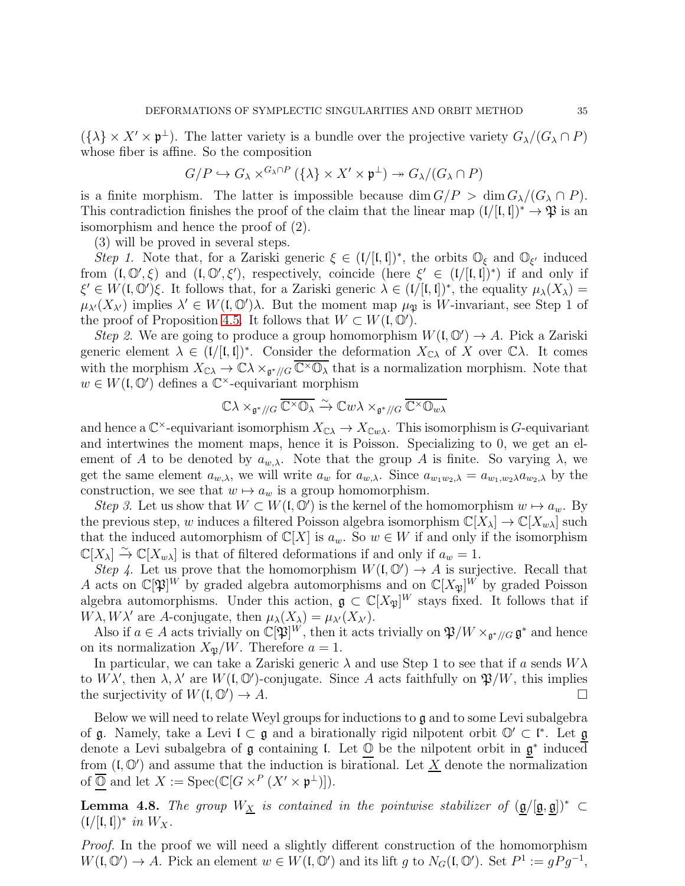$(\{\lambda\} \times X' \times \mathfrak{p}^\perp)$. The latter variety is a bundle over the projective variety $G_\lambda/(G_\lambda \cap P)$ whose fiber is affine. So the composition

$$G/P \hookrightarrow G_\lambda \times^{G_\lambda \cap P} (\{\lambda\} \times X' \times \mathfrak{p}^\perp) \twoheadrightarrow G_\lambda/(G_\lambda \cap P)$$

is a finite morphism. The latter is impossible because $\dim G/P > \dim G_\lambda/(G_\lambda \cap P)$. This contradiction finishes the proof of the claim that the linear map $(\mathfrak{l}/[\mathfrak{l},\mathfrak{l}])^* \to \mathfrak{P}$ is an isomorphism and hence the proof of (2).

(3) will be proved in several steps.

*Step 1.* Note that, for a Zariski generic $\xi \in (\mathfrak{l}/[\mathfrak{l},\mathfrak{l}])^*$, the orbits $\mathbb{O}_\xi$ and $\mathbb{O}_{\xi'}$ induced from $(\mathfrak{l}, \mathbb{O}', \xi)$ and $(\mathfrak{l}, \mathbb{O}', \xi')$, respectively, coincide (here $\xi' \in (\mathfrak{l}/[\mathfrak{l},\mathfrak{l}])^*$) if and only if $\xi' \in W(\mathfrak{l}, \mathbb{O}')\xi$. It follows that, for a Zariski generic $\lambda \in (\mathfrak{l}/[\mathfrak{l},\mathfrak{l}])^*$, the equality $\mu_\lambda(X_\lambda) = \mu_{\lambda'}(X_{\lambda'})$ implies $\lambda' \in W(\mathfrak{l}, \mathbb{O}')\lambda$. But the moment map $\mu_{\mathfrak{P}}$ is $W$-invariant, see Step 1 of the proof of Proposition 4.5. It follows that $W \subset W(\mathfrak{l}, \mathbb{O}')$.

*Step 2.* We are going to produce a group homomorphism $W(\mathfrak{l}, \mathbb{O}') \to A$. Pick a Zariski generic element $\lambda \in (\mathfrak{l}/[\mathfrak{l},\mathfrak{l}])^*$. Consider the deformation $X_{\mathbb{C}\lambda}$ of $X$ over $\mathbb{C}\lambda$. It comes with the morphism $X_{\mathbb{C}\lambda} \to \mathbb{C}\lambda \times_{\mathfrak{g}^*//G} \overline{\mathbb{C}^\times \mathbb{O}_\lambda}$ that is a normalization morphism. Note that $w \in W(\mathfrak{l}, \mathbb{O}')$ defines a $\mathbb{C}^\times$-equivariant morphism

$$\mathbb{C}\lambda \times_{\mathfrak{g}^*//G} \overline{\mathbb{C}^\times \mathbb{O}_\lambda} \xrightarrow{\sim} \mathbb{C}w\lambda \times_{\mathfrak{g}^*//G} \overline{\mathbb{C}^\times \mathbb{O}_{w\lambda}}$$

and hence a $\mathbb{C}^\times$-equivariant isomorphism $X_{\mathbb{C}\lambda} \to X_{\mathbb{C}w\lambda}$. This isomorphism is $G$-equivariant and intertwines the moment maps, hence it is Poisson. Specializing to 0, we get an element of $A$ to be denoted by $a_{w,\lambda}$. Note that the group $A$ is finite. So varying $\lambda$, we get the same element $a_{w,\lambda}$, we will write $a_w$ for $a_{w,\lambda}$. Since $a_{w_1w_2,\lambda} = a_{w_1,w_2\lambda}a_{w_2,\lambda}$ by the construction, we see that $w \mapsto a_w$ is a group homomorphism.

*Step 3.* Let us show that $W \subset W(\mathfrak{l}, \mathbb{O}')$ is the kernel of the homomorphism $w \mapsto a_w$. By the previous step, $w$ induces a filtered Poisson algebra isomorphism $\mathbb{C}[X_\lambda] \to \mathbb{C}[X_{w\lambda}]$ such that the induced automorphism of $\mathbb{C}[X]$ is $a_w$. So $w \in W$ if and only if the isomorphism $\mathbb{C}[X_\lambda] \xrightarrow{\sim} \mathbb{C}[X_{w\lambda}]$ is that of filtered deformations if and only if $a_w = 1$.

*Step 4.* Let us prove that the homomorphism $W(\mathfrak{l}, \mathbb{O}') \to A$ is surjective. Recall that $A$ acts on $\mathbb{C}[\mathfrak{P}]^W$ by graded algebra automorphisms and on $\mathbb{C}[X_{\mathfrak{P}}]^W$ by graded Poisson algebra automorphisms. Under this action, $\mathfrak{g} \subset \mathbb{C}[X_{\mathfrak{P}}]^W$ stays fixed. It follows that if $W\lambda, W\lambda'$ are $A$-conjugate, then $\mu_\lambda(X_\lambda) = \mu_{\lambda'}(X_{\lambda'})$.

Also if $a \in A$ acts trivially on $\mathbb{C}[\mathfrak{P}]^W$, then it acts trivially on $\mathfrak{P}/W \times_{\mathfrak{g}^*//G} \mathfrak{g}^*$ and hence on its normalization $X_{\mathfrak{P}}/W$. Therefore $a = 1$.

In particular, we can take a Zariski generic $\lambda$ and use Step 1 to see that if $a$ sends $W\lambda$ to $W\lambda'$, then $\lambda, \lambda'$ are $W(\mathfrak{l}, \mathbb{O}')$-conjugate. Since $A$ acts faithfully on $\mathfrak{P}/W$, this implies the surjectivity of $W(\mathfrak{l}, \mathbb{O}') \to A$. $\square$

Below we will need to relate Weyl groups for inductions to $\mathfrak{g}$ and to some Levi subalgebra of $\mathfrak{g}$. Namely, take a Levi $\mathfrak{l} \subset \mathfrak{g}$ and a birationally rigid nilpotent orbit $\mathbb{O}' \subset \mathfrak{l}^*$. Let $\underline{\mathfrak{g}}$ denote a Levi subalgebra of $\mathfrak{g}$ containing $\mathfrak{l}$. Let $\underline{\mathbb{O}}$ be the nilpotent orbit in $\underline{\mathfrak{g}}^*$ induced from $(\mathfrak{l}, \mathbb{O}')$ and assume that the induction is birational. Let $\underline{X}$ denote the normalization of $\overline{\underline{\mathbb{O}}}$ and let $X := \operatorname{Spec}(\mathbb{C}[G \times^P (X' \times \mathfrak{p}^\perp)])$.

**Lemma 4.8.** *The group $W_{\underline{X}}$ is contained in the pointwise stabilizer of $(\underline{\mathfrak{g}}/[\underline{\mathfrak{g}}, \underline{\mathfrak{g}}])^* \subset (\mathfrak{l}/[\mathfrak{l},\mathfrak{l}])^*$ in $W_X$.*

*Proof.* In the proof we will need a slightly different construction of the homomorphism $W(\mathfrak{l}, \mathbb{O}') \to A$. Pick an element $w \in W(\mathfrak{l}, \mathbb{O}')$ and its lift $g$ to $N_G(\mathfrak{l}, \mathbb{O}')$. Set $P^1 := gPg^{-1}$,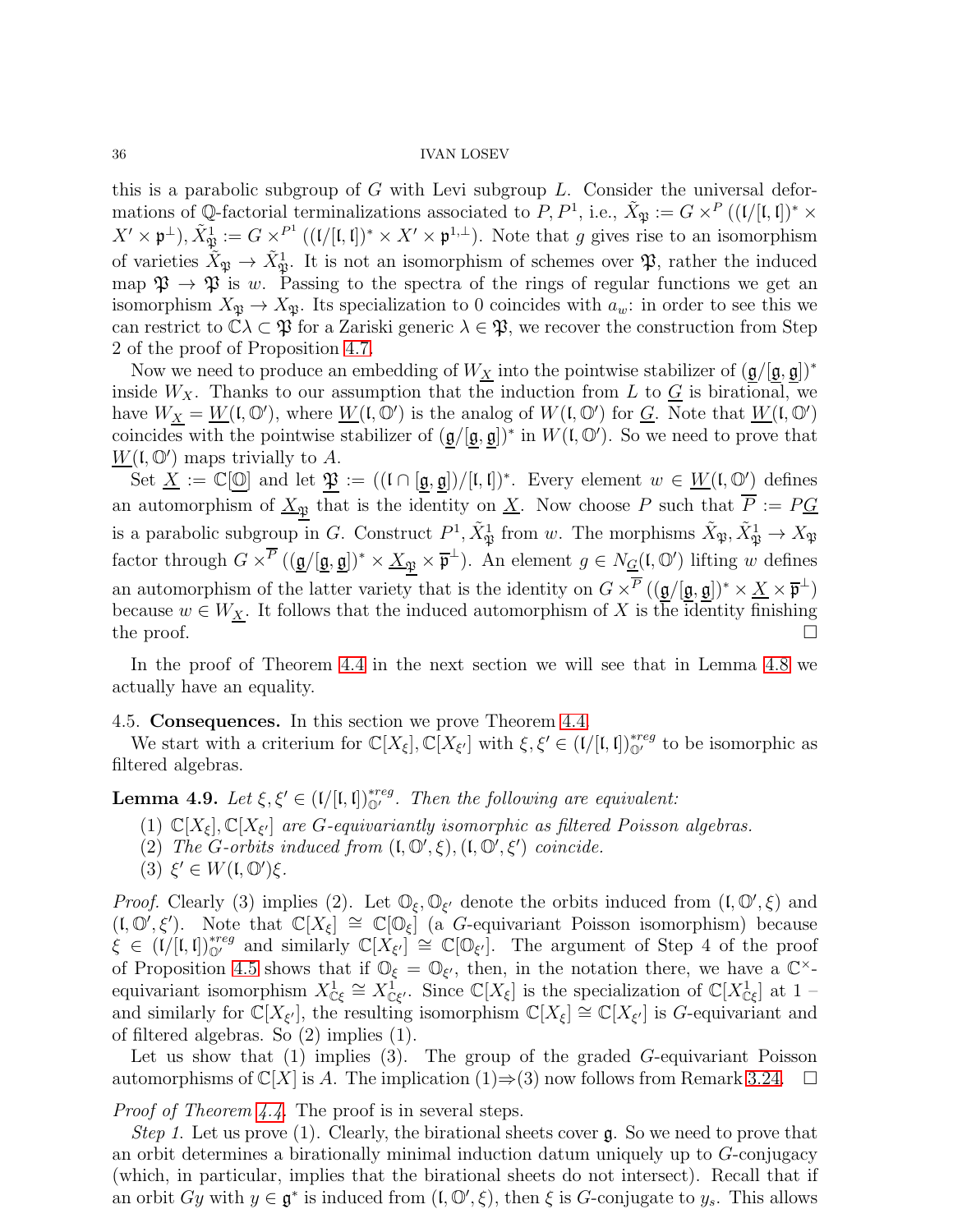this is a parabolic subgroup of $G$ with Levi subgroup $L$. Consider the universal deformations of $\mathbb{Q}$-factorial terminalizations associated to $P, P^1$, i.e., $\tilde{X}_{\mathfrak{P}} := G \times^P ((\mathfrak{l}/[\mathfrak{l},\mathfrak{l}])^* \times X' \times \mathfrak{p}^\perp)$, $\tilde{X}^1_{\mathfrak{P}} := G \times^{P^1} ((\mathfrak{l}/[\mathfrak{l},\mathfrak{l}])^* \times X' \times \mathfrak{p}^{1,\perp})$. Note that $g$ gives rise to an isomorphism of varieties $\tilde{X}_{\mathfrak{P}} \to \tilde{X}^1_{\mathfrak{P}}$. It is not an isomorphism of schemes over $\mathfrak{P}$, rather the induced map $\mathfrak{P} \to \mathfrak{P}$ is $w$. Passing to the spectra of the rings of regular functions we get an isomorphism $X_{\mathfrak{P}} \to X_{\mathfrak{P}}$. Its specialization to 0 coincides with $a_w$: in order to see this we can restrict to $\mathbb{C}\lambda \subset \mathfrak{P}$ for a Zariski generic $\lambda \in \mathfrak{P}$, we recover the construction from Step 2 of the proof of Proposition 4.7.

Now we need to produce an embedding of $W_{\underline{X}}$ into the pointwise stabilizer of $(\mathfrak{g}/[\mathfrak{g},\mathfrak{g}])^*$ inside $W_X$. Thanks to our assumption that the induction from $L$ to $\underline{G}$ is birational, we have $W_{\underline{X}} = \underline{W}(\mathfrak{l},\mathbb{O}')$, where $\underline{W}(\mathfrak{l},\mathbb{O}')$ is the analog of $W(\mathfrak{l},\mathbb{O}')$ for $\underline{G}$. Note that $\underline{W}(\mathfrak{l},\mathbb{O}')$ coincides with the pointwise stabilizer of $(\underline{\mathfrak{g}}/[\underline{\mathfrak{g}},\underline{\mathfrak{g}}])^*$ in $W(\mathfrak{l},\mathbb{O}')$. So we need to prove that $\underline{W}(\mathfrak{l},\mathbb{O}')$ maps trivially to $A$.

Set $\underline{X} := \mathbb{C}[\underline{\mathbb{O}}]$ and let $\underline{\mathfrak{P}} := ((\mathfrak{l} \cap [\underline{\mathfrak{g}},\underline{\mathfrak{g}}])/[\mathfrak{l},\mathfrak{l}])^*$. Every element $w \in \underline{W}(\mathfrak{l},\mathbb{O}')$ defines an automorphism of $\underline{X}_{\underline{\mathfrak{P}}}$ that is the identity on $\underline{X}$. Now choose $P$ such that $\overline{P} := P\underline{G}$ is a parabolic subgroup in $G$. Construct $P^1, \tilde{X}^1_{\mathfrak{P}}$ from $w$. The morphisms $\tilde{X}_{\mathfrak{P}}, \tilde{X}^1_{\mathfrak{P}} \to X_{\mathfrak{P}}$ factor through $G \times^{\overline{P}} ((\underline{\mathfrak{g}}/[\underline{\mathfrak{g}},\underline{\mathfrak{g}}])^* \times \underline{X}_{\underline{\mathfrak{P}}} \times \overline{\mathfrak{p}}^\perp)$. An element $g \in N_{\underline{G}}(\mathfrak{l},\mathbb{O}')$ lifting $w$ defines an automorphism of the latter variety that is the identity on $G \times^{\overline{P}} ((\underline{\mathfrak{g}}/[\underline{\mathfrak{g}},\underline{\mathfrak{g}}])^* \times \underline{X} \times \overline{\mathfrak{p}}^\perp)$ because $w \in W_{\underline{X}}$. It follows that the induced automorphism of $X$ is the identity finishing the proof. $\square$

In the proof of Theorem 4.4 in the next section we will see that in Lemma 4.8 we actually have an equality.

## 4.5. Consequences.

In this section we prove Theorem 4.4.

We start with a criterium for $\mathbb{C}[X_\xi], \mathbb{C}[X_{\xi'}]$ with $\xi, \xi' \in (\mathfrak{l}/[\mathfrak{l},\mathfrak{l}])^{*reg}_{\mathbb{O}'}$ to be isomorphic as filtered algebras.

**Lemma 4.9.** *Let $\xi, \xi' \in (\mathfrak{l}/[\mathfrak{l},\mathfrak{l}])^{*reg}_{\mathbb{O}'}$. Then the following are equivalent:*

1. *$\mathbb{C}[X_\xi], \mathbb{C}[X_{\xi'}]$ are $G$-equivariantly isomorphic as filtered Poisson algebras.*
2. *The $G$-orbits induced from $(\mathfrak{l},\mathbb{O}',\xi), (\mathfrak{l},\mathbb{O}',\xi')$ coincide.*
3. *$\xi' \in W(\mathfrak{l},\mathbb{O}')\xi$.*

*Proof.* Clearly (3) implies (2). Let $\mathbb{O}_\xi, \mathbb{O}_{\xi'}$ denote the orbits induced from $(\mathfrak{l},\mathbb{O}',\xi)$ and $(\mathfrak{l},\mathbb{O}',\xi')$. Note that $\mathbb{C}[X_\xi] \cong \mathbb{C}[\mathbb{O}_\xi]$ (a $G$-equivariant Poisson isomorphism) because $\xi \in (\mathfrak{l}/[\mathfrak{l},\mathfrak{l}])^{*reg}_{\mathbb{O}'}$ and similarly $\mathbb{C}[X_{\xi'}] \cong \mathbb{C}[\mathbb{O}_{\xi'}]$. The argument of Step 4 of the proof of Proposition 4.5 shows that if $\mathbb{O}_\xi = \mathbb{O}_{\xi'}$, then, in the notation there, we have a $\mathbb{C}^\times$-equivariant isomorphism $X^1_{\mathbb{C}\xi} \cong X^1_{\mathbb{C}\xi'}$. Since $\mathbb{C}[X_\xi]$ is the specialization of $\mathbb{C}[X^1_{\mathbb{C}\xi}]$ at $1$ – and similarly for $\mathbb{C}[X_{\xi'}]$, the resulting isomorphism $\mathbb{C}[X_\xi] \cong \mathbb{C}[X_{\xi'}]$ is $G$-equivariant and of filtered algebras. So (2) implies (1).

Let us show that (1) implies (3). The group of the graded $G$-equivariant Poisson automorphisms of $\mathbb{C}[X]$ is $A$. The implication (1)⇒(3) now follows from Remark 3.24. $\square$

*Proof of Theorem 4.4.* The proof is in several steps.

*Step 1.* Let us prove (1). Clearly, the birational sheets cover $\mathfrak{g}$. So we need to prove that an orbit determines a birationally minimal induction datum uniquely up to $G$-conjugacy (which, in particular, implies that the birational sheets do not intersect). Recall that if an orbit $Gy$ with $y \in \mathfrak{g}^*$ is induced from $(\mathfrak{l},\mathbb{O}',\xi)$, then $\xi$ is $G$-conjugate to $y_s$. This allows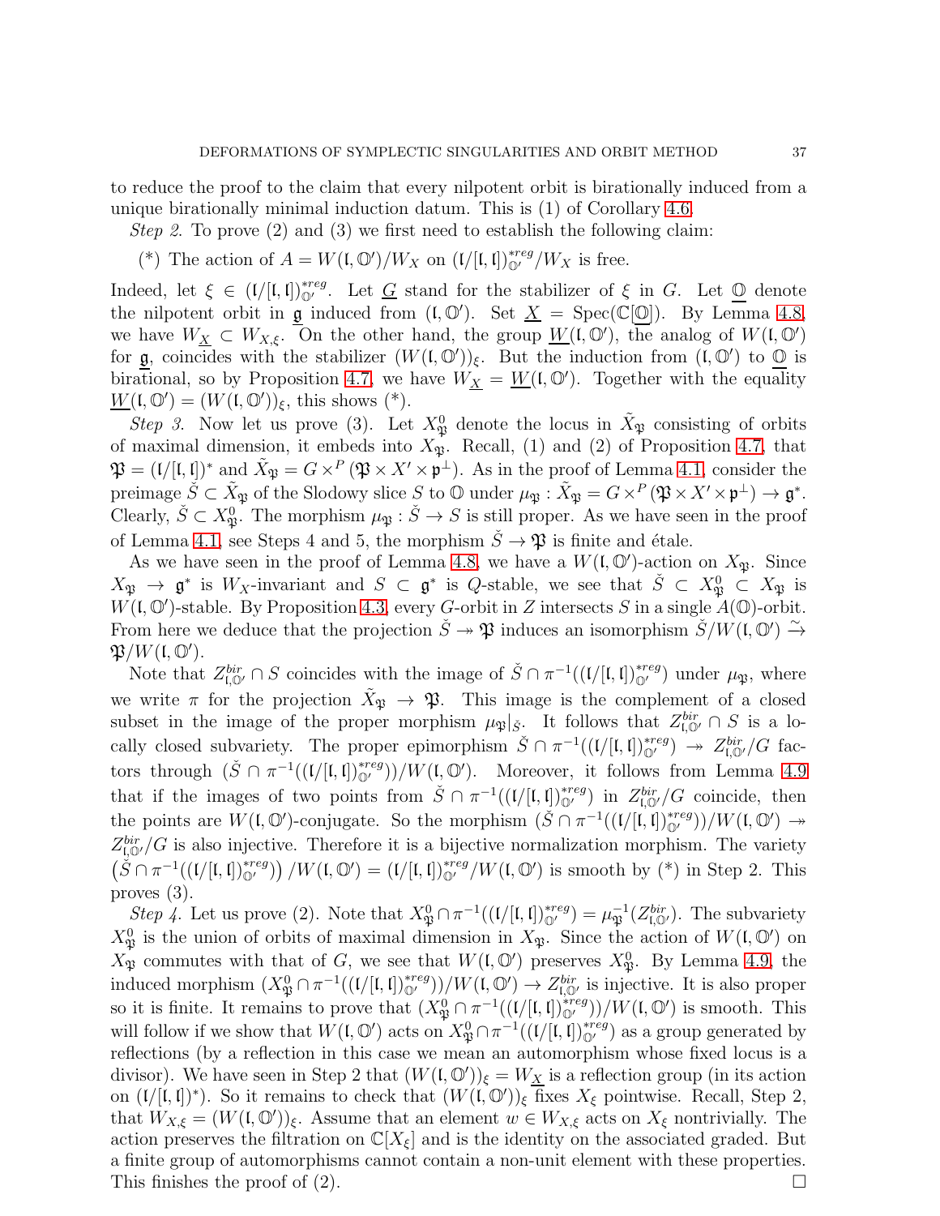to reduce the proof to the claim that every nilpotent orbit is birationally induced from a unique birationally minimal induction datum. This is (1) of Corollary 4.6.

*Step 2.* To prove (2) and (3) we first need to establish the following claim:

(*) The action of $A = W(\mathfrak{l}, \mathbb{O}')/W_X$ on $(\mathfrak{l}/[\mathfrak{l},\mathfrak{l}])^{*reg}_{\mathbb{O}'}/W_X$ is free.

Indeed, let $\xi \in (\mathfrak{l}/[\mathfrak{l},\mathfrak{l}])^{*reg}_{\mathbb{O}'}$. Let $\underline{G}$ stand for the stabilizer of $\xi$ in $G$. Let $\underline{\mathbb{O}}$ denote the nilpotent orbit in $\underline{\mathfrak{g}}$ induced from $(\mathfrak{l}, \mathbb{O}')$. Set $\underline{X} = \operatorname{Spec}(\mathbb{C}[\underline{\mathbb{O}}])$. By Lemma 4.8, we have $W_{\underline{X}} \subset W_{X,\xi}$. On the other hand, the group $\underline{W}(\mathfrak{l}, \mathbb{O}')$, the analog of $W(\mathfrak{l}, \mathbb{O}')$ for $\underline{\mathfrak{g}}$, coincides with the stabilizer $(W(\mathfrak{l}, \mathbb{O}'))_\xi$. But the induction from $(\mathfrak{l}, \mathbb{O}')$ to $\underline{\mathbb{O}}$ is birational, so by Proposition 4.7, we have $W_{\underline{X}} = \underline{W}(\mathfrak{l}, \mathbb{O}')$. Together with the equality $\underline{W}(\mathfrak{l}, \mathbb{O}') = (W(\mathfrak{l}, \mathbb{O}'))_\xi$, this shows (*).

*Step 3.* Now let us prove (3). Let $X^0_{\mathfrak{P}}$ denote the locus in $\tilde{X}_{\mathfrak{P}}$ consisting of orbits of maximal dimension, it embeds into $X_{\mathfrak{P}}$. Recall, (1) and (2) of Proposition 4.7, that $\mathfrak{P} = (\mathfrak{l}/[\mathfrak{l},\mathfrak{l}])^*$ and $\tilde{X}_{\mathfrak{P}} = G \times^P (\mathfrak{P} \times X' \times \mathfrak{p}^\perp)$. As in the proof of Lemma 4.1, consider the preimage $\check{S} \subset \tilde{X}_{\mathfrak{P}}$ of the Slodowy slice $S$ to $\mathbb{O}$ under $\mu_{\mathfrak{P}} : \tilde{X}_{\mathfrak{P}} = G \times^P (\mathfrak{P} \times X' \times \mathfrak{p}^\perp) \to \mathfrak{g}^*$. Clearly, $\check{S} \subset X^0_{\mathfrak{P}}$. The morphism $\mu_{\mathfrak{P}} : \check{S} \to S$ is still proper. As we have seen in the proof of Lemma 4.1, see Steps 4 and 5, the morphism $\check{S} \to \mathfrak{P}$ is finite and étale.

As we have seen in the proof of Lemma 4.8, we have a $W(\mathfrak{l}, \mathbb{O}')$-action on $X_{\mathfrak{P}}$. Since $X_{\mathfrak{P}} \to \mathfrak{g}^*$ is $W_X$-invariant and $S \subset \mathfrak{g}^*$ is $Q$-stable, we see that $\check{S} \subset X^0_{\mathfrak{P}} \subset X_{\mathfrak{P}}$ is $W(\mathfrak{l}, \mathbb{O}')$-stable. By Proposition 4.3, every $G$-orbit in $Z$ intersects $S$ in a single $A(\mathbb{O})$-orbit. From here we deduce that the projection $\check{S} \twoheadrightarrow \mathfrak{P}$ induces an isomorphism $\check{S}/W(\mathfrak{l}, \mathbb{O}') \xrightarrow{\sim} \mathfrak{P}/W(\mathfrak{l}, \mathbb{O}')$.

Note that $Z^{bir}_{\mathfrak{l},\mathbb{O}'} \cap S$ coincides with the image of $\check{S} \cap \pi^{-1}((\mathfrak{l}/[\mathfrak{l},\mathfrak{l}])^{*reg}_{\mathbb{O}'})$ under $\mu_{\mathfrak{P}}$, where we write $\pi$ for the projection $\tilde{X}_{\mathfrak{P}} \to \mathfrak{P}$. This image is the complement of a closed subset in the image of the proper morphism $\mu_{\mathfrak{P}}|_{\check{S}}$. It follows that $Z^{bir}_{\mathfrak{l},\mathbb{O}'} \cap S$ is a locally closed subvariety. The proper epimorphism $\check{S} \cap \pi^{-1}((\mathfrak{l}/[\mathfrak{l},\mathfrak{l}])^{*reg}_{\mathbb{O}'}) \twoheadrightarrow Z^{bir}_{\mathfrak{l},\mathbb{O}'}/G$ factors through $(\check{S} \cap \pi^{-1}((\mathfrak{l}/[\mathfrak{l},\mathfrak{l}])^{*reg}_{\mathbb{O}'}))/W(\mathfrak{l}, \mathbb{O}')$. Moreover, it follows from Lemma 4.9 that if the images of two points from $\check{S} \cap \pi^{-1}((\mathfrak{l}/[\mathfrak{l},\mathfrak{l}])^{*reg}_{\mathbb{O}'})$ in $Z^{bir}_{\mathfrak{l},\mathbb{O}'}/G$ coincide, then the points are $W(\mathfrak{l}, \mathbb{O}')$-conjugate. So the morphism $(\check{S} \cap \pi^{-1}((\mathfrak{l}/[\mathfrak{l},\mathfrak{l}])^{*reg}_{\mathbb{O}'}))/W(\mathfrak{l}, \mathbb{O}') \twoheadrightarrow Z^{bir}_{\mathfrak{l},\mathbb{O}'}/G$ is also injective. Therefore it is a bijective normalization morphism. The variety $\left(\check{S} \cap \pi^{-1}((\mathfrak{l}/[\mathfrak{l},\mathfrak{l}])^{*reg}_{\mathbb{O}'})\right)/W(\mathfrak{l}, \mathbb{O}') = (\mathfrak{l}/[\mathfrak{l},\mathfrak{l}])^{*reg}_{\mathbb{O}'}/W(\mathfrak{l}, \mathbb{O}')$ is smooth by (*) in Step 2. This proves (3).

*Step 4.* Let us prove (2). Note that $X^0_{\mathfrak{P}} \cap \pi^{-1}((\mathfrak{l}/[\mathfrak{l},\mathfrak{l}])^{*reg}_{\mathbb{O}'}) = \mu^{-1}_{\mathfrak{P}}(Z^{bir}_{\mathfrak{l},\mathbb{O}'})$. The subvariety $X^0_{\mathfrak{P}}$ is the union of orbits of maximal dimension in $X_{\mathfrak{P}}$. Since the action of $W(\mathfrak{l}, \mathbb{O}')$ on $X_{\mathfrak{P}}$ commutes with that of $G$, we see that $W(\mathfrak{l}, \mathbb{O}')$ preserves $X^0_{\mathfrak{P}}$. By Lemma 4.9, the induced morphism $(X^0_{\mathfrak{P}} \cap \pi^{-1}((\mathfrak{l}/[\mathfrak{l},\mathfrak{l}])^{*reg}_{\mathbb{O}'}))/W(\mathfrak{l}, \mathbb{O}') \to Z^{bir}_{\mathfrak{l},\mathbb{O}'}$ is injective. It is also proper so it is finite. It remains to prove that $(X^0_{\mathfrak{P}} \cap \pi^{-1}((\mathfrak{l}/[\mathfrak{l},\mathfrak{l}])^{*reg}_{\mathbb{O}'}))/W(\mathfrak{l}, \mathbb{O}')$ is smooth. This will follow if we show that $W(\mathfrak{l}, \mathbb{O}')$ acts on $X^0_{\mathfrak{P}} \cap \pi^{-1}((\mathfrak{l}/[\mathfrak{l},\mathfrak{l}])^{*reg}_{\mathbb{O}'})$ as a group generated by reflections (by a reflection in this case we mean an automorphism whose fixed locus is a divisor). We have seen in Step 2 that $(W(\mathfrak{l}, \mathbb{O}'))_\xi = W_{\underline{X}}$ is a reflection group (in its action on $(\mathfrak{l}/[\mathfrak{l},\mathfrak{l}])^*$). So it remains to check that $(W(\mathfrak{l}, \mathbb{O}'))_\xi$ fixes $X_\xi$ pointwise. Recall, Step 2, that $W_{X,\xi} = (W(\mathfrak{l}, \mathbb{O}'))_\xi$. Assume that an element $w \in W_{X,\xi}$ acts on $X_\xi$ nontrivially. The action preserves the filtration on $\mathbb{C}[X_\xi]$ and is the identity on the associated graded. But a finite group of automorphisms cannot contain a non-unit element with these properties. This finishes the proof of (2). $\square$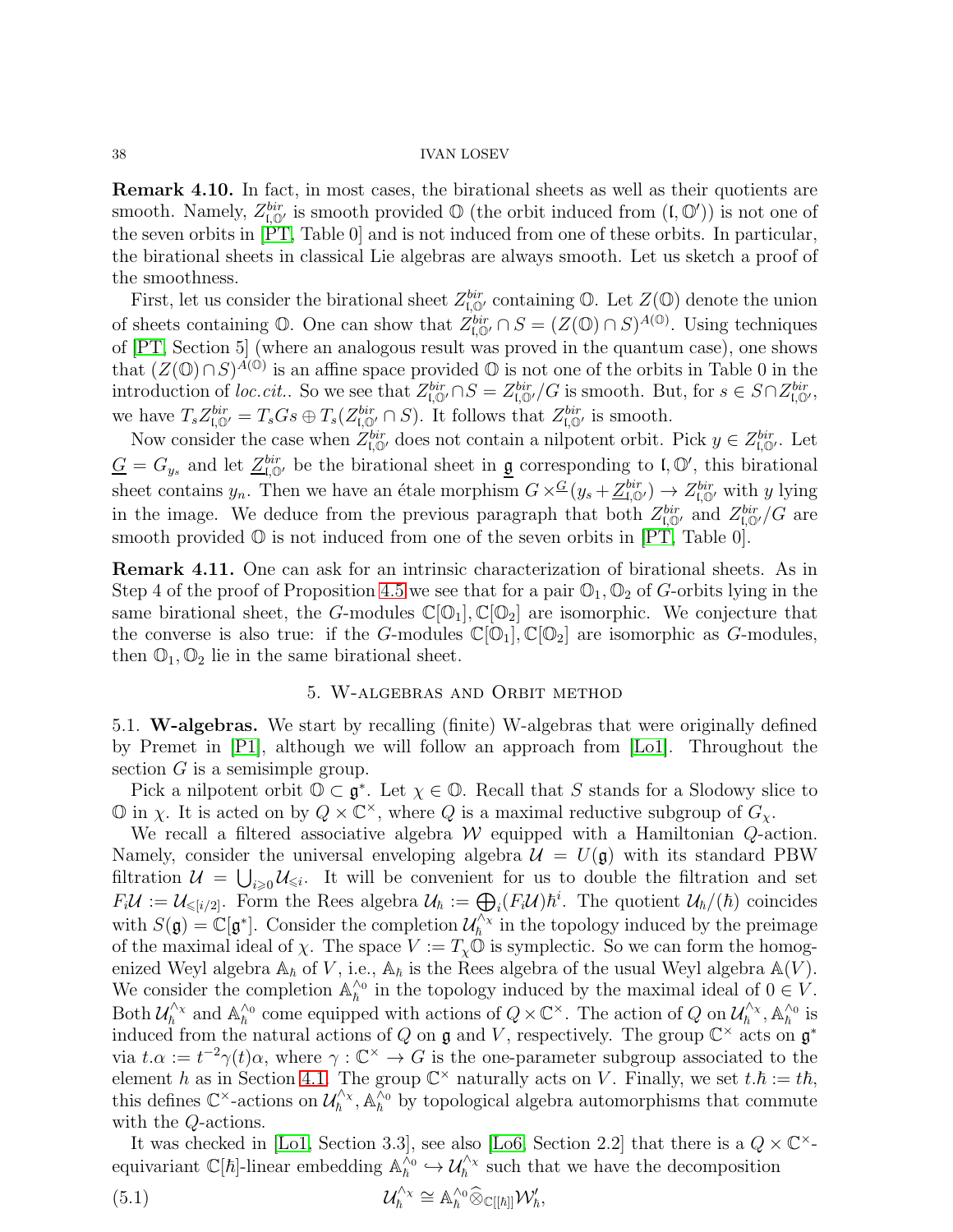**Remark 4.10.** In fact, in most cases, the birational sheets as well as their quotients are smooth. Namely, $Z^{bir}_{\mathfrak{l},\mathbb{O}'}$ is smooth provided $\mathbb{O}$ (the orbit induced from $(\mathfrak{l},\mathbb{O}')$) is not one of the seven orbits in [PT, Table 0] and is not induced from one of these orbits. In particular, the birational sheets in classical Lie algebras are always smooth. Let us sketch a proof of the smoothness.

First, let us consider the birational sheet $Z^{bir}_{\mathfrak{l},\mathbb{O}'}$ containing $\mathbb{O}$. Let $Z(\mathbb{O})$ denote the union of sheets containing $\mathbb{O}$. One can show that $Z^{bir}_{\mathfrak{l},\mathbb{O}'}\cap S = (Z(\mathbb{O})\cap S)^{A(\mathbb{O})}$. Using techniques of [PT, Section 5] (where an analogous result was proved in the quantum case), one shows that $(Z(\mathbb{O})\cap S)^{A(\mathbb{O})}$ is an affine space provided $\mathbb{O}$ is not one of the orbits in Table 0 in the introduction of *loc.cit.*. So we see that $Z^{bir}_{\mathfrak{l},\mathbb{O}'}\cap S = Z^{bir}_{\mathfrak{l},\mathbb{O}'}/G$ is smooth. But, for $s\in S\cap Z^{bir}_{\mathfrak{l},\mathbb{O}'}$, we have $T_sZ^{bir}_{\mathfrak{l},\mathbb{O}'} = T_sGs\oplus T_s(Z^{bir}_{\mathfrak{l},\mathbb{O}'}\cap S)$. It follows that $Z^{bir}_{\mathfrak{l},\mathbb{O}'}$ is smooth.

Now consider the case when $Z^{bir}_{\mathfrak{l},\mathbb{O}'}$ does not contain a nilpotent orbit. Pick $y\in Z^{bir}_{\mathfrak{l},\mathbb{O}'}$. Let $\underline{G}=G_{y_s}$ and let $\underline{Z}^{bir}_{\mathfrak{l},\mathbb{O}'}$ be the birational sheet in $\underline{\mathfrak{g}}$ corresponding to $\mathfrak{l},\mathbb{O}'$, this birational sheet contains $y_n$. Then we have an étale morphism $G\times^{\underline{G}}(y_s+\underline{Z}^{bir}_{\mathfrak{l},\mathbb{O}'})\to Z^{bir}_{\mathfrak{l},\mathbb{O}'}$ with $y$ lying in the image. We deduce from the previous paragraph that both $Z^{bir}_{\mathfrak{l},\mathbb{O}'}$ and $Z^{bir}_{\mathfrak{l},\mathbb{O}'}/G$ are smooth provided $\mathbb{O}$ is not induced from one of the seven orbits in [PT, Table 0].

**Remark 4.11.** One can ask for an intrinsic characterization of birational sheets. As in Step 4 of the proof of Proposition 4.5 we see that for a pair $\mathbb{O}_1,\mathbb{O}_2$ of $G$-orbits lying in the same birational sheet, the $G$-modules $\mathbb{C}[\mathbb{O}_1],\mathbb{C}[\mathbb{O}_2]$ are isomorphic. We conjecture that the converse is also true: if the $G$-modules $\mathbb{C}[\mathbb{O}_1],\mathbb{C}[\mathbb{O}_2]$ are isomorphic as $G$-modules, then $\mathbb{O}_1,\mathbb{O}_2$ lie in the same birational sheet.

## 5. W-algebras and Orbit method

5.1. **W-algebras.** We start by recalling (finite) W-algebras that were originally defined by Premet in [P1], although we will follow an approach from [Lo1]. Throughout the section $G$ is a semisimple group.

Pick a nilpotent orbit $\mathbb{O}\subset\mathfrak{g}^*$. Let $\chi\in\mathbb{O}$. Recall that $S$ stands for a Slodowy slice to $\mathbb{O}$ in $\chi$. It is acted on by $Q\times\mathbb{C}^\times$, where $Q$ is a maximal reductive subgroup of $G_\chi$.

We recall a filtered associative algebra $\mathcal{W}$ equipped with a Hamiltonian $Q$-action. Namely, consider the universal enveloping algebra $\mathcal{U}=U(\mathfrak{g})$ with its standard PBW filtration $\mathcal{U}=\bigcup_{i\geqslant 0}\mathcal{U}_{\leqslant i}$. It will be convenient for us to double the filtration and set $F_i\mathcal{U}:=\mathcal{U}_{\leqslant[i/2]}$. Form the Rees algebra $\mathcal{U}_\hbar:=\bigoplus_i(F_i\mathcal{U})\hbar^i$. The quotient $\mathcal{U}_\hbar/(\hbar)$ coincides with $S(\mathfrak{g})=\mathbb{C}[\mathfrak{g}^*]$. Consider the completion $\mathcal{U}_\hbar^{\wedge_\chi}$ in the topology induced by the preimage of the maximal ideal of $\chi$. The space $V:=T_\chi\mathbb{O}$ is symplectic. So we can form the homogenized Weyl algebra $\mathbb{A}_\hbar$ of $V$, i.e., $\mathbb{A}_\hbar$ is the Rees algebra of the usual Weyl algebra $\mathbb{A}(V)$. We consider the completion $\mathbb{A}_\hbar^{\wedge_0}$ in the topology induced by the maximal ideal of $0\in V$. Both $\mathcal{U}_\hbar^{\wedge_\chi}$ and $\mathbb{A}_\hbar^{\wedge_0}$ come equipped with actions of $Q\times\mathbb{C}^\times$. The action of $Q$ on $\mathcal{U}_\hbar^{\wedge_\chi},\mathbb{A}_\hbar^{\wedge_0}$ is induced from the natural actions of $Q$ on $\mathfrak{g}$ and $V$, respectively. The group $\mathbb{C}^\times$ acts on $\mathfrak{g}^*$ via $t.\alpha:=t^{-2}\gamma(t)\alpha$, where $\gamma:\mathbb{C}^\times\to G$ is the one-parameter subgroup associated to the element $h$ as in Section 4.1. The group $\mathbb{C}^\times$ naturally acts on $V$. Finally, we set $t.\hbar:=t\hbar$, this defines $\mathbb{C}^\times$-actions on $\mathcal{U}_\hbar^{\wedge_\chi},\mathbb{A}_\hbar^{\wedge_0}$ by topological algebra automorphisms that commute with the $Q$-actions.

It was checked in [Lo1, Section 3.3], see also [Lo6, Section 2.2] that there is a $Q\times\mathbb{C}^\times$-equivariant $\mathbb{C}[\hbar]$-linear embedding $\mathbb{A}_\hbar^{\wedge_0}\hookrightarrow\mathcal{U}_\hbar^{\wedge_\chi}$ such that we have the decomposition

$$\mathcal{U}_\hbar^{\wedge_\chi}\cong\mathbb{A}_\hbar^{\wedge_0}\widehat{\otimes}_{\mathbb{C}[[\hbar]]}\mathcal{W}'_\hbar, \tag{5.1}$$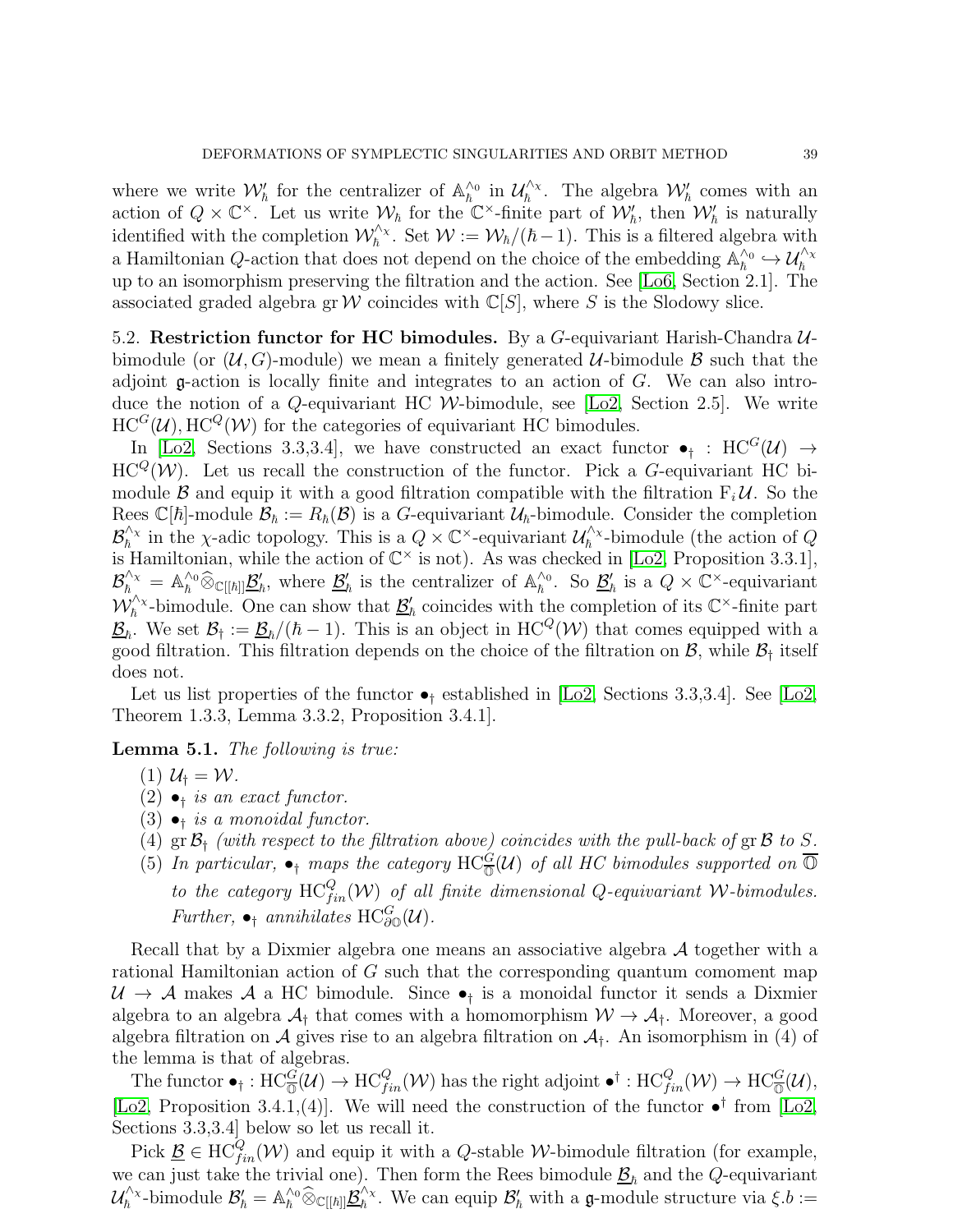where we write $\mathcal{W}'_\hbar$ for the centralizer of $\mathbb{A}_\hbar^{\wedge_0}$ in $\mathcal{U}_\hbar^{\wedge_\chi}$. The algebra $\mathcal{W}'_\hbar$ comes with an action of $Q \times \mathbb{C}^\times$. Let us write $\mathcal{W}_\hbar$ for the $\mathbb{C}^\times$-finite part of $\mathcal{W}'_\hbar$, then $\mathcal{W}'_\hbar$ is naturally identified with the completion $\mathcal{W}_\hbar^{\wedge_\chi}$. Set $\mathcal{W} := \mathcal{W}_\hbar/(\hbar - 1)$. This is a filtered algebra with a Hamiltonian $Q$-action that does not depend on the choice of the embedding $\mathbb{A}_\hbar^{\wedge_0} \hookrightarrow \mathcal{U}_\hbar^{\wedge_\chi}$ up to an isomorphism preserving the filtration and the action. See [Lo6, Section 2.1]. The associated graded algebra $\operatorname{gr} \mathcal{W}$ coincides with $\mathbb{C}[S]$, where $S$ is the Slodowy slice.

5.2. **Restriction functor for HC bimodules.** By a $G$-equivariant Harish-Chandra $\mathcal{U}$-bimodule (or $(\mathcal{U}, G)$-module) we mean a finitely generated $\mathcal{U}$-bimodule $\mathcal{B}$ such that the adjoint $\mathfrak{g}$-action is locally finite and integrates to an action of $G$. We can also introduce the notion of a $Q$-equivariant HC $\mathcal{W}$-bimodule, see [Lo2, Section 2.5]. We write $\operatorname{HC}^G(\mathcal{U}), \operatorname{HC}^Q(\mathcal{W})$ for the categories of equivariant HC bimodules.

In [Lo2, Sections 3.3,3.4], we have constructed an exact functor $\bullet_\dagger : \operatorname{HC}^G(\mathcal{U}) \to \operatorname{HC}^Q(\mathcal{W})$. Let us recall the construction of the functor. Pick a $G$-equivariant HC bimodule $\mathcal{B}$ and equip it with a good filtration compatible with the filtration $\mathrm{F}_i\mathcal{U}$. So the Rees $\mathbb{C}[\hbar]$-module $\mathcal{B}_\hbar := R_\hbar(\mathcal{B})$ is a $G$-equivariant $\mathcal{U}_\hbar$-bimodule. Consider the completion $\mathcal{B}_\hbar^{\wedge_\chi}$ in the $\chi$-adic topology. This is a $Q \times \mathbb{C}^\times$-equivariant $\mathcal{U}_\hbar^{\wedge_\chi}$-bimodule (the action of $Q$ is Hamiltonian, while the action of $\mathbb{C}^\times$ is not). As was checked in [Lo2, Proposition 3.3.1], $\mathcal{B}_\hbar^{\wedge_\chi} = \mathbb{A}_\hbar^{\wedge_0} \widehat{\otimes}_{\mathbb{C}[[\hbar]]} \underline{\mathcal{B}}'_\hbar$, where $\underline{\mathcal{B}}'_\hbar$ is the centralizer of $\mathbb{A}_\hbar^{\wedge_0}$. So $\underline{\mathcal{B}}'_\hbar$ is a $Q \times \mathbb{C}^\times$-equivariant $\mathcal{W}_\hbar^{\wedge_\chi}$-bimodule. One can show that $\underline{\mathcal{B}}'_\hbar$ coincides with the completion of its $\mathbb{C}^\times$-finite part $\underline{\mathcal{B}}_\hbar$. We set $\mathcal{B}_\dagger := \underline{\mathcal{B}}_\hbar/(\hbar - 1)$. This is an object in $\operatorname{HC}^Q(\mathcal{W})$ that comes equipped with a good filtration. This filtration depends on the choice of the filtration on $\mathcal{B}$, while $\mathcal{B}_\dagger$ itself does not.

Let us list properties of the functor $\bullet_\dagger$ established in [Lo2, Sections 3.3,3.4]. See [Lo2, Theorem 1.3.3, Lemma 3.3.2, Proposition 3.4.1].

**Lemma 5.1.** *The following is true:*

1. $\mathcal{U}_\dagger = \mathcal{W}$.
2. $\bullet_\dagger$ *is an exact functor.*
3. $\bullet_\dagger$ *is a monoidal functor.*
4. $\operatorname{gr} \mathcal{B}_\dagger$ *(with respect to the filtration above) coincides with the pull-back of* $\operatorname{gr} \mathcal{B}$ *to* $S$.
5. *In particular,* $\bullet_\dagger$ *maps the category* $\operatorname{HC}^G_{\overline{\mathbb{O}}}(\mathcal{U})$ *of all HC bimodules supported on* $\overline{\mathbb{O}}$ *to the category* $\operatorname{HC}^Q_{fin}(\mathcal{W})$ *of all finite dimensional* $Q$*-equivariant* $\mathcal{W}$*-bimodules. Further,* $\bullet_\dagger$ *annihilates* $\operatorname{HC}^G_{\partial\mathbb{O}}(\mathcal{U})$.

Recall that by a Dixmier algebra one means an associative algebra $\mathcal{A}$ together with a rational Hamiltonian action of $G$ such that the corresponding quantum comoment map $\mathcal{U} \to \mathcal{A}$ makes $\mathcal{A}$ a HC bimodule. Since $\bullet_\dagger$ is a monoidal functor it sends a Dixmier algebra to an algebra $\mathcal{A}_\dagger$ that comes with a homomorphism $\mathcal{W} \to \mathcal{A}_\dagger$. Moreover, a good algebra filtration on $\mathcal{A}$ gives rise to an algebra filtration on $\mathcal{A}_\dagger$. An isomorphism in (4) of the lemma is that of algebras.

The functor $\bullet_\dagger : \operatorname{HC}^G_{\overline{\mathbb{O}}}(\mathcal{U}) \to \operatorname{HC}^Q_{fin}(\mathcal{W})$ has the right adjoint $\bullet^\dagger : \operatorname{HC}^Q_{fin}(\mathcal{W}) \to \operatorname{HC}^G_{\overline{\mathbb{O}}}(\mathcal{U})$, [Lo2, Proposition 3.4.1,(4)]. We will need the construction of the functor $\bullet^\dagger$ from [Lo2, Sections 3.3,3.4] below so let us recall it.

Pick $\underline{\mathcal{B}} \in \operatorname{HC}^Q_{fin}(\mathcal{W})$ and equip it with a $Q$-stable $\mathcal{W}$-bimodule filtration (for example, we can just take the trivial one). Then form the Rees bimodule $\underline{\mathcal{B}}_\hbar$ and the $Q$-equivariant $\mathcal{U}_\hbar^{\wedge_\chi}$-bimodule $\mathcal{B}'_\hbar = \mathbb{A}_\hbar^{\wedge_0} \widehat{\otimes}_{\mathbb{C}[[\hbar]]} \underline{\mathcal{B}}_\hbar^{\wedge_\chi}$. We can equip $\mathcal{B}'_\hbar$ with a $\mathfrak{g}$-module structure via $\xi.b :=$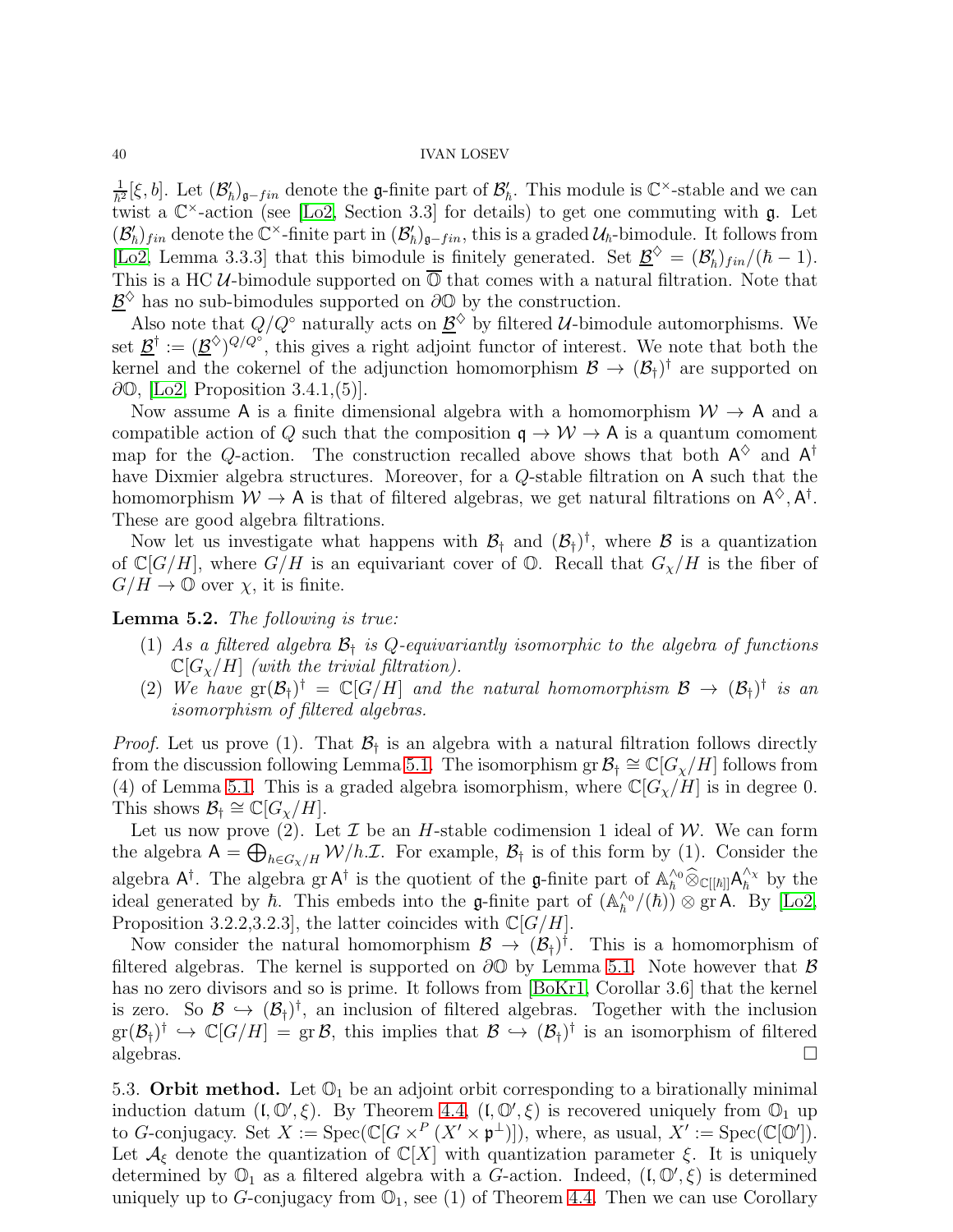$\frac{1}{\hbar^2}[\xi, b]$. Let $(\mathcal{B}'_\hbar)_{\mathfrak{g}-fin}$ denote the $\mathfrak{g}$-finite part of $\mathcal{B}'_\hbar$. This module is $\mathbb{C}^\times$-stable and we can twist a $\mathbb{C}^\times$-action (see [Lo2, Section 3.3] for details) to get one commuting with $\mathfrak{g}$. Let $(\mathcal{B}'_\hbar)_{fin}$ denote the $\mathbb{C}^\times$-finite part in $(\mathcal{B}'_\hbar)_{\mathfrak{g}-fin}$, this is a graded $\mathcal{U}_\hbar$-bimodule. It follows from [Lo2, Lemma 3.3.3] that this bimodule is finitely generated. Set $\underline{\mathcal{B}}^\diamondsuit = (\mathcal{B}'_\hbar)_{fin}/(\hbar-1)$. This is a HC $\mathcal{U}$-bimodule supported on $\overline{\mathbb{O}}$ that comes with a natural filtration. Note that $\underline{\mathcal{B}}^\diamondsuit$ has no sub-bimodules supported on $\partial\mathbb{O}$ by the construction.

Also note that $Q/Q^\circ$ naturally acts on $\underline{\mathcal{B}}^\diamondsuit$ by filtered $\mathcal{U}$-bimodule automorphisms. We set $\underline{\mathcal{B}}^\dagger := (\underline{\mathcal{B}}^\diamondsuit)^{Q/Q^\circ}$, this gives a right adjoint functor of interest. We note that both the kernel and the cokernel of the adjunction homomorphism $\mathcal{B} \to (\mathcal{B}_\dagger)^\dagger$ are supported on $\partial\mathbb{O}$, [Lo2, Proposition 3.4.1,(5)].

Now assume $\mathsf{A}$ is a finite dimensional algebra with a homomorphism $\mathcal{W} \to \mathsf{A}$ and a compatible action of $Q$ such that the composition $\mathfrak{q} \to \mathcal{W} \to \mathsf{A}$ is a quantum comoment map for the $Q$-action. The construction recalled above shows that both $\mathsf{A}^\diamondsuit$ and $\mathsf{A}^\dagger$ have Dixmier algebra structures. Moreover, for a $Q$-stable filtration on $\mathsf{A}$ such that the homomorphism $\mathcal{W} \to \mathsf{A}$ is that of filtered algebras, we get natural filtrations on $\mathsf{A}^\diamondsuit, \mathsf{A}^\dagger$. These are good algebra filtrations.

Now let us investigate what happens with $\mathcal{B}_\dagger$ and $(\mathcal{B}_\dagger)^\dagger$, where $\mathcal{B}$ is a quantization of $\mathbb{C}[G/H]$, where $G/H$ is an equivariant cover of $\mathbb{O}$. Recall that $G_\chi/H$ is the fiber of $G/H \to \mathbb{O}$ over $\chi$, it is finite.

**Lemma 5.2.** *The following is true:*

1. *As a filtered algebra $\mathcal{B}_\dagger$ is $Q$-equivariantly isomorphic to the algebra of functions $\mathbb{C}[G_\chi/H]$ (with the trivial filtration).*
2. *We have $\operatorname{gr}(\mathcal{B}_\dagger)^\dagger = \mathbb{C}[G/H]$ and the natural homomorphism $\mathcal{B} \to (\mathcal{B}_\dagger)^\dagger$ is an isomorphism of filtered algebras.*

*Proof.* Let us prove (1). That $\mathcal{B}_\dagger$ is an algebra with a natural filtration follows directly from the discussion following Lemma 5.1. The isomorphism $\operatorname{gr}\mathcal{B}_\dagger \cong \mathbb{C}[G_\chi/H]$ follows from (4) of Lemma 5.1. This is a graded algebra isomorphism, where $\mathbb{C}[G_\chi/H]$ is in degree 0. This shows $\mathcal{B}_\dagger \cong \mathbb{C}[G_\chi/H]$.

Let us now prove (2). Let $\mathcal{I}$ be an $H$-stable codimension 1 ideal of $\mathcal{W}$. We can form the algebra $\mathsf{A} = \bigoplus_{h \in G_\chi/H} \mathcal{W}/h.\mathcal{I}$. For example, $\mathcal{B}_\dagger$ is of this form by (1). Consider the algebra $\mathsf{A}^\dagger$. The algebra $\operatorname{gr}\mathsf{A}^\dagger$ is the quotient of the $\mathfrak{g}$-finite part of $\mathbb{A}_\hbar^{\wedge_0}\widehat{\otimes}_{\mathbb{C}[[\hbar]]}\mathsf{A}_\hbar^{\wedge_\chi}$ by the ideal generated by $\hbar$. This embeds into the $\mathfrak{g}$-finite part of $(\mathbb{A}_\hbar^{\wedge_0}/(\hbar)) \otimes \operatorname{gr}\mathsf{A}$. By [Lo2, Proposition 3.2.2,3.2.3], the latter coincides with $\mathbb{C}[G/H]$.

Now consider the natural homomorphism $\mathcal{B} \to (\mathcal{B}_\dagger)^\dagger$. This is a homomorphism of filtered algebras. The kernel is supported on $\partial\mathbb{O}$ by Lemma 5.1. Note however that $\mathcal{B}$ has no zero divisors and so is prime. It follows from [BoKr1, Corollar 3.6] that the kernel is zero. So $\mathcal{B} \hookrightarrow (\mathcal{B}_\dagger)^\dagger$, an inclusion of filtered algebras. Together with the inclusion $\operatorname{gr}(\mathcal{B}_\dagger)^\dagger \hookrightarrow \mathbb{C}[G/H] = \operatorname{gr}\mathcal{B}$, this implies that $\mathcal{B} \hookrightarrow (\mathcal{B}_\dagger)^\dagger$ is an isomorphism of filtered algebras. $\square$

5.3. **Orbit method.** Let $\mathbb{O}_1$ be an adjoint orbit corresponding to a birationally minimal induction datum $(\mathfrak{l}, \mathbb{O}', \xi)$. By Theorem 4.4, $(\mathfrak{l}, \mathbb{O}', \xi)$ is recovered uniquely from $\mathbb{O}_1$ up to $G$-conjugacy. Set $X := \operatorname{Spec}(\mathbb{C}[G \times^P (X' \times \mathfrak{p}^\perp)])$, where, as usual, $X' := \operatorname{Spec}(\mathbb{C}[\mathbb{O}'])$. Let $\mathcal{A}_\xi$ denote the quantization of $\mathbb{C}[X]$ with quantization parameter $\xi$. It is uniquely determined by $\mathbb{O}_1$ as a filtered algebra with a $G$-action. Indeed, $(\mathfrak{l}, \mathbb{O}', \xi)$ is determined uniquely up to $G$-conjugacy from $\mathbb{O}_1$, see (1) of Theorem 4.4. Then we can use Corollary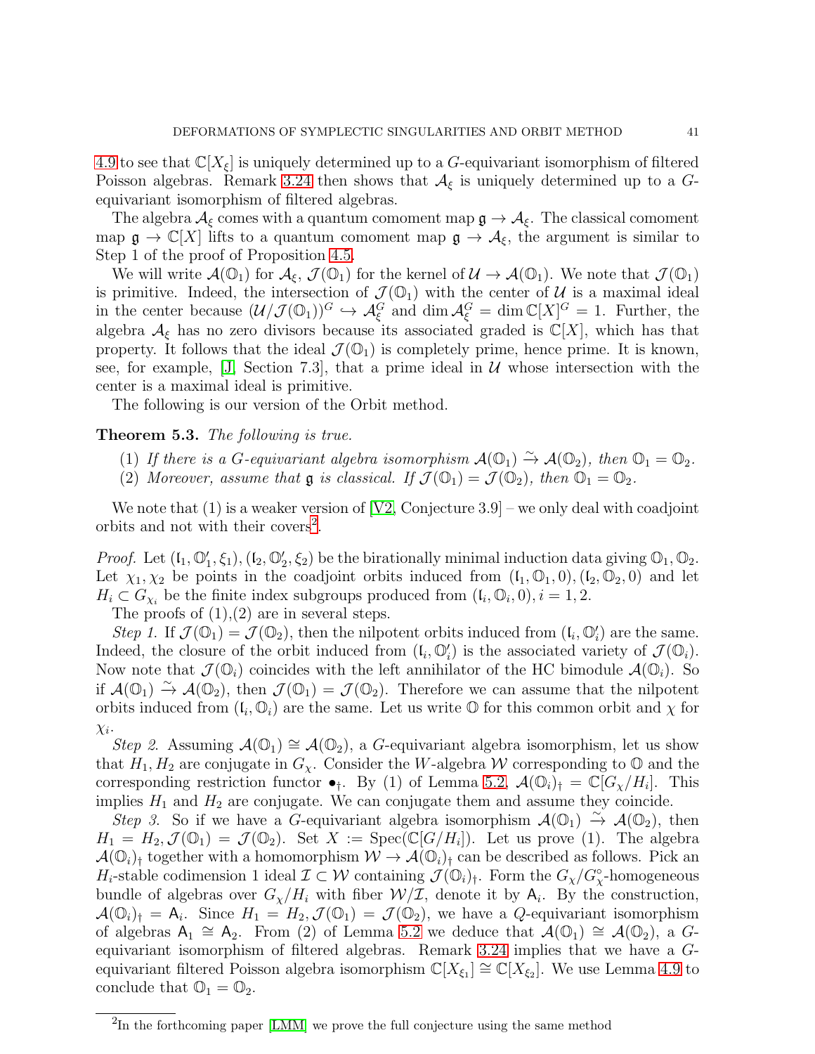4.9 to see that $\mathbb{C}[X_\xi]$ is uniquely determined up to a $G$-equivariant isomorphism of filtered Poisson algebras. Remark 3.24 then shows that $\mathcal{A}_\xi$ is uniquely determined up to a $G$-equivariant isomorphism of filtered algebras.

The algebra $\mathcal{A}_\xi$ comes with a quantum comoment map $\mathfrak{g} \to \mathcal{A}_\xi$. The classical comoment map $\mathfrak{g} \to \mathbb{C}[X]$ lifts to a quantum comoment map $\mathfrak{g} \to \mathcal{A}_\xi$, the argument is similar to Step 1 of the proof of Proposition 4.5.

We will write $\mathcal{A}(\mathbb{O}_1)$ for $\mathcal{A}_\xi$, $\mathcal{J}(\mathbb{O}_1)$ for the kernel of $\mathcal{U} \to \mathcal{A}(\mathbb{O}_1)$. We note that $\mathcal{J}(\mathbb{O}_1)$ is primitive. Indeed, the intersection of $\mathcal{J}(\mathbb{O}_1)$ with the center of $\mathcal{U}$ is a maximal ideal in the center because $(\mathcal{U}/\mathcal{J}(\mathbb{O}_1))^G \hookrightarrow \mathcal{A}_\xi^G$ and $\dim \mathcal{A}_\xi^G = \dim \mathbb{C}[X]^G = 1$. Further, the algebra $\mathcal{A}_\xi$ has no zero divisors because its associated graded is $\mathbb{C}[X]$, which has that property. It follows that the ideal $\mathcal{J}(\mathbb{O}_1)$ is completely prime, hence prime. It is known, see, for example, [J, Section 7.3], that a prime ideal in $\mathcal{U}$ whose intersection with the center is a maximal ideal is primitive.

The following is our version of the Orbit method.

**Theorem 5.3.** *The following is true.*

1. *If there is a $G$-equivariant algebra isomorphism $\mathcal{A}(\mathbb{O}_1) \xrightarrow{\sim} \mathcal{A}(\mathbb{O}_2)$, then $\mathbb{O}_1 = \mathbb{O}_2$.*
2. *Moreover, assume that $\mathfrak{g}$ is classical. If $\mathcal{J}(\mathbb{O}_1) = \mathcal{J}(\mathbb{O}_2)$, then $\mathbb{O}_1 = \mathbb{O}_2$.*

We note that (1) is a weaker version of [V2, Conjecture 3.9] – we only deal with coadjoint orbits and not with their covers[2].

*Proof.* Let $(\mathfrak{l}_1, \mathbb{O}_1', \xi_1), (\mathfrak{l}_2, \mathbb{O}_2', \xi_2)$ be the birationally minimal induction data giving $\mathbb{O}_1, \mathbb{O}_2$. Let $\chi_1, \chi_2$ be points in the coadjoint orbits induced from $(\mathfrak{l}_1, \mathbb{O}_1, 0), (\mathfrak{l}_2, \mathbb{O}_2, 0)$ and let $H_i \subset G_{\chi_i}$ be the finite index subgroups produced from $(\mathfrak{l}_i, \mathbb{O}_i, 0), i = 1, 2$.

The proofs of (1),(2) are in several steps.

*Step 1.* If $\mathcal{J}(\mathbb{O}_1) = \mathcal{J}(\mathbb{O}_2)$, then the nilpotent orbits induced from $(\mathfrak{l}_i, \mathbb{O}_i')$ are the same. Indeed, the closure of the orbit induced from $(\mathfrak{l}_i, \mathbb{O}_i')$ is the associated variety of $\mathcal{J}(\mathbb{O}_i)$. Now note that $\mathcal{J}(\mathbb{O}_i)$ coincides with the left annihilator of the HC bimodule $\mathcal{A}(\mathbb{O}_i)$. So if $\mathcal{A}(\mathbb{O}_1) \xrightarrow{\sim} \mathcal{A}(\mathbb{O}_2)$, then $\mathcal{J}(\mathbb{O}_1) = \mathcal{J}(\mathbb{O}_2)$. Therefore we can assume that the nilpotent orbits induced from $(\mathfrak{l}_i, \mathbb{O}_i)$ are the same. Let us write $\mathbb{O}$ for this common orbit and $\chi$ for $\chi_i$.

*Step 2.* Assuming $\mathcal{A}(\mathbb{O}_1) \cong \mathcal{A}(\mathbb{O}_2)$, a $G$-equivariant algebra isomorphism, let us show that $H_1, H_2$ are conjugate in $G_\chi$. Consider the $W$-algebra $\mathcal{W}$ corresponding to $\mathbb{O}$ and the corresponding restriction functor $\bullet_\dagger$. By (1) of Lemma 5.2, $\mathcal{A}(\mathbb{O}_i)_\dagger = \mathbb{C}[G_\chi/H_i]$. This implies $H_1$ and $H_2$ are conjugate. We can conjugate them and assume they coincide.

*Step 3.* So if we have a $G$-equivariant algebra isomorphism $\mathcal{A}(\mathbb{O}_1) \xrightarrow{\sim} \mathcal{A}(\mathbb{O}_2)$, then $H_1 = H_2, \mathcal{J}(\mathbb{O}_1) = \mathcal{J}(\mathbb{O}_2)$. Set $X := \operatorname{Spec}(\mathbb{C}[G/H_i])$. Let us prove (1). The algebra $\mathcal{A}(\mathbb{O}_i)_\dagger$ together with a homomorphism $\mathcal{W} \to \mathcal{A}(\mathbb{O}_i)_\dagger$ can be described as follows. Pick an $H_i$-stable codimension 1 ideal $\mathcal{I} \subset \mathcal{W}$ containing $\mathcal{J}(\mathbb{O}_i)_\dagger$. Form the $G_\chi/G_\chi^\circ$-homogeneous bundle of algebras over $G_\chi/H_i$ with fiber $\mathcal{W}/\mathcal{I}$, denote it by $\mathsf{A}_i$. By the construction, $\mathcal{A}(\mathbb{O}_i)_\dagger = \mathsf{A}_i$. Since $H_1 = H_2, \mathcal{J}(\mathbb{O}_1) = \mathcal{J}(\mathbb{O}_2)$, we have a $Q$-equivariant isomorphism of algebras $\mathsf{A}_1 \cong \mathsf{A}_2$. From (2) of Lemma 5.2 we deduce that $\mathcal{A}(\mathbb{O}_1) \cong \mathcal{A}(\mathbb{O}_2)$, a $G$-equivariant isomorphism of filtered algebras. Remark 3.24 implies that we have a $G$-equivariant filtered Poisson algebra isomorphism $\mathbb{C}[X_{\xi_1}] \cong \mathbb{C}[X_{\xi_2}]$. We use Lemma 4.9 to conclude that $\mathbb{O}_1 = \mathbb{O}_2$.

---

[2] In the forthcoming paper [LMM] we prove the full conjecture using the same method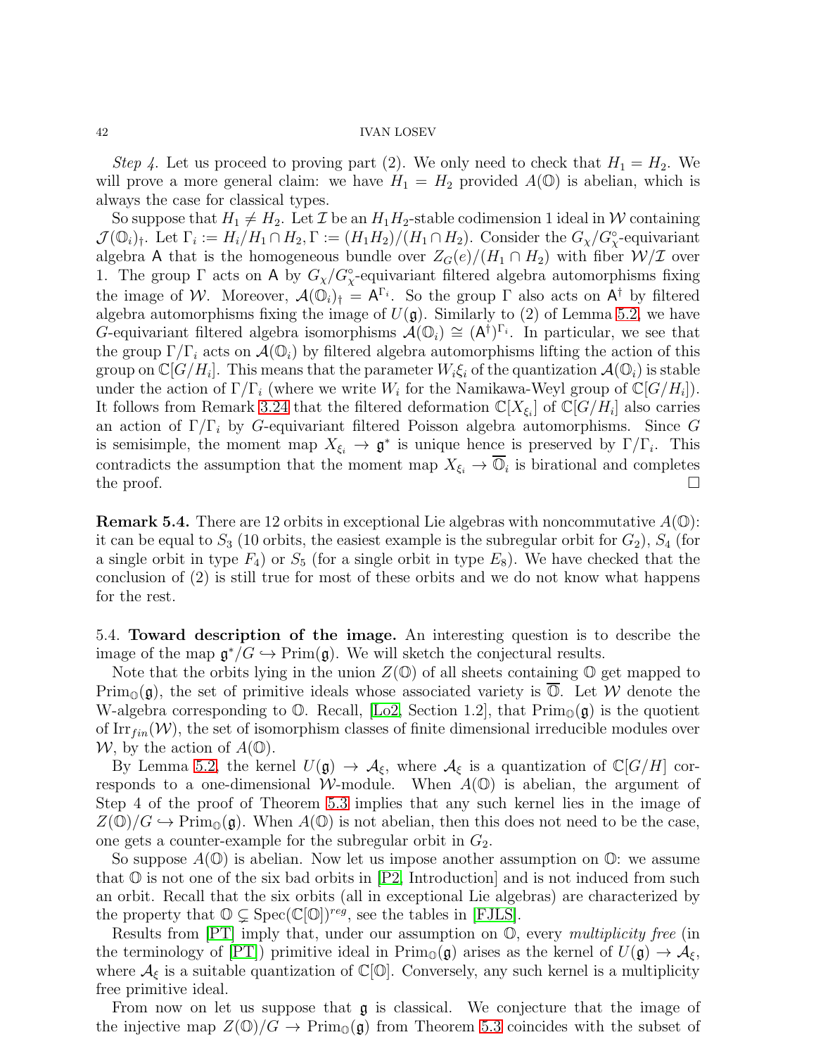*Step 4*. Let us proceed to proving part (2). We only need to check that $H_1 = H_2$. We will prove a more general claim: we have $H_1 = H_2$ provided $A(\mathbb{O})$ is abelian, which is always the case for classical types.

So suppose that $H_1 \neq H_2$. Let $\mathcal{I}$ be an $H_1H_2$-stable codimension 1 ideal in $\mathcal{W}$ containing $\mathcal{J}(\mathbb{O}_i)_\dagger$. Let $\Gamma_i := H_i/H_1 \cap H_2, \Gamma := (H_1H_2)/(H_1 \cap H_2)$. Consider the $G_\chi/G_\chi^\circ$-equivariant algebra $\mathsf{A}$ that is the homogeneous bundle over $Z_G(e)/(H_1 \cap H_2)$ with fiber $\mathcal{W}/\mathcal{I}$ over 1. The group $\Gamma$ acts on $\mathsf{A}$ by $G_\chi/G_\chi^\circ$-equivariant filtered algebra automorphisms fixing the image of $\mathcal{W}$. Moreover, $\mathcal{A}(\mathbb{O}_i)_\dagger = \mathsf{A}^{\Gamma_i}$. So the group $\Gamma$ also acts on $\mathsf{A}^\dagger$ by filtered algebra automorphisms fixing the image of $U(\mathfrak{g})$. Similarly to (2) of Lemma 5.2, we have $G$-equivariant filtered algebra isomorphisms $\mathcal{A}(\mathbb{O}_i) \cong (\mathsf{A}^\dagger)^{\Gamma_i}$. In particular, we see that the group $\Gamma/\Gamma_i$ acts on $\mathcal{A}(\mathbb{O}_i)$ by filtered algebra automorphisms lifting the action of this group on $\mathbb{C}[G/H_i]$. This means that the parameter $W_i\xi_i$ of the quantization $\mathcal{A}(\mathbb{O}_i)$ is stable under the action of $\Gamma/\Gamma_i$ (where we write $W_i$ for the Namikawa-Weyl group of $\mathbb{C}[G/H_i]$). It follows from Remark 3.24 that the filtered deformation $\mathbb{C}[X_{\xi_i}]$ of $\mathbb{C}[G/H_i]$ also carries an action of $\Gamma/\Gamma_i$ by $G$-equivariant filtered Poisson algebra automorphisms. Since $G$ is semisimple, the moment map $X_{\xi_i} \to \mathfrak{g}^*$ is unique hence is preserved by $\Gamma/\Gamma_i$. This contradicts the assumption that the moment map $X_{\xi_i} \to \overline{\mathbb{O}}_i$ is birational and completes the proof. $\square$

**Remark 5.4.** There are 12 orbits in exceptional Lie algebras with noncommutative $A(\mathbb{O})$: it can be equal to $S_3$ (10 orbits, the easiest example is the subregular orbit for $G_2$), $S_4$ (for a single orbit in type $F_4$) or $S_5$ (for a single orbit in type $E_8$). We have checked that the conclusion of (2) is still true for most of these orbits and we do not know what happens for the rest.

5.4. **Toward description of the image.** An interesting question is to describe the image of the map $\mathfrak{g}^*/G \hookrightarrow \operatorname{Prim}(\mathfrak{g})$. We will sketch the conjectural results.

Note that the orbits lying in the union $Z(\mathbb{O})$ of all sheets containing $\mathbb{O}$ get mapped to $\operatorname{Prim}_{\mathbb{O}}(\mathfrak{g})$, the set of primitive ideals whose associated variety is $\overline{\mathbb{O}}$. Let $\mathcal{W}$ denote the W-algebra corresponding to $\mathbb{O}$. Recall, [Lo2, Section 1.2], that $\operatorname{Prim}_{\mathbb{O}}(\mathfrak{g})$ is the quotient of $\operatorname{Irr}_{fin}(\mathcal{W})$, the set of isomorphism classes of finite dimensional irreducible modules over $\mathcal{W}$, by the action of $A(\mathbb{O})$.

By Lemma 5.2, the kernel $U(\mathfrak{g}) \to \mathcal{A}_\xi$, where $\mathcal{A}_\xi$ is a quantization of $\mathbb{C}[G/H]$ corresponds to a one-dimensional $\mathcal{W}$-module. When $A(\mathbb{O})$ is abelian, the argument of Step 4 of the proof of Theorem 5.3 implies that any such kernel lies in the image of $Z(\mathbb{O})/G \hookrightarrow \operatorname{Prim}_{\mathbb{O}}(\mathfrak{g})$. When $A(\mathbb{O})$ is not abelian, then this does not need to be the case, one gets a counter-example for the subregular orbit in $G_2$.

So suppose $A(\mathbb{O})$ is abelian. Now let us impose another assumption on $\mathbb{O}$: we assume that $\mathbb{O}$ is not one of the six bad orbits in [P2, Introduction] and is not induced from such an orbit. Recall that the six orbits (all in exceptional Lie algebras) are characterized by the property that $\mathbb{O} \subsetneq \operatorname{Spec}(\mathbb{C}[\mathbb{O}])^{reg}$, see the tables in [FJLS].

Results from [PT] imply that, under our assumption on $\mathbb{O}$, every *multiplicity free* (in the terminology of [PT]) primitive ideal in $\operatorname{Prim}_{\mathbb{O}}(\mathfrak{g})$ arises as the kernel of $U(\mathfrak{g}) \to \mathcal{A}_\xi$, where $\mathcal{A}_\xi$ is a suitable quantization of $\mathbb{C}[\mathbb{O}]$. Conversely, any such kernel is a multiplicity free primitive ideal.

From now on let us suppose that $\mathfrak{g}$ is classical. We conjecture that the image of the injective map $Z(\mathbb{O})/G \to \operatorname{Prim}_{\mathbb{O}}(\mathfrak{g})$ from Theorem 5.3 coincides with the subset of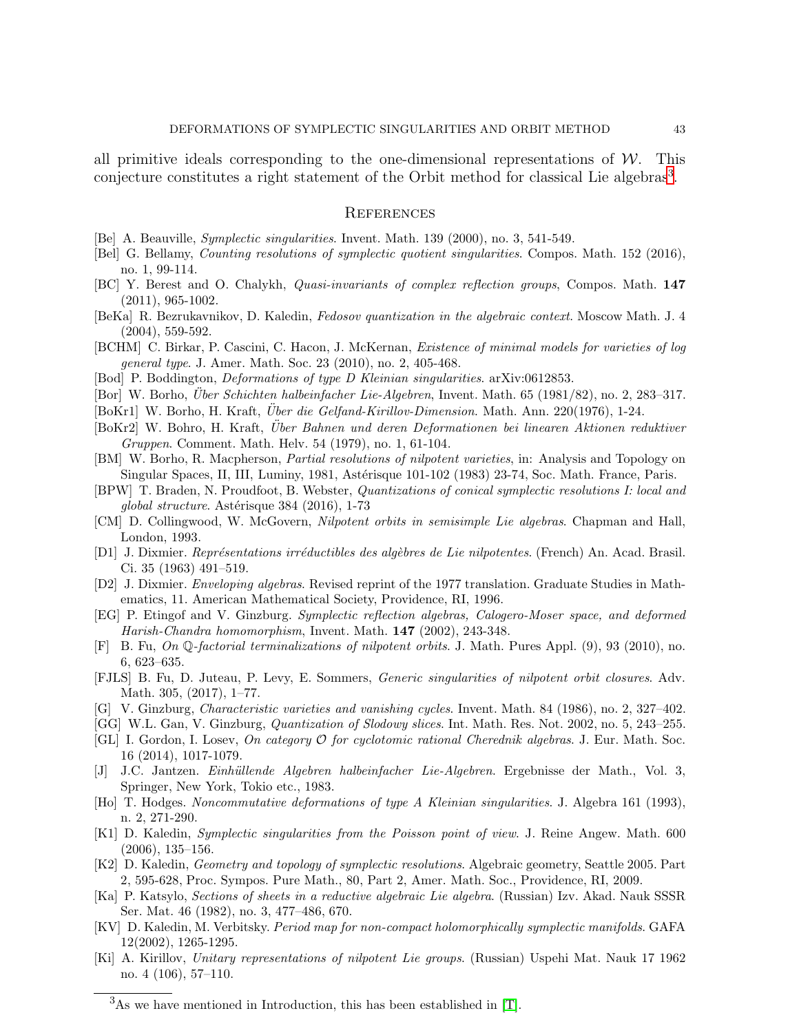all primitive ideals corresponding to the one-dimensional representations of $\mathcal{W}$. This conjecture constitutes a right statement of the Orbit method for classical Lie algebras[3].

## References

[Be] A. Beauville, *Symplectic singularities*. Invent. Math. 139 (2000), no. 3, 541-549.

[Bel] G. Bellamy, *Counting resolutions of symplectic quotient singularities*. Compos. Math. 152 (2016), no. 1, 99-114.

[BC] Y. Berest and O. Chalykh, *Quasi-invariants of complex reflection groups*, Compos. Math. **147** (2011), 965-1002.

[BeKa] R. Bezrukavnikov, D. Kaledin, *Fedosov quantization in the algebraic context*. Moscow Math. J. 4 (2004), 559-592.

[BCHM] C. Birkar, P. Cascini, C. Hacon, J. McKernan, *Existence of minimal models for varieties of log general type*. J. Amer. Math. Soc. 23 (2010), no. 2, 405-468.

[Bod] P. Boddington, *Deformations of type D Kleinian singularities*. arXiv:0612853.

[Bor] W. Borho, *Über Schichten halbeinfacher Lie-Algebren*, Invent. Math. 65 (1981/82), no. 2, 283–317.

[BoKr1] W. Borho, H. Kraft, *Über die Gelfand-Kirillov-Dimension*. Math. Ann. 220(1976), 1-24.

[BoKr2] W. Bohro, H. Kraft, *Über Bahnen und deren Deformationen bei linearen Aktionen reduktiver Gruppen*. Comment. Math. Helv. 54 (1979), no. 1, 61-104.

[BM] W. Borho, R. Macpherson, *Partial resolutions of nilpotent varieties*, in: Analysis and Topology on Singular Spaces, II, III, Luminy, 1981, Astérisque 101-102 (1983) 23-74, Soc. Math. France, Paris.

[BPW] T. Braden, N. Proudfoot, B. Webster, *Quantizations of conical symplectic resolutions I: local and global structure*. Astérisque 384 (2016), 1-73

[CM] D. Collingwood, W. McGovern, *Nilpotent orbits in semisimple Lie algebras*. Chapman and Hall, London, 1993.

[D1] J. Dixmier. *Représentations irréductibles des algèbres de Lie nilpotentes*. (French) An. Acad. Brasil. Ci. 35 (1963) 491–519.

[D2] J. Dixmier. *Enveloping algebras*. Revised reprint of the 1977 translation. Graduate Studies in Mathematics, 11. American Mathematical Society, Providence, RI, 1996.

[EG] P. Etingof and V. Ginzburg. *Symplectic reflection algebras, Calogero-Moser space, and deformed Harish-Chandra homomorphism*, Invent. Math. **147** (2002), 243-348.

[F] B. Fu, *On $\mathbb{Q}$-factorial terminalizations of nilpotent orbits*. J. Math. Pures Appl. (9), 93 (2010), no. 6, 623–635.

[FJLS] B. Fu, D. Juteau, P. Levy, E. Sommers, *Generic singularities of nilpotent orbit closures*. Adv. Math. 305, (2017), 1–77.

[G] V. Ginzburg, *Characteristic varieties and vanishing cycles*. Invent. Math. 84 (1986), no. 2, 327–402.

[GG] W.L. Gan, V. Ginzburg, *Quantization of Slodowy slices*. Int. Math. Res. Not. 2002, no. 5, 243–255.

[GL] I. Gordon, I. Losev, *On category $\mathcal{O}$ for cyclotomic rational Cherednik algebras*. J. Eur. Math. Soc. 16 (2014), 1017-1079.

[J] J.C. Jantzen. *Einhüllende Algebren halbeinfacher Lie-Algebren*. Ergebnisse der Math., Vol. 3, Springer, New York, Tokio etc., 1983.

[Ho] T. Hodges. *Noncommutative deformations of type A Kleinian singularities*. J. Algebra 161 (1993), n. 2, 271-290.

[K1] D. Kaledin, *Symplectic singularities from the Poisson point of view*. J. Reine Angew. Math. 600 (2006), 135–156.

[K2] D. Kaledin, *Geometry and topology of symplectic resolutions*. Algebraic geometry, Seattle 2005. Part 2, 595-628, Proc. Sympos. Pure Math., 80, Part 2, Amer. Math. Soc., Providence, RI, 2009.

[Ka] P. Katsylo, *Sections of sheets in a reductive algebraic Lie algebra*. (Russian) Izv. Akad. Nauk SSSR Ser. Mat. 46 (1982), no. 3, 477–486, 670.

[KV] D. Kaledin, M. Verbitsky. *Period map for non-compact holomorphically symplectic manifolds*. GAFA 12(2002), 1265-1295.

[Ki] A. Kirillov, *Unitary representations of nilpotent Lie groups*. (Russian) Uspehi Mat. Nauk 17 1962 no. 4 (106), 57–110.

[3] As we have mentioned in Introduction, this has been established in [T].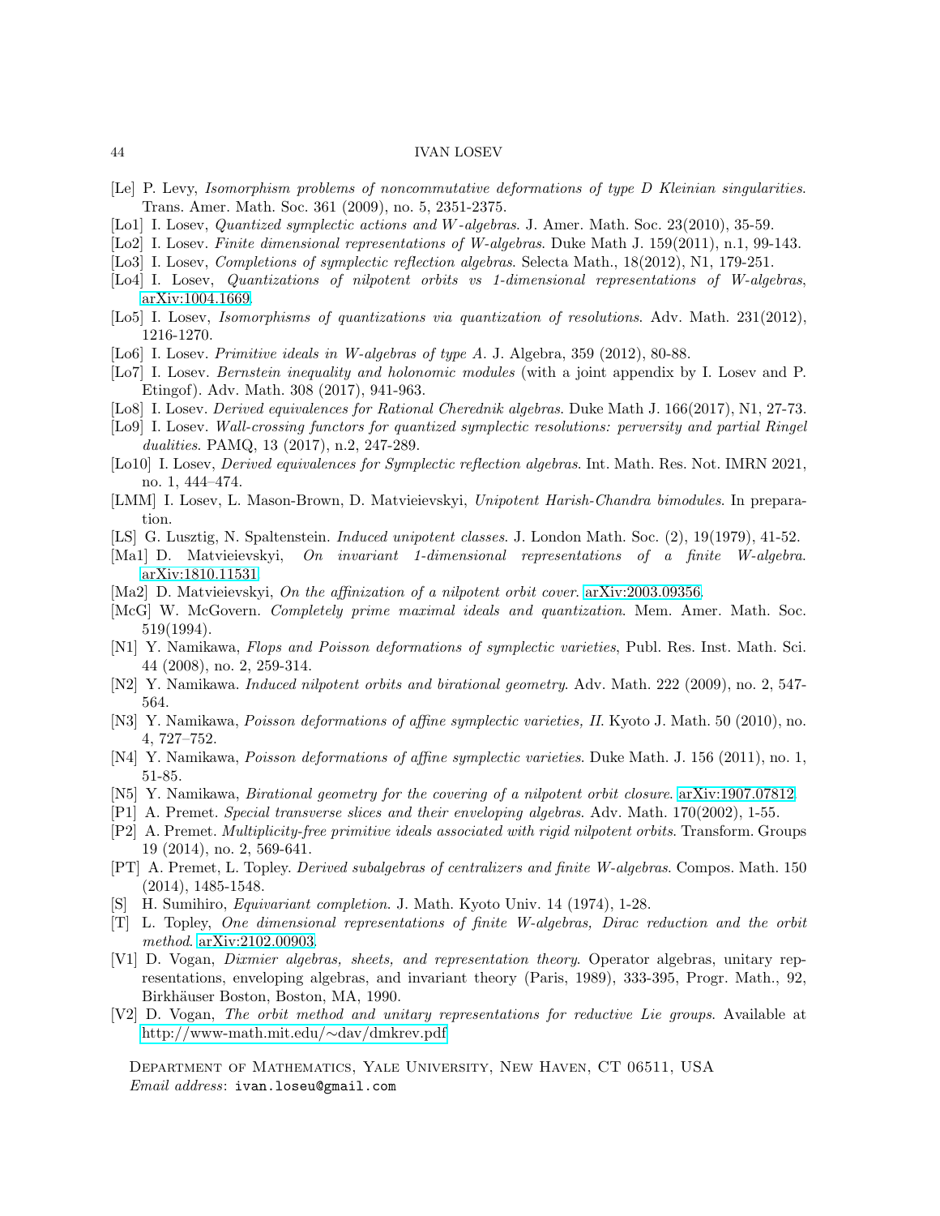[Le] P. Levy, *Isomorphism problems of noncommutative deformations of type D Kleinian singularities*. Trans. Amer. Math. Soc. 361 (2009), no. 5, 2351-2375.

[Lo1] I. Losev, *Quantized symplectic actions and W-algebras*. J. Amer. Math. Soc. 23(2010), 35-59.

[Lo2] I. Losev. *Finite dimensional representations of W-algebras*. Duke Math J. 159(2011), n.1, 99-143.

[Lo3] I. Losev, *Completions of symplectic reflection algebras*. Selecta Math., 18(2012), N1, 179-251.

[Lo4] I. Losev, *Quantizations of nilpotent orbits vs 1-dimensional representations of W-algebras*, arXiv:1004.1669.

[Lo5] I. Losev, *Isomorphisms of quantizations via quantization of resolutions*. Adv. Math. 231(2012), 1216-1270.

[Lo6] I. Losev. *Primitive ideals in W-algebras of type A*. J. Algebra, 359 (2012), 80-88.

[Lo7] I. Losev. *Bernstein inequality and holonomic modules* (with a joint appendix by I. Losev and P. Etingof). Adv. Math. 308 (2017), 941-963.

[Lo8] I. Losev. *Derived equivalences for Rational Cherednik algebras*. Duke Math J. 166(2017), N1, 27-73.

[Lo9] I. Losev. *Wall-crossing functors for quantized symplectic resolutions: perversity and partial Ringel dualities*. PAMQ, 13 (2017), n.2, 247-289.

[Lo10] I. Losev, *Derived equivalences for Symplectic reflection algebras*. Int. Math. Res. Not. IMRN 2021, no. 1, 444–474.

[LMM] I. Losev, L. Mason-Brown, D. Matvieievskyi, *Unipotent Harish-Chandra bimodules*. In preparation.

[LS] G. Lusztig, N. Spaltenstein. *Induced unipotent classes*. J. London Math. Soc. (2), 19(1979), 41-52.

[Ma1] D. Matvieievskyi, *On invariant 1-dimensional representations of a finite W-algebra*. arXiv:1810.11531.

[Ma2] D. Matvieievskyi, *On the affinization of a nilpotent orbit cover*. arXiv:2003.09356.

[McG] W. McGovern. *Completely prime maximal ideals and quantization*. Mem. Amer. Math. Soc. 519(1994).

[N1] Y. Namikawa, *Flops and Poisson deformations of symplectic varieties*, Publ. Res. Inst. Math. Sci. 44 (2008), no. 2, 259-314.

[N2] Y. Namikawa. *Induced nilpotent orbits and birational geometry*. Adv. Math. 222 (2009), no. 2, 547-564.

[N3] Y. Namikawa, *Poisson deformations of affine symplectic varieties, II*. Kyoto J. Math. 50 (2010), no. 4, 727–752.

[N4] Y. Namikawa, *Poisson deformations of affine symplectic varieties*. Duke Math. J. 156 (2011), no. 1, 51-85.

[N5] Y. Namikawa, *Birational geometry for the covering of a nilpotent orbit closure*. arXiv:1907.07812.

[P1] A. Premet. *Special transverse slices and their enveloping algebras*. Adv. Math. 170(2002), 1-55.

[P2] A. Premet. *Multiplicity-free primitive ideals associated with rigid nilpotent orbits*. Transform. Groups 19 (2014), no. 2, 569-641.

[PT] A. Premet, L. Topley. *Derived subalgebras of centralizers and finite W-algebras*. Compos. Math. 150 (2014), 1485-1548.

[S] H. Sumihiro, *Equivariant completion*. J. Math. Kyoto Univ. 14 (1974), 1-28.

[T] L. Topley, *One dimensional representations of finite W-algebras, Dirac reduction and the orbit method*. arXiv:2102.00903.

[V1] D. Vogan, *Dixmier algebras, sheets, and representation theory*. Operator algebras, unitary representations, enveloping algebras, and invariant theory (Paris, 1989), 333-395, Progr. Math., 92, Birkhäuser Boston, Boston, MA, 1990.

[V2] D. Vogan, *The orbit method and unitary representations for reductive Lie groups*. Available at http://www-math.mit.edu/∼dav/dmkrev.pdf

Department of Mathematics, Yale University, New Haven, CT 06511, USA
*Email address*: ivan.loseu@gmail.com